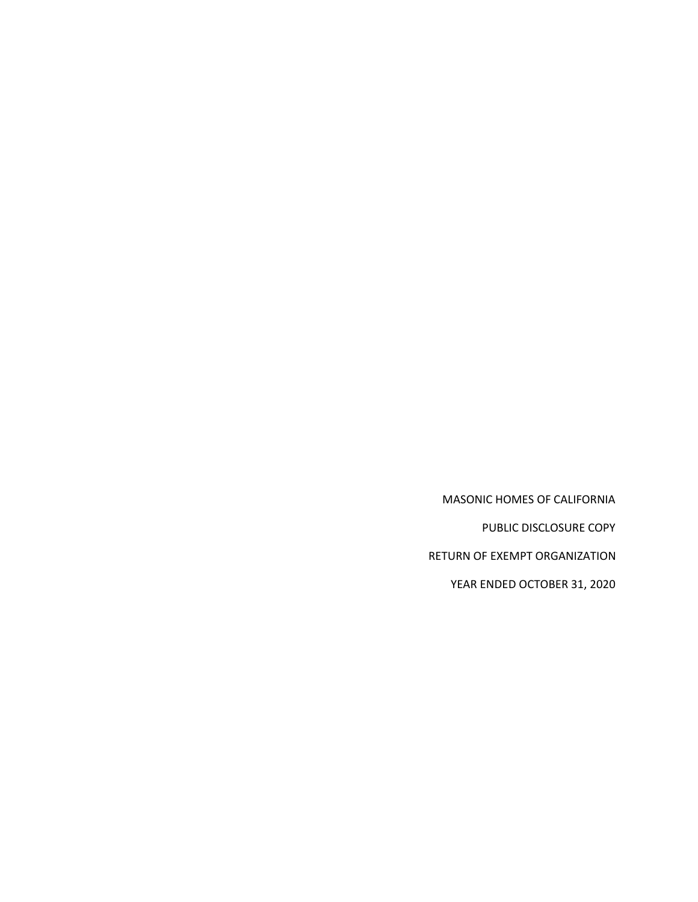MASONIC HOMES OF CALIFORNIA

PUBLIC DISCLOSURE COPY

RETURN OF EXEMPT ORGANIZATION

YEAR ENDED OCTOBER 31, 2020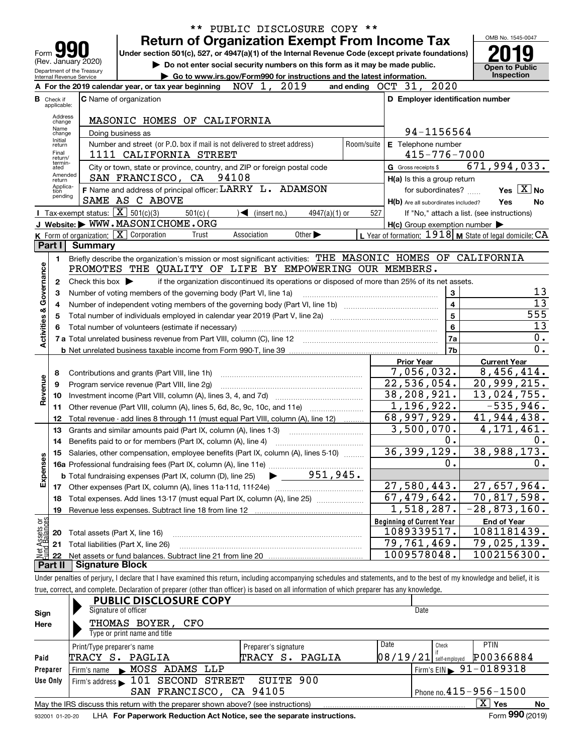\*\* PUBLIC DISCLOSURE COPY \*\*

# Form 990 — Return of Organization Exempt From Income Tax

Form **990** (Rev. January 2020)
Department of the Treasury
Internal Revenue Service

Under section 501(c), 527, or 4947(a)(1) of the Internal Revenue Code (except private foundations)

▶ Do not enter social security numbers on this form as it may be made public.

▶ Go to www.irs.gov/Form990 for instructions and the latest information.

OMB No. 1545-0047

**2019**

**Open to Public Inspection**

**A** For the 2019 calendar year, or tax year beginning NOV 1, 2019 and ending OCT 31, 2020

**B** Check if applicable: Address change, Name change, Initial return, Final return/terminated, Amended return, Application pending

**C** Name of organization: MASONIC HOMES OF CALIFORNIA

Doing business as

Number and street (or P.O. box if mail is not delivered to street address): 1111 CALIFORNIA STREET — Room/suite

City or town, state or province, country, and ZIP or foreign postal code: SAN FRANCISCO, CA 94108

**D** Employer identification number: 94-1156564

**E** Telephone number: 415-776-7000

**G** Gross receipts $ 671,994,033.

**F** Name and address of principal officer: LARRY L. ADAMSON, SAME AS C ABOVE

**H(a)** Is this a group return for subordinates? Yes [X] No

**H(b)** Are all subordinates included? Yes No

If "No," attach a list. (see instructions)

**H(c)** Group exemption number ▶

**I** Tax-exempt status: [X] 501(c)(3) 501(c) ( ) ◀ (insert no.) 4947(a)(1) or 527

**J** Website: ▶ WWW.MASONICHOME.ORG

**K** Form of organization: [X] Corporation Trust Association Other ▶

**L** Year of formation: 1918 **M** State of legal domicile: CA

## Part I Summary

**Activities & Governance**

1 Briefly describe the organization's mission or most significant activities: THE MASONIC HOMES OF CALIFORNIA PROMOTES THE QUALITY OF LIFE BY EMPOWERING OUR MEMBERS.

2 Check this box ▶ if the organization discontinued its operations or disposed of more than 25% of its net assets.

| | | Line | |
|---|---|---|---|
| 3 | Number of voting members of the governing body (Part VI, line 1a) | 3 | 13 |
| 4 | Number of independent voting members of the governing body (Part VI, line 1b) | 4 | 13 |
| 5 | Total number of individuals employed in calendar year 2019 (Part V, line 2a) | 5 | 555 |
| 6 | Total number of volunteers (estimate if necessary) | 6 | 13 |
| 7a | Total unrelated business revenue from Part VIII, column (C), line 12 | 7a | 0. |
| b | Net unrelated business taxable income from Form 990-T, line 39 | 7b | 0. |

| | | Prior Year | Current Year |
|---|---|---|---|
| **Revenue** | | | |
| 8 | Contributions and grants (Part VIII, line 1h) | 7,056,032. | 8,456,414. |
| 9 | Program service revenue (Part VIII, line 2g) | 22,536,054. | 20,999,215. |
| 10 | Investment income (Part VIII, column (A), lines 3, 4, and 7d) | 38,208,921. | 13,024,755. |
| 11 | Other revenue (Part VIII, column (A), lines 5, 6d, 8c, 9c, 10c, and 11e) | 1,196,922. | -535,946. |
| 12 | Total revenue - add lines 8 through 11 (must equal Part VIII, column (A), line 12) | 68,997,929. | 41,944,438. |
| **Expenses** | | | |
| 13 | Grants and similar amounts paid (Part IX, column (A), lines 1-3) | 3,500,070. | 4,171,461. |
| 14 | Benefits paid to or for members (Part IX, column (A), line 4) | 0. | 0. |
| 15 | Salaries, other compensation, employee benefits (Part IX, column (A), lines 5-10) | 36,399,129. | 38,988,173. |
| 16a | Professional fundraising fees (Part IX, column (A), line 11e) | 0. | 0. |
| b | Total fundraising expenses (Part IX, column (D), line 25) ▶ 951,945. | | |
| 17 | Other expenses (Part IX, column (A), lines 11a-11d, 11f-24e) | 27,580,443. | 27,657,964. |
| 18 | Total expenses. Add lines 13-17 (must equal Part IX, column (A), line 25) | 67,479,642. | 70,817,598. |
| 19 | Revenue less expenses. Subtract line 18 from line 12 | 1,518,287. | -28,873,160. |

| **Net Assets or Fund Balances** | | Beginning of Current Year | End of Year |
|---|---|---|---|
| 20 | Total assets (Part X, line 16) | 1089339517. | 1081181439. |
| 21 | Total liabilities (Part X, line 26) | 79,761,469. | 79,025,139. |
| 22 | Net assets or fund balances. Subtract line 21 from line 20 | 1009578048. | 1002156300. |

## Part II Signature Block

Under penalties of perjury, I declare that I have examined this return, including accompanying schedules and statements, and to the best of my knowledge and belief, it is true, correct, and complete. Declaration of preparer (other than officer) is based on all information of which preparer has any knowledge.

**Sign Here**

PUBLIC DISCLOSURE COPY — Signature of officer — Date

THOMAS BOYER, CFO — Type or print name and title

**Paid Preparer Use Only**

| Print/Type preparer's name | Preparer's signature | Date | Check if self-employed | PTIN |
|---|---|---|---|---|
| TRACY S. PAGLIA | TRACY S. PAGLIA | 08/19/21 | | P00366884 |

Firm's name ▶ MOSS ADAMS LLP — Firm's EIN ▶ 91-0189318

Firm's address ▶ 101 SECOND STREET SUITE 900, SAN FRANCISCO, CA 94105 — Phone no. 415-956-1500

May the IRS discuss this return with the preparer shown above? (see instructions) [X] Yes No

932001 01-20-20 LHA For Paperwork Reduction Act Notice, see the separate instructions. Form **990** (2019)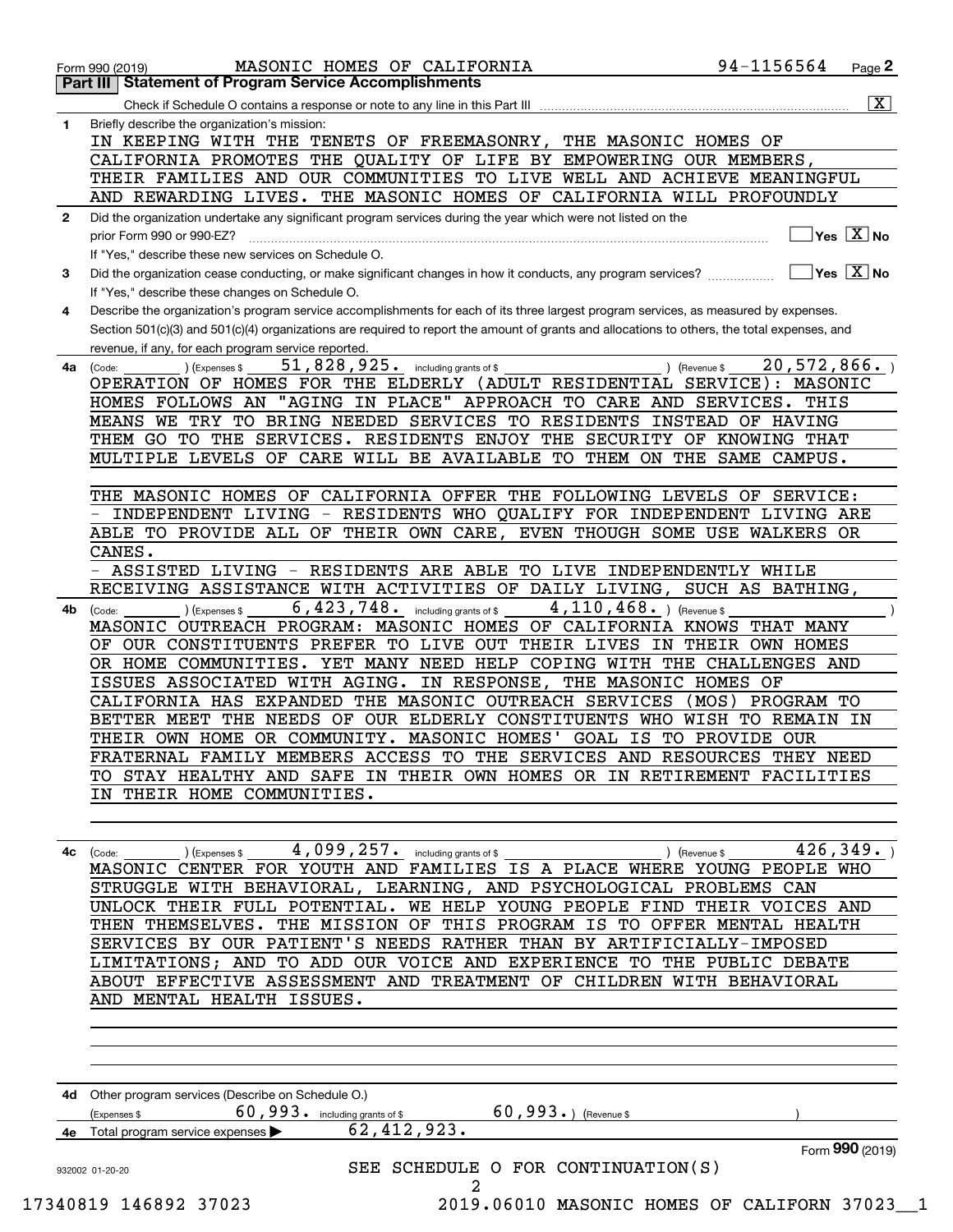Form 990 (2019) MASONIC HOMES OF CALIFORNIA 94-1156564

## Part III Statement of Program Service Accomplishments

Check if Schedule O contains a response or note to any line in this Part III [X]

**1** Briefly describe the organization's mission:

IN KEEPING WITH THE TENETS OF FREEMASONRY, THE MASONIC HOMES OF CALIFORNIA PROMOTES THE QUALITY OF LIFE BY EMPOWERING OUR MEMBERS, THEIR FAMILIES AND OUR COMMUNITIES TO LIVE WELL AND ACHIEVE MEANINGFUL AND REWARDING LIVES. THE MASONIC HOMES OF CALIFORNIA WILL PROFOUNDLY

**2** Did the organization undertake any significant program services during the year which were not listed on the prior Form 990 or 990-EZ? [ ] Yes [X] No

If "Yes," describe these new services on Schedule O.

**3** Did the organization cease conducting, or make significant changes in how it conducts, any program services? [ ] Yes [X] No

If "Yes," describe these changes on Schedule O.

**4** Describe the organization's program service accomplishments for each of its three largest program services, as measured by expenses. Section 501(c)(3) and 501(c)(4) organizations are required to report the amount of grants and allocations to others, the total expenses, and revenue, if any, for each program service reported.

**4a** (Code: ) (Expenses $ 51,828,925. including grants of $ ) (Revenue $ 20,572,866. )

OPERATION OF HOMES FOR THE ELDERLY (ADULT RESIDENTIAL SERVICE): MASONIC HOMES FOLLOWS AN "AGING IN PLACE" APPROACH TO CARE AND SERVICES. THIS MEANS WE TRY TO BRING NEEDED SERVICES TO RESIDENTS INSTEAD OF HAVING THEM GO TO THE SERVICES. RESIDENTS ENJOY THE SECURITY OF KNOWING THAT MULTIPLE LEVELS OF CARE WILL BE AVAILABLE TO THEM ON THE SAME CAMPUS.

THE MASONIC HOMES OF CALIFORNIA OFFER THE FOLLOWING LEVELS OF SERVICE:
- INDEPENDENT LIVING - RESIDENTS WHO QUALIFY FOR INDEPENDENT LIVING ARE ABLE TO PROVIDE ALL OF THEIR OWN CARE, EVEN THOUGH SOME USE WALKERS OR CANES.
- ASSISTED LIVING - RESIDENTS ARE ABLE TO LIVE INDEPENDENTLY WHILE RECEIVING ASSISTANCE WITH ACTIVITIES OF DAILY LIVING, SUCH AS BATHING,

**4b** (Code: ) (Expenses $ 6,423,748. including grants of $ 4,110,468. ) (Revenue $ )

MASONIC OUTREACH PROGRAM: MASONIC HOMES OF CALIFORNIA KNOWS THAT MANY OF OUR CONSTITUENTS PREFER TO LIVE OUT THEIR LIVES IN THEIR OWN HOMES OR HOME COMMUNITIES. YET MANY NEED HELP COPING WITH THE CHALLENGES AND ISSUES ASSOCIATED WITH AGING. IN RESPONSE, THE MASONIC HOMES OF CALIFORNIA HAS EXPANDED THE MASONIC OUTREACH SERVICES (MOS) PROGRAM TO BETTER MEET THE NEEDS OF OUR ELDERLY CONSTITUENTS WHO WISH TO REMAIN IN THEIR OWN HOME OR COMMUNITY. MASONIC HOMES' GOAL IS TO PROVIDE OUR FRATERNAL FAMILY MEMBERS ACCESS TO THE SERVICES AND RESOURCES THEY NEED TO STAY HEALTHY AND SAFE IN THEIR OWN HOMES OR IN RETIREMENT FACILITIES IN THEIR HOME COMMUNITIES.

**4c** (Code: ) (Expenses $ 4,099,257. including grants of $ ) (Revenue $ 426,349. )

MASONIC CENTER FOR YOUTH AND FAMILIES IS A PLACE WHERE YOUNG PEOPLE WHO STRUGGLE WITH BEHAVIORAL, LEARNING, AND PSYCHOLOGICAL PROBLEMS CAN UNLOCK THEIR FULL POTENTIAL. WE HELP YOUNG PEOPLE FIND THEIR VOICES AND THEN THEMSELVES. THE MISSION OF THIS PROGRAM IS TO OFFER MENTAL HEALTH SERVICES BY OUR PATIENT'S NEEDS RATHER THAN BY ARTIFICIALLY-IMPOSED LIMITATIONS; AND TO ADD OUR VOICE AND EXPERIENCE TO THE PUBLIC DEBATE ABOUT EFFECTIVE ASSESSMENT AND TREATMENT OF CHILDREN WITH BEHAVIORAL AND MENTAL HEALTH ISSUES.

**4d** Other program services (Describe on Schedule O.)

(Expenses $ 60,993. including grants of $ 60,993. ) (Revenue $ )

**4e** Total program service expenses ▶ 62,412,923.

Form 990 (2019)

932002 01-20-20

SEE SCHEDULE O FOR CONTINUATION(S)

17340819 146892 37023 2019.06010 MASONIC HOMES OF CALIFORN 37023__1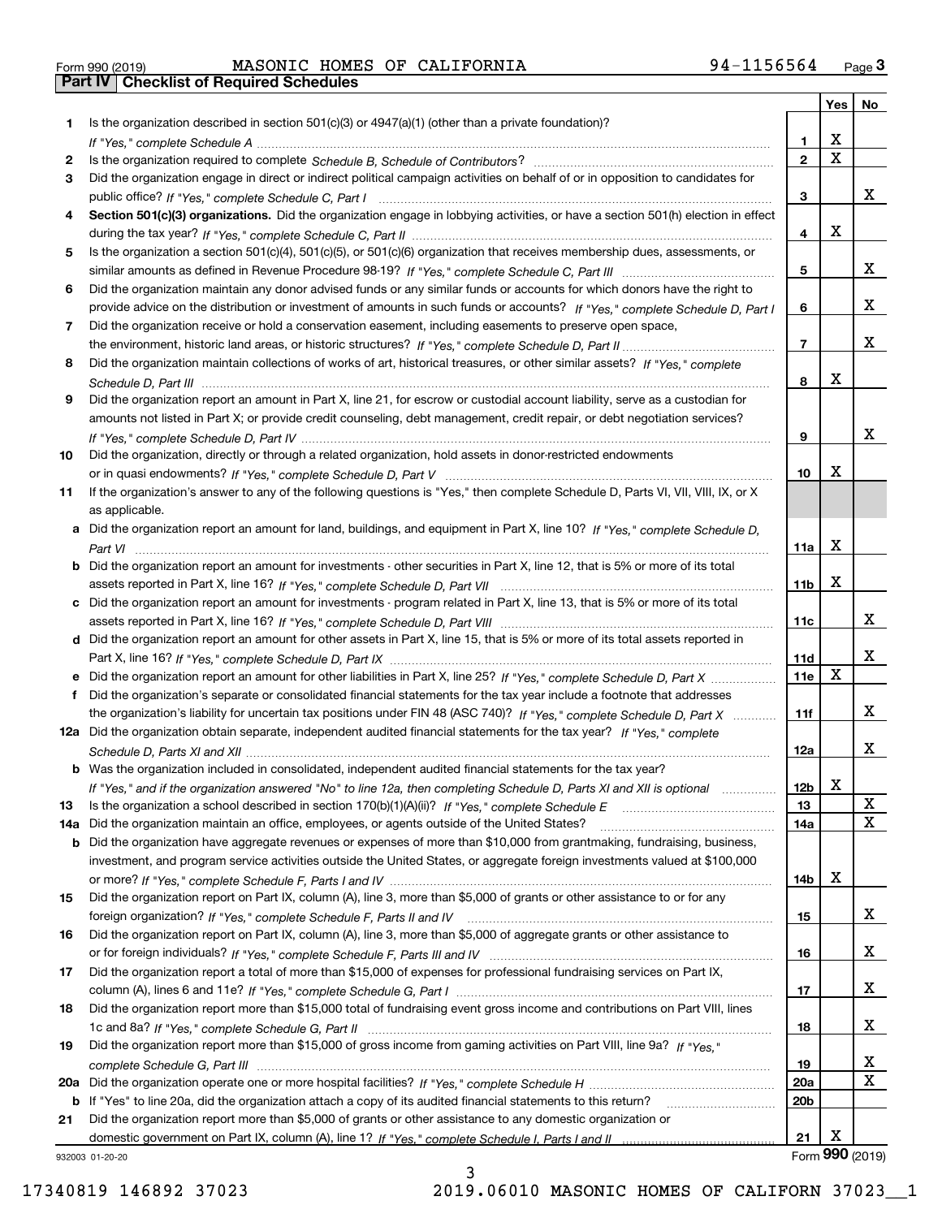Form 990 (2019) MASONIC HOMES OF CALIFORNIA 94-1156564

## Part IV Checklist of Required Schedules

| | | | Yes | No |
|---|---|---|---|---|
| 1 | Is the organization described in section 501(c)(3) or 4947(a)(1) (other than a private foundation)? *If "Yes," complete Schedule A* | 1 | X | |
| 2 | Is the organization required to complete *Schedule B, Schedule of Contributors*? | 2 | X | |
| 3 | Did the organization engage in direct or indirect political campaign activities on behalf of or in opposition to candidates for public office? *If "Yes," complete Schedule C, Part I* | 3 | | X |
| 4 | **Section 501(c)(3) organizations.** Did the organization engage in lobbying activities, or have a section 501(h) election in effect during the tax year? *If "Yes," complete Schedule C, Part II* | 4 | X | |
| 5 | Is the organization a section 501(c)(4), 501(c)(5), or 501(c)(6) organization that receives membership dues, assessments, or similar amounts as defined in Revenue Procedure 98-19? *If "Yes," complete Schedule C, Part III* | 5 | | X |
| 6 | Did the organization maintain any donor advised funds or any similar funds or accounts for which donors have the right to provide advice on the distribution or investment of amounts in such funds or accounts? *If "Yes," complete Schedule D, Part I* | 6 | | X |
| 7 | Did the organization receive or hold a conservation easement, including easements to preserve open space, the environment, historic land areas, or historic structures? *If "Yes," complete Schedule D, Part II* | 7 | | X |
| 8 | Did the organization maintain collections of works of art, historical treasures, or other similar assets? *If "Yes," complete Schedule D, Part III* | 8 | X | |
| 9 | Did the organization report an amount in Part X, line 21, for escrow or custodial account liability, serve as a custodian for amounts not listed in Part X; or provide credit counseling, debt management, credit repair, or debt negotiation services? *If "Yes," complete Schedule D, Part IV* | 9 | | X |
| 10 | Did the organization, directly or through a related organization, hold assets in donor-restricted endowments or in quasi endowments? *If "Yes," complete Schedule D, Part V* | 10 | X | |
| 11 | If the organization's answer to any of the following questions is "Yes," then complete Schedule D, Parts VI, VII, VIII, IX, or X as applicable. | | | |
| a | Did the organization report an amount for land, buildings, and equipment in Part X, line 10? *If "Yes," complete Schedule D, Part VI* | 11a | X | |
| b | Did the organization report an amount for investments - other securities in Part X, line 12, that is 5% or more of its total assets reported in Part X, line 16? *If "Yes," complete Schedule D, Part VII* | 11b | X | |
| c | Did the organization report an amount for investments - program related in Part X, line 13, that is 5% or more of its total assets reported in Part X, line 16? *If "Yes," complete Schedule D, Part VIII* | 11c | | X |
| d | Did the organization report an amount for other assets in Part X, line 15, that is 5% or more of its total assets reported in Part X, line 16? *If "Yes," complete Schedule D, Part IX* | 11d | | X |
| e | Did the organization report an amount for other liabilities in Part X, line 25? *If "Yes," complete Schedule D, Part X* | 11e | X | |
| f | Did the organization's separate or consolidated financial statements for the tax year include a footnote that addresses the organization's liability for uncertain tax positions under FIN 48 (ASC 740)? *If "Yes," complete Schedule D, Part X* | 11f | | X |
| 12a | Did the organization obtain separate, independent audited financial statements for the tax year? *If "Yes," complete Schedule D, Parts XI and XII* | 12a | | X |
| b | Was the organization included in consolidated, independent audited financial statements for the tax year? *If "Yes," and if the organization answered "No" to line 12a, then completing Schedule D, Parts XI and XII is optional* | 12b | X | |
| 13 | Is the organization a school described in section 170(b)(1)(A)(ii)? *If "Yes," complete Schedule E* | 13 | | X |
| 14a | Did the organization maintain an office, employees, or agents outside of the United States? | 14a | | X |
| b | Did the organization have aggregate revenues or expenses of more than $10,000 from grantmaking, fundraising, business, investment, and program service activities outside the United States, or aggregate foreign investments valued at $100,000 or more? *If "Yes," complete Schedule F, Parts I and IV* | 14b | X | |
| 15 | Did the organization report on Part IX, column (A), line 3, more than $5,000 of grants or other assistance to or for any foreign organization? *If "Yes," complete Schedule F, Parts II and IV* | 15 | | X |
| 16 | Did the organization report on Part IX, column (A), line 3, more than $5,000 of aggregate grants or other assistance to or for foreign individuals? *If "Yes," complete Schedule F, Parts III and IV* | 16 | | X |
| 17 | Did the organization report a total of more than $15,000 of expenses for professional fundraising services on Part IX, column (A), lines 6 and 11e? *If "Yes," complete Schedule G, Part I* | 17 | | X |
| 18 | Did the organization report more than $15,000 total of fundraising event gross income and contributions on Part VIII, lines 1c and 8a? *If "Yes," complete Schedule G, Part II* | 18 | | X |
| 19 | Did the organization report more than $15,000 of gross income from gaming activities on Part VIII, line 9a? *If "Yes," complete Schedule G, Part III* | 19 | | X |
| 20a | Did the organization operate one or more hospital facilities? *If "Yes," complete Schedule H* | 20a | | X |
| b | If "Yes" to line 20a, did the organization attach a copy of its audited financial statements to this return? | 20b | | |
| 21 | Did the organization report more than $5,000 of grants or other assistance to any domestic organization or domestic government on Part IX, column (A), line 1? *If "Yes," complete Schedule I, Parts I and II* | 21 | X | |

932003 01-20-20 Form **990** (2019)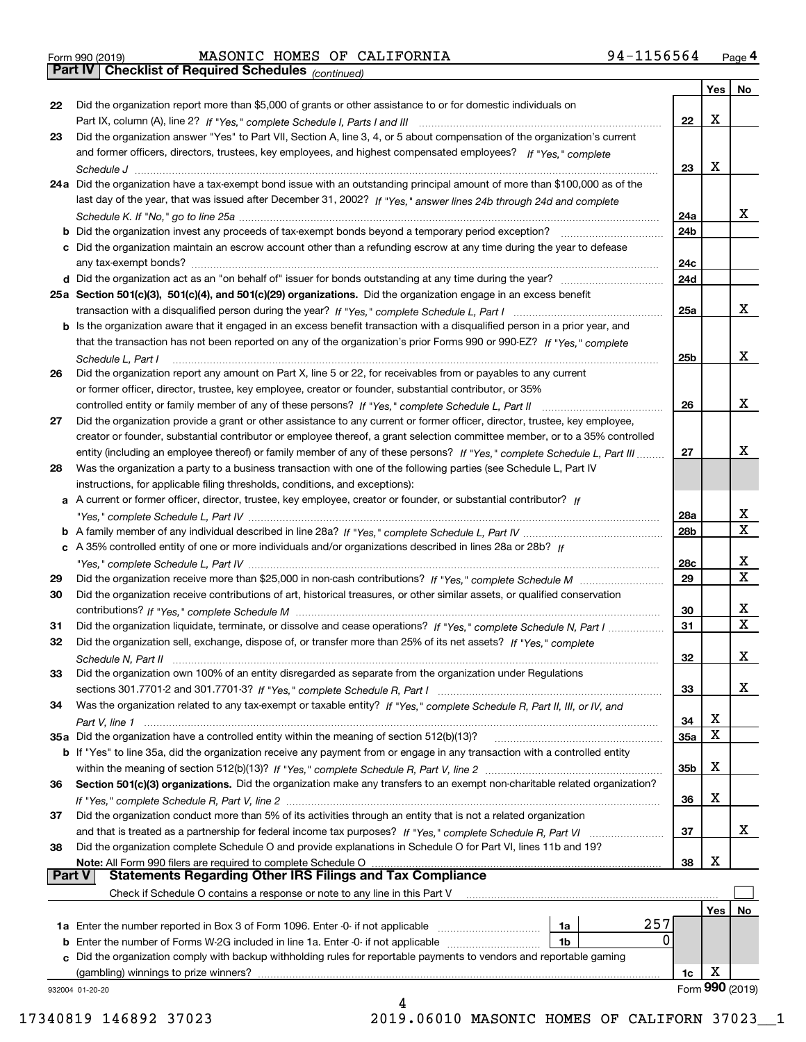Form 990 (2019) MASONIC HOMES OF CALIFORNIA 94-1156564 Page 4

**Part IV Checklist of Required Schedules** *(continued)*

| | | | Yes | No |
|---|---|---|---|---|
| 22 | Did the organization report more than $5,000 of grants or other assistance to or for domestic individuals on Part IX, column (A), line 2? *If "Yes," complete Schedule I, Parts I and III* | 22 | X | |
| 23 | Did the organization answer "Yes" to Part VII, Section A, line 3, 4, or 5 about compensation of the organization's current and former officers, directors, trustees, key employees, and highest compensated employees? *If "Yes," complete Schedule J* | 23 | X | |
| 24a | Did the organization have a tax-exempt bond issue with an outstanding principal amount of more than $100,000 as of the last day of the year, that was issued after December 31, 2002? *If "Yes," answer lines 24b through 24d and complete Schedule K. If "No," go to line 25a* | 24a | | X |
| b | Did the organization invest any proceeds of tax-exempt bonds beyond a temporary period exception? | 24b | | |
| c | Did the organization maintain an escrow account other than a refunding escrow at any time during the year to defease any tax-exempt bonds? | 24c | | |
| d | Did the organization act as an "on behalf of" issuer for bonds outstanding at any time during the year? | 24d | | |
| 25a | **Section 501(c)(3), 501(c)(4), and 501(c)(29) organizations.** Did the organization engage in an excess benefit transaction with a disqualified person during the year? *If "Yes," complete Schedule L, Part I* | 25a | | X |
| b | Is the organization aware that it engaged in an excess benefit transaction with a disqualified person in a prior year, and that the transaction has not been reported on any of the organization's prior Forms 990 or 990-EZ? *If "Yes," complete Schedule L, Part I* | 25b | | X |
| 26 | Did the organization report any amount on Part X, line 5 or 22, for receivables from or payables to any current or former officer, director, trustee, key employee, creator or founder, substantial contributor, or 35% controlled entity or family member of any of these persons? *If "Yes," complete Schedule L, Part II* | 26 | | X |
| 27 | Did the organization provide a grant or other assistance to any current or former officer, director, trustee, key employee, creator or founder, substantial contributor or employee thereof, a grant selection committee member, or to a 35% controlled entity (including an employee thereof) or family member of any of these persons? *If "Yes," complete Schedule L, Part III* | 27 | | X |
| 28 | Was the organization a party to a business transaction with one of the following parties (see Schedule L, Part IV instructions, for applicable filing thresholds, conditions, and exceptions): | | | |
| a | A current or former officer, director, trustee, key employee, creator or founder, or substantial contributor? *If "Yes," complete Schedule L, Part IV* | 28a | | X |
| b | A family member of any individual described in line 28a? *If "Yes," complete Schedule L, Part IV* | 28b | | X |
| c | A 35% controlled entity of one or more individuals and/or organizations described in lines 28a or 28b? *If "Yes," complete Schedule L, Part IV* | 28c | | X |
| 29 | Did the organization receive more than $25,000 in non-cash contributions? *If "Yes," complete Schedule M* | 29 | | X |
| 30 | Did the organization receive contributions of art, historical treasures, or other similar assets, or qualified conservation contributions? *If "Yes," complete Schedule M* | 30 | | X |
| 31 | Did the organization liquidate, terminate, or dissolve and cease operations? *If "Yes," complete Schedule N, Part I* | 31 | | X |
| 32 | Did the organization sell, exchange, dispose of, or transfer more than 25% of its net assets? *If "Yes," complete Schedule N, Part II* | 32 | | X |
| 33 | Did the organization own 100% of an entity disregarded as separate from the organization under Regulations sections 301.7701-2 and 301.7701-3? *If "Yes," complete Schedule R, Part I* | 33 | | X |
| 34 | Was the organization related to any tax-exempt or taxable entity? *If "Yes," complete Schedule R, Part II, III, or IV, and Part V, line 1* | 34 | X | |
| 35a | Did the organization have a controlled entity within the meaning of section 512(b)(13)? | 35a | X | |
| b | If "Yes" to line 35a, did the organization receive any payment from or engage in any transaction with a controlled entity within the meaning of section 512(b)(13)? *If "Yes," complete Schedule R, Part V, line 2* | 35b | X | |
| 36 | **Section 501(c)(3) organizations.** Did the organization make any transfers to an exempt non-charitable related organization? *If "Yes," complete Schedule R, Part V, line 2* | 36 | X | |
| 37 | Did the organization conduct more than 5% of its activities through an entity that is not a related organization and that is treated as a partnership for federal income tax purposes? *If "Yes," complete Schedule R, Part VI* | 37 | | X |
| 38 | Did the organization complete Schedule O and provide explanations in Schedule O for Part VI, lines 11b and 19? **Note:** All Form 990 filers are required to complete Schedule O | 38 | X | |

**Part V Statements Regarding Other IRS Filings and Tax Compliance**

Check if Schedule O contains a response or note to any line in this Part V ☐

| | | | | | Yes | No |
|---|---|---|---|---|---|---|
| 1a | Enter the number reported in Box 3 of Form 1096. Enter -0- if not applicable | 1a | 257 | | | |
| b | Enter the number of Forms W-2G included in line 1a. Enter -0- if not applicable | 1b | 0 | | | |
| c | Did the organization comply with backup withholding rules for reportable payments to vendors and reportable gaming (gambling) winnings to prize winners? | | | 1c | X | |

932004 01-20-20

Form **990** (2019)

17340819 146892 37023 2019.06010 MASONIC HOMES OF CALIFORN 37023__1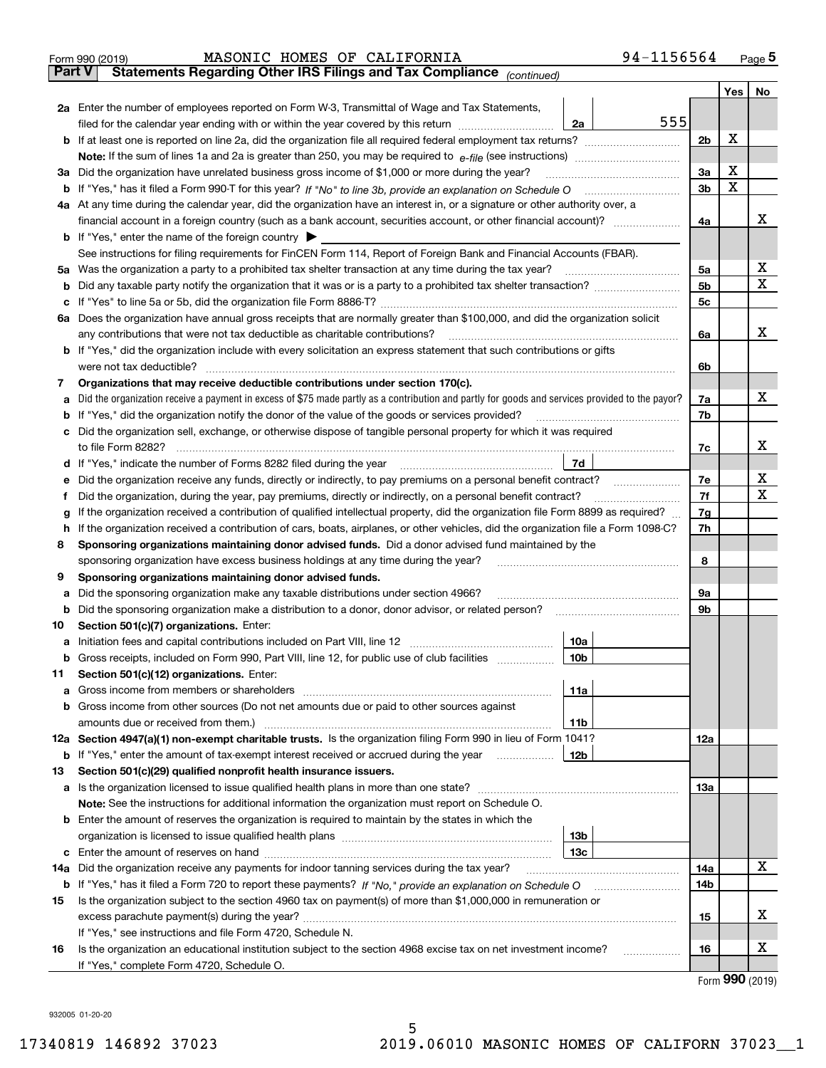Form 990 (2019) MASONIC HOMES OF CALIFORNIA 94-1156564 Page **5**

## Part V Statements Regarding Other IRS Filings and Tax Compliance *(continued)*

| | | | | Yes | No |
|---|---|---|---|---|---|
| **2a** | Enter the number of employees reported on Form W-3, Transmittal of Wage and Tax Statements, filed for the calendar year ending with or within the year covered by this return | 2a | 555 | | |
| **b** | If at least one is reported on line 2a, did the organization file all required federal employment tax returns? | | 2b | X | |
| | **Note:** If the sum of lines 1a and 2a is greater than 250, you may be required to *e-file* (see instructions) | | | | |
| **3a** | Did the organization have unrelated business gross income of $1,000 or more during the year? | | 3a | X | |
| **b** | If "Yes," has it filed a Form 990-T for this year? *If "No" to line 3b, provide an explanation on Schedule O* | | 3b | X | |
| **4a** | At any time during the calendar year, did the organization have an interest in, or a signature or other authority over, a financial account in a foreign country (such as a bank account, securities account, or other financial account)? | | 4a | | X |
| **b** | If "Yes," enter the name of the foreign country ▶ | | | | |
| | See instructions for filing requirements for FinCEN Form 114, Report of Foreign Bank and Financial Accounts (FBAR). | | | | |
| **5a** | Was the organization a party to a prohibited tax shelter transaction at any time during the tax year? | | 5a | | X |
| **b** | Did any taxable party notify the organization that it was or is a party to a prohibited tax shelter transaction? | | 5b | | X |
| **c** | If "Yes" to line 5a or 5b, did the organization file Form 8886-T? | | 5c | | |
| **6a** | Does the organization have annual gross receipts that are normally greater than $100,000, and did the organization solicit any contributions that were not tax deductible as charitable contributions? | | 6a | | X |
| **b** | If "Yes," did the organization include with every solicitation an express statement that such contributions or gifts were not tax deductible? | | 6b | | |
| **7** | **Organizations that may receive deductible contributions under section 170(c).** | | | | |
| **a** | Did the organization receive a payment in excess of $75 made partly as a contribution and partly for goods and services provided to the payor? | | 7a | | X |
| **b** | If "Yes," did the organization notify the donor of the value of the goods or services provided? | | 7b | | |
| **c** | Did the organization sell, exchange, or otherwise dispose of tangible personal property for which it was required to file Form 8282? | | 7c | | X |
| **d** | If "Yes," indicate the number of Forms 8282 filed during the year | 7d | | | |
| **e** | Did the organization receive any funds, directly or indirectly, to pay premiums on a personal benefit contract? | | 7e | | X |
| **f** | Did the organization, during the year, pay premiums, directly or indirectly, on a personal benefit contract? | | 7f | | X |
| **g** | If the organization received a contribution of qualified intellectual property, did the organization file Form 8899 as required? | | 7g | | |
| **h** | If the organization received a contribution of cars, boats, airplanes, or other vehicles, did the organization file a Form 1098-C? | | 7h | | |
| **8** | **Sponsoring organizations maintaining donor advised funds.** Did a donor advised fund maintained by the sponsoring organization have excess business holdings at any time during the year? | | 8 | | |
| **9** | **Sponsoring organizations maintaining donor advised funds.** | | | | |
| **a** | Did the sponsoring organization make any taxable distributions under section 4966? | | 9a | | |
| **b** | Did the sponsoring organization make a distribution to a donor, donor advisor, or related person? | | 9b | | |
| **10** | **Section 501(c)(7) organizations.** Enter: | | | | |
| **a** | Initiation fees and capital contributions included on Part VIII, line 12 | 10a | | | |
| **b** | Gross receipts, included on Form 990, Part VIII, line 12, for public use of club facilities | 10b | | | |
| **11** | **Section 501(c)(12) organizations.** Enter: | | | | |
| **a** | Gross income from members or shareholders | 11a | | | |
| **b** | Gross income from other sources (Do not net amounts due or paid to other sources against amounts due or received from them.) | 11b | | | |
| **12a** | **Section 4947(a)(1) non-exempt charitable trusts.** Is the organization filing Form 990 in lieu of Form 1041? | | 12a | | |
| **b** | If "Yes," enter the amount of tax-exempt interest received or accrued during the year | 12b | | | |
| **13** | **Section 501(c)(29) qualified nonprofit health insurance issuers.** | | | | |
| **a** | Is the organization licensed to issue qualified health plans in more than one state? | | 13a | | |
| | **Note:** See the instructions for additional information the organization must report on Schedule O. | | | | |
| **b** | Enter the amount of reserves the organization is required to maintain by the states in which the organization is licensed to issue qualified health plans | 13b | | | |
| **c** | Enter the amount of reserves on hand | 13c | | | |
| **14a** | Did the organization receive any payments for indoor tanning services during the tax year? | | 14a | | X |
| **b** | If "Yes," has it filed a Form 720 to report these payments? *If "No," provide an explanation on Schedule O* | | 14b | | |
| **15** | Is the organization subject to the section 4960 tax on payment(s) of more than $1,000,000 in remuneration or excess parachute payment(s) during the year? | | 15 | | X |
| | If "Yes," see instructions and file Form 4720, Schedule N. | | | | |
| **16** | Is the organization an educational institution subject to the section 4968 excise tax on net investment income? | | 16 | | X |
| | If "Yes," complete Form 4720, Schedule O. | | | | |

Form **990** (2019)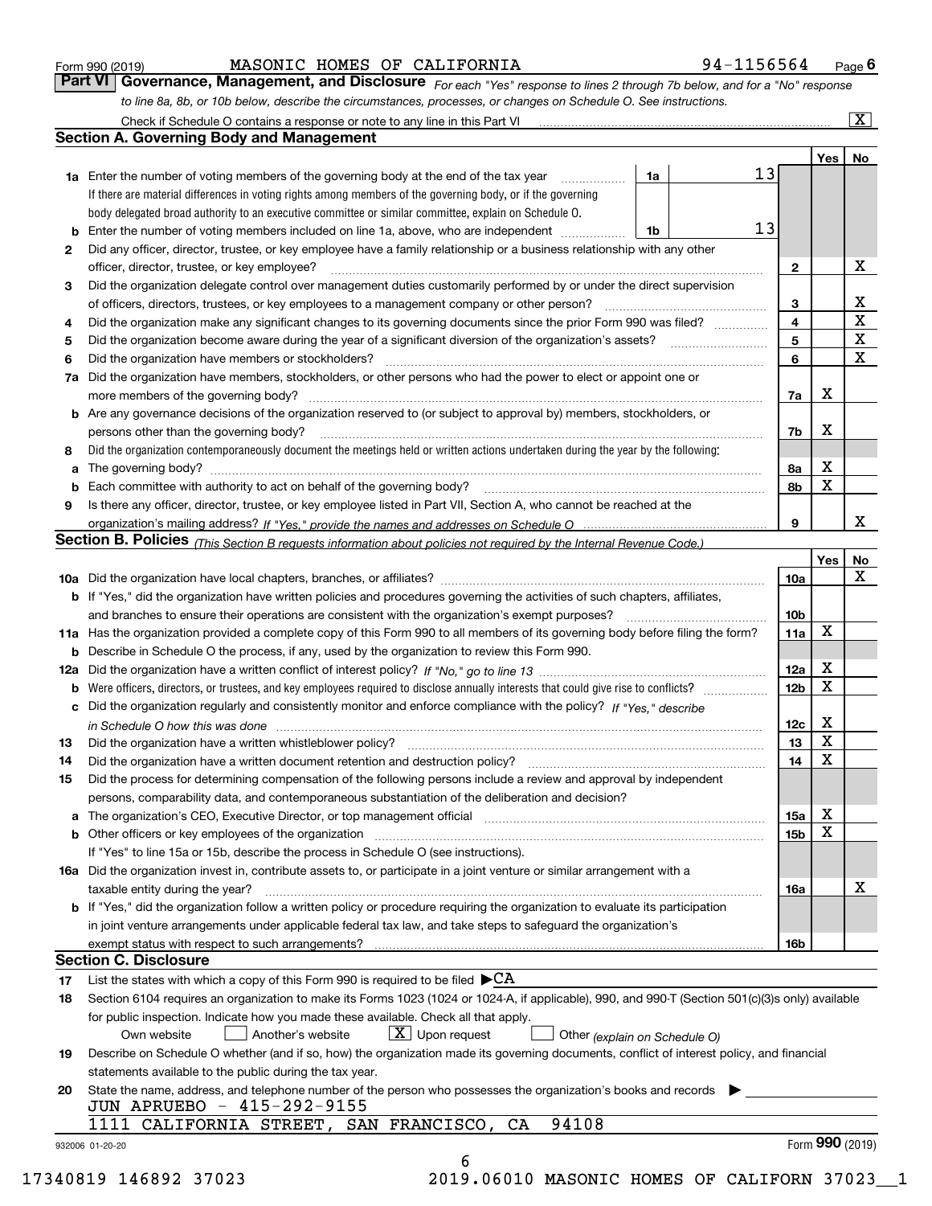Form 990 (2019) MASONIC HOMES OF CALIFORNIA 94-1156564 Page 6

## Part VI Governance, Management, and Disclosure

*For each "Yes" response to lines 2 through 7b below, and for a "No" response to line 8a, 8b, or 10b below, describe the circumstances, processes, or changes on Schedule O. See instructions.*

Check if Schedule O contains a response or note to any line in this Part VI .......... [X]

### Section A. Governing Body and Management

| | | | | Yes | No |
|---|---|---|---|---|---|
| 1a | Enter the number of voting members of the governing body at the end of the tax year. If there are material differences in voting rights among members of the governing body, or if the governing body delegated broad authority to an executive committee or similar committee, explain on Schedule O. | 1a: 13 | | | |
| b | Enter the number of voting members included on line 1a, above, who are independent | 1b: 13 | | | |
| 2 | Did any officer, director, trustee, or key employee have a family relationship or a business relationship with any other officer, director, trustee, or key employee? | | 2 | | X |
| 3 | Did the organization delegate control over management duties customarily performed by or under the direct supervision of officers, directors, trustees, or key employees to a management company or other person? | | 3 | | X |
| 4 | Did the organization make any significant changes to its governing documents since the prior Form 990 was filed? | | 4 | | X |
| 5 | Did the organization become aware during the year of a significant diversion of the organization's assets? | | 5 | | X |
| 6 | Did the organization have members or stockholders? | | 6 | | X |
| 7a | Did the organization have members, stockholders, or other persons who had the power to elect or appoint one or more members of the governing body? | | 7a | X | |
| b | Are any governance decisions of the organization reserved to (or subject to approval by) members, stockholders, or persons other than the governing body? | | 7b | X | |
| 8 | Did the organization contemporaneously document the meetings held or written actions undertaken during the year by the following: | | | | |
| a | The governing body? | | 8a | X | |
| b | Each committee with authority to act on behalf of the governing body? | | 8b | X | |
| 9 | Is there any officer, director, trustee, or key employee listed in Part VII, Section A, who cannot be reached at the organization's mailing address? *If "Yes," provide the names and addresses on Schedule O* | | 9 | | X |

### Section B. Policies *(This Section B requests information about policies not required by the Internal Revenue Code.)*

| | | | Yes | No |
|---|---|---|---|---|
| 10a | Did the organization have local chapters, branches, or affiliates? | 10a | | X |
| b | If "Yes," did the organization have written policies and procedures governing the activities of such chapters, affiliates, and branches to ensure their operations are consistent with the organization's exempt purposes? | 10b | | |
| 11a | Has the organization provided a complete copy of this Form 990 to all members of its governing body before filing the form? | 11a | X | |
| b | Describe in Schedule O the process, if any, used by the organization to review this Form 990. | | | |
| 12a | Did the organization have a written conflict of interest policy? *If "No," go to line 13* | 12a | X | |
| b | Were officers, directors, or trustees, and key employees required to disclose annually interests that could give rise to conflicts? | 12b | X | |
| c | Did the organization regularly and consistently monitor and enforce compliance with the policy? *If "Yes," describe in Schedule O how this was done* | 12c | X | |
| 13 | Did the organization have a written whistleblower policy? | 13 | X | |
| 14 | Did the organization have a written document retention and destruction policy? | 14 | X | |
| 15 | Did the process for determining compensation of the following persons include a review and approval by independent persons, comparability data, and contemporaneous substantiation of the deliberation and decision? | | | |
| a | The organization's CEO, Executive Director, or top management official | 15a | X | |
| b | Other officers or key employees of the organization | 15b | X | |
| | If "Yes" to line 15a or 15b, describe the process in Schedule O (see instructions). | | | |
| 16a | Did the organization invest in, contribute assets to, or participate in a joint venture or similar arrangement with a taxable entity during the year? | 16a | | X |
| b | If "Yes," did the organization follow a written policy or procedure requiring the organization to evaluate its participation in joint venture arrangements under applicable federal tax law, and take steps to safeguard the organization's exempt status with respect to such arrangements? | 16b | | |

### Section C. Disclosure

17 List the states with which a copy of this Form 990 is required to be filed ▶CA

18 Section 6104 requires an organization to make its Forms 1023 (1024 or 1024-A, if applicable), 990, and 990-T (Section 501(c)(3)s only) available for public inspection. Indicate how you made these available. Check all that apply.

[ ] Own website [ ] Another's website [X] Upon request [ ] Other *(explain on Schedule O)*

19 Describe on Schedule O whether (and if so, how) the organization made its governing documents, conflict of interest policy, and financial statements available to the public during the tax year.

20 State the name, address, and telephone number of the person who possesses the organization's books and records ▶

JUN APRUEBO - 415-292-9155
1111 CALIFORNIA STREET, SAN FRANCISCO, CA 94108

932006 01-20-20 Form **990** (2019)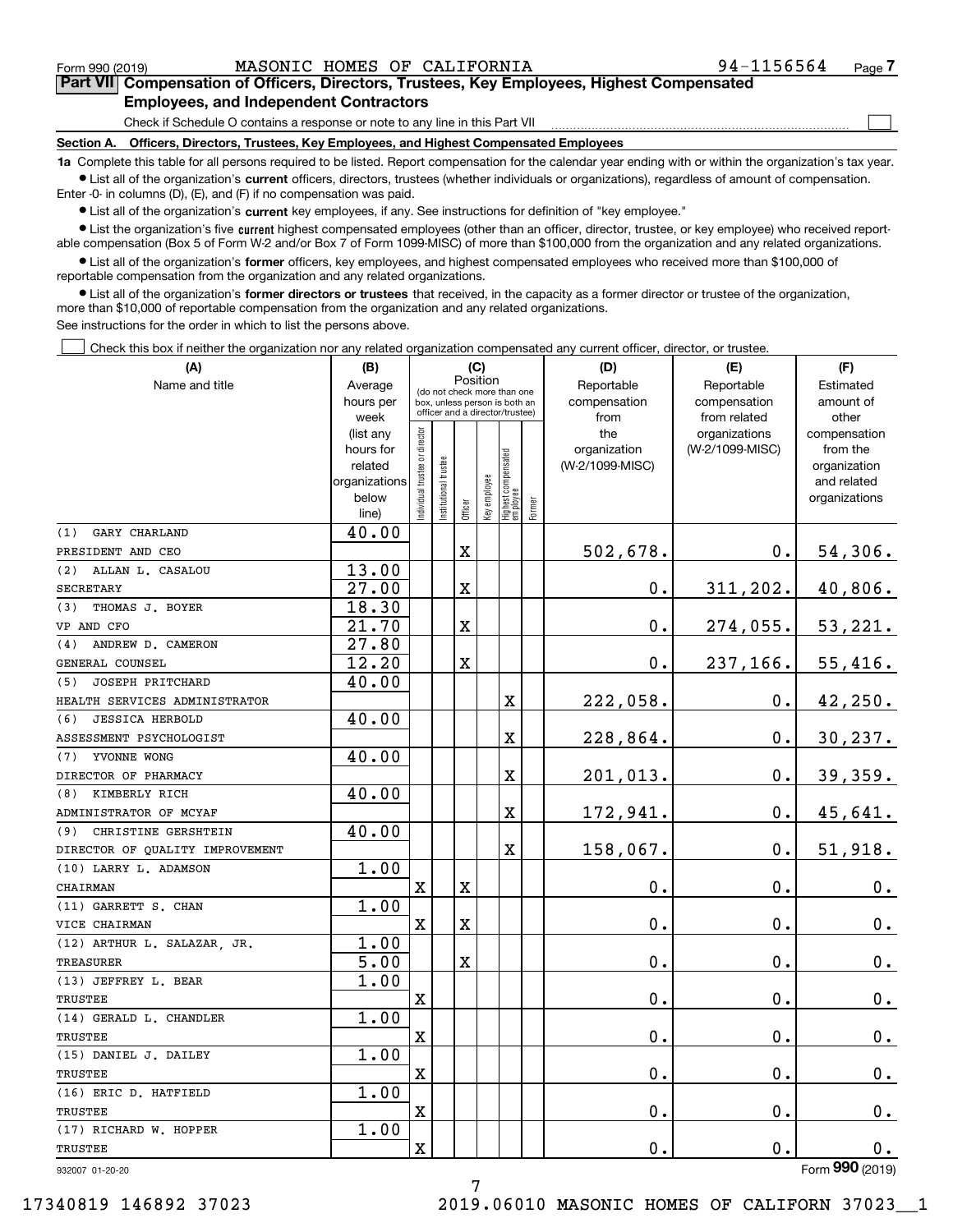Form 990 (2019) MASONIC HOMES OF CALIFORNIA 94-1156564 Page 7

## Part VII Compensation of Officers, Directors, Trustees, Key Employees, Highest Compensated Employees, and Independent Contractors

Check if Schedule O contains a response or note to any line in this Part VII

**Section A. Officers, Directors, Trustees, Key Employees, and Highest Compensated Employees**

**1a** Complete this table for all persons required to be listed. Report compensation for the calendar year ending with or within the organization's tax year.

- List all of the organization's **current** officers, directors, trustees (whether individuals or organizations), regardless of amount of compensation. Enter -0- in columns (D), (E), and (F) if no compensation was paid.
- List all of the organization's **current** key employees, if any. See instructions for definition of "key employee."
- List the organization's five **current** highest compensated employees (other than an officer, director, trustee, or key employee) who received reportable compensation (Box 5 of Form W-2 and/or Box 7 of Form 1099-MISC) of more than $100,000 from the organization and any related organizations.
- List all of the organization's **former** officers, key employees, and highest compensated employees who received more than $100,000 of reportable compensation from the organization and any related organizations.
- List all of the organization's **former directors or trustees** that received, in the capacity as a former director or trustee of the organization, more than $10,000 of reportable compensation from the organization and any related organizations.

See instructions for the order in which to list the persons above.

Check this box if neither the organization nor any related organization compensated any current officer, director, or trustee.

| (A) Name and title | (B) Average hours per week (list any hours for related organizations below line) | (C) Position: Individual trustee or director | Institutional trustee | Officer | Key employee | Highest compensated employee | Former | (D) Reportable compensation from the organization (W-2/1099-MISC) | (E) Reportable compensation from related organizations (W-2/1099-MISC) | (F) Estimated amount of other compensation from the organization and related organizations |
|---|---|---|---|---|---|---|---|---|---|---|
| (1) GARY CHARLAND<br>PRESIDENT AND CEO | 40.00 | | | X | | | | 502,678. | 0. | 54,306. |
| (2) ALLAN L. CASALOU<br>SECRETARY | 13.00<br>27.00 | | | X | | | | 0. | 311,202. | 40,806. |
| (3) THOMAS J. BOYER<br>VP AND CFO | 18.30<br>21.70 | | | X | | | | 0. | 274,055. | 53,221. |
| (4) ANDREW D. CAMERON<br>GENERAL COUNSEL | 27.80<br>12.20 | | | X | | | | 0. | 237,166. | 55,416. |
| (5) JOSEPH PRITCHARD<br>HEALTH SERVICES ADMINISTRATOR | 40.00 | | | | | X | | 222,058. | 0. | 42,250. |
| (6) JESSICA HERBOLD<br>ASSESSMENT PSYCHOLOGIST | 40.00 | | | | | X | | 228,864. | 0. | 30,237. |
| (7) YVONNE WONG<br>DIRECTOR OF PHARMACY | 40.00 | | | | | X | | 201,013. | 0. | 39,359. |
| (8) KIMBERLY RICH<br>ADMINISTRATOR OF MCYAF | 40.00 | | | | | X | | 172,941. | 0. | 45,641. |
| (9) CHRISTINE GERSHTEIN<br>DIRECTOR OF QUALITY IMPROVEMENT | 40.00 | | | | | X | | 158,067. | 0. | 51,918. |
| (10) LARRY L. ADAMSON<br>CHAIRMAN | 1.00 | X | | X | | | | 0. | 0. | 0. |
| (11) GARRETT S. CHAN<br>VICE CHAIRMAN | 1.00 | X | | X | | | | 0. | 0. | 0. |
| (12) ARTHUR L. SALAZAR, JR.<br>TREASURER | 1.00<br>5.00 | | | X | | | | 0. | 0. | 0. |
| (13) JEFFREY L. BEAR<br>TRUSTEE | 1.00 | X | | | | | | 0. | 0. | 0. |
| (14) GERALD L. CHANDLER<br>TRUSTEE | 1.00 | X | | | | | | 0. | 0. | 0. |
| (15) DANIEL J. DAILEY<br>TRUSTEE | 1.00 | X | | | | | | 0. | 0. | 0. |
| (16) ERIC D. HATFIELD<br>TRUSTEE | 1.00 | X | | | | | | 0. | 0. | 0. |
| (17) RICHARD W. HOPPER<br>TRUSTEE | 1.00 | X | | | | | | 0. | 0. | 0. |

932007 01-20-20 Form 990 (2019)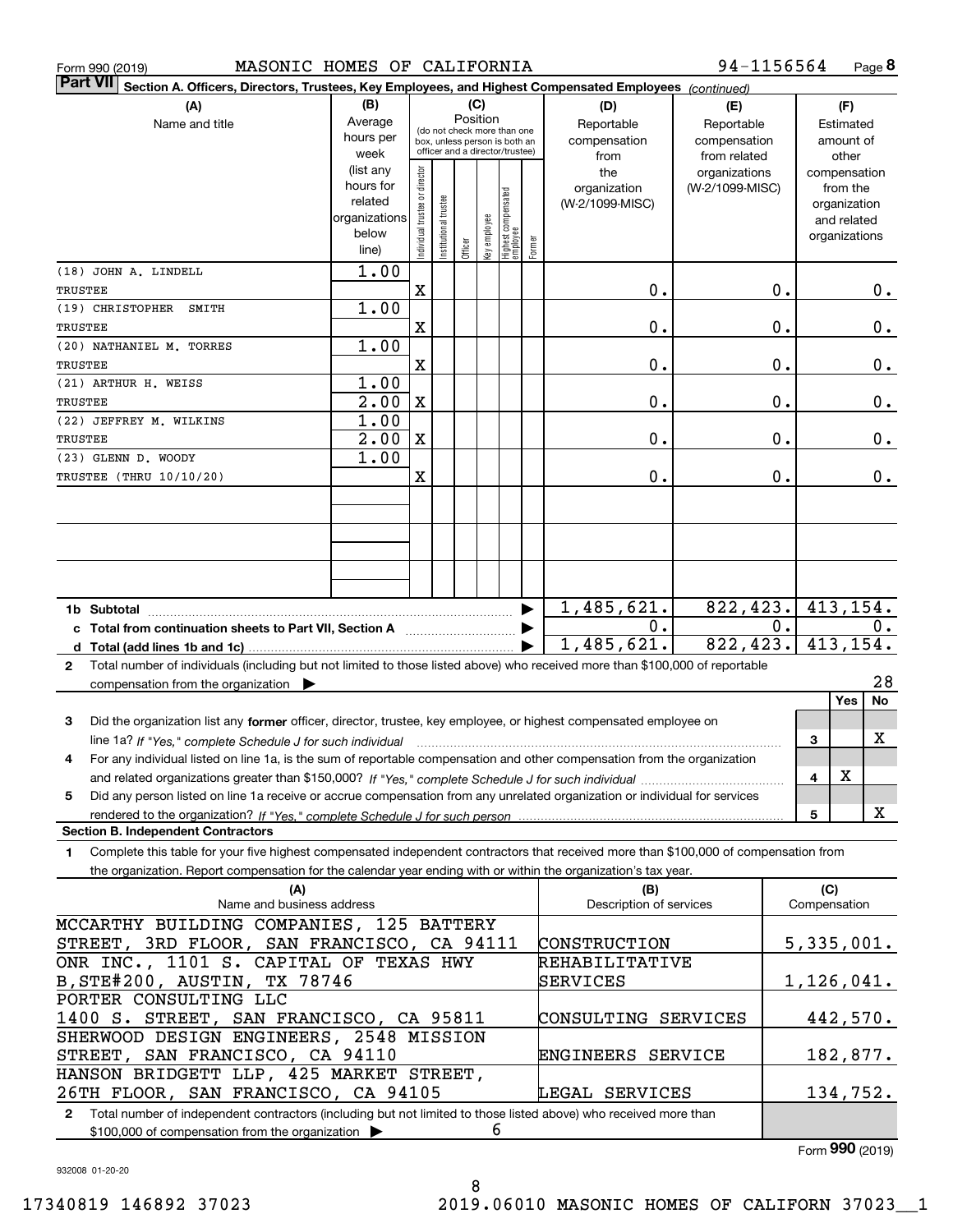Form 990 (2019) MASONIC HOMES OF CALIFORNIA 94-1156564 Page 8

**Part VII** **Section A. Officers, Directors, Trustees, Key Employees, and Highest Compensated Employees** *(continued)*

| (A) Name and title | (B) Average hours per week (list any hours for related organizations below line) | (C) Position: Individual trustee or director | Institutional trustee | Officer | Key employee | Highest compensated employee | Former | (D) Reportable compensation from the organization (W-2/1099-MISC) | (E) Reportable compensation from related organizations (W-2/1099-MISC) | (F) Estimated amount of other compensation from the organization and related organizations |
|---|---|---|---|---|---|---|---|---|---|---|
| (18) JOHN A. LINDELL<br>TRUSTEE | 1.00 | X | | | | | | 0. | 0. | 0. |
| (19) CHRISTOPHER SMITH<br>TRUSTEE | 1.00 | X | | | | | | 0. | 0. | 0. |
| (20) NATHANIEL M. TORRES<br>TRUSTEE | 1.00 | X | | | | | | 0. | 0. | 0. |
| (21) ARTHUR H. WEISS<br>TRUSTEE | 1.00<br>2.00 | X | | | | | | 0. | 0. | 0. |
| (22) JEFFREY M. WILKINS<br>TRUSTEE | 1.00<br>2.00 | X | | | | | | 0. | 0. | 0. |
| (23) GLENN D. WOODY<br>TRUSTEE (THRU 10/10/20) | 1.00 | X | | | | | | 0. | 0. | 0. |
| | | | | | | | | | | |
| | | | | | | | | | | |
| | | | | | | | | | | |
| **1b Subtotal** | | | | | | | | 1,485,621. | 822,423. | 413,154. |
| **c Total from continuation sheets to Part VII, Section A** | | | | | | | | 0. | 0. | 0. |
| **d Total (add lines 1b and 1c)** | | | | | | | | 1,485,621. | 822,423. | 413,154. |

**2** Total number of individuals (including but not limited to those listed above) who received more than $100,000 of reportable compensation from the organization ▶ 28

| | | | Yes | No |
|---|---|---|---|---|
| **3** | Did the organization list any **former** officer, director, trustee, key employee, or highest compensated employee on line 1a? *If "Yes," complete Schedule J for such individual* | 3 | | X |
| **4** | For any individual listed on line 1a, is the sum of reportable compensation and other compensation from the organization and related organizations greater than $150,000? *If "Yes," complete Schedule J for such individual* | 4 | X | |
| **5** | Did any person listed on line 1a receive or accrue compensation from any unrelated organization or individual for services rendered to the organization? *If "Yes," complete Schedule J for such person* | 5 | | X |

**Section B. Independent Contractors**

**1** Complete this table for your five highest compensated independent contractors that received more than $100,000 of compensation from the organization. Report compensation for the calendar year ending with or within the organization's tax year.

| (A) Name and business address | (B) Description of services | (C) Compensation |
|---|---|---|
| MCCARTHY BUILDING COMPANIES, 125 BATTERY STREET, 3RD FLOOR, SAN FRANCISCO, CA 94111 | CONSTRUCTION | 5,335,001. |
| ONR INC., 1101 S. CAPITAL OF TEXAS HWY B,STE#200, AUSTIN, TX 78746 | REHABILITATIVE SERVICES | 1,126,041. |
| PORTER CONSULTING LLC 1400 S. STREET, SAN FRANCISCO, CA 95811 | CONSULTING SERVICES | 442,570. |
| SHERWOOD DESIGN ENGINEERS, 2548 MISSION STREET, SAN FRANCISCO, CA 94110 | ENGINEERS SERVICE | 182,877. |
| HANSON BRIDGETT LLP, 425 MARKET STREET, 26TH FLOOR, SAN FRANCISCO, CA 94105 | LEGAL SERVICES | 134,752. |

**2** Total number of independent contractors (including but not limited to those listed above) who received more than $100,000 of compensation from the organization ▶ 6

Form **990** (2019)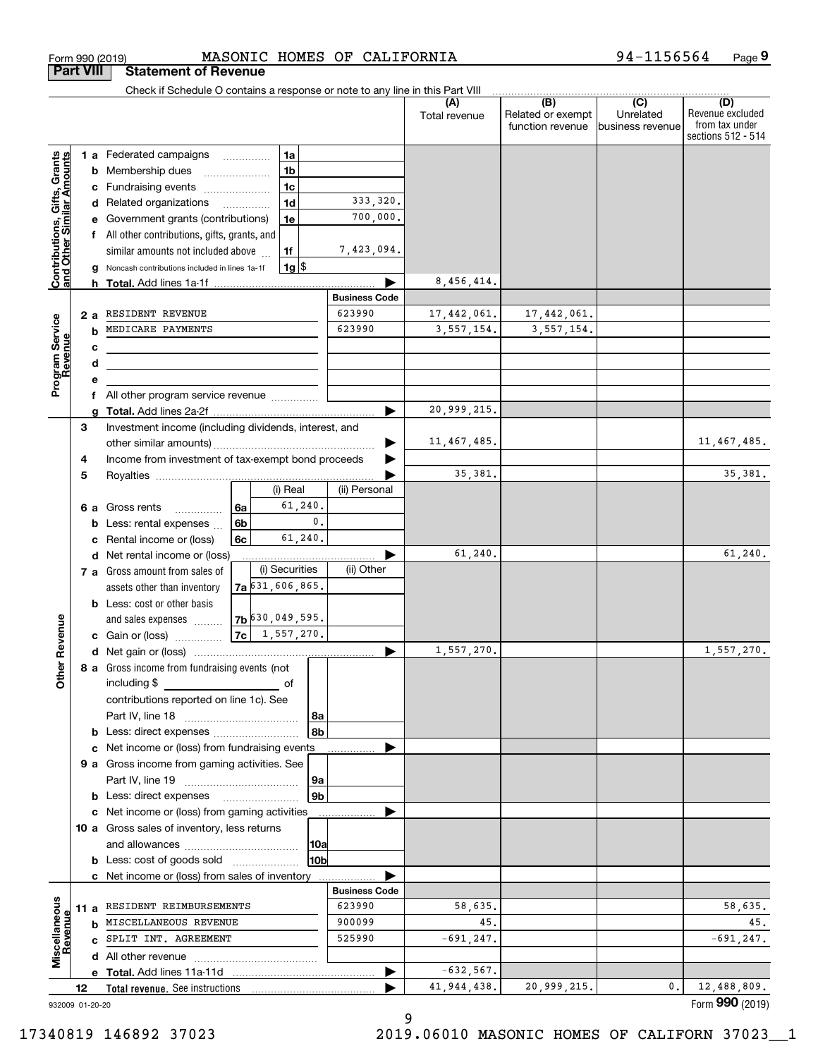Form 990 (2019) MASONIC HOMES OF CALIFORNIA 94-1156564

## Part VIII Statement of Revenue

Check if Schedule O contains a response or note to any line in this Part VIII

| | | | | (A) Total revenue | (B) Related or exempt function revenue | (C) Unrelated business revenue | (D) Revenue excluded from tax under sections 512 - 514 |
|---|---|---|---|---|---|---|---|
| **Contributions, Gifts, Grants and Other Similar Amounts** | 1a Federated campaigns | 1a | | | | | |
| | b Membership dues | 1b | | | | | |
| | c Fundraising events | 1c | | | | | |
| | d Related organizations | 1d | 333,320. | | | | |
| | e Government grants (contributions) | 1e | 700,000. | | | | |
| | f All other contributions, gifts, grants, and similar amounts not included above | 1f | 7,423,094. | | | | |
| | g Noncash contributions included in lines 1a-1f | 1g | $ | | | | |
| | h Total. Add lines 1a-1f | | | 8,456,414. | | | |
| **Program Service Revenue** | | | Business Code | | | | |
| | 2a RESIDENT REVENUE | | 623990 | 17,442,061. | 17,442,061. | | |
| | b MEDICARE PAYMENTS | | 623990 | 3,557,154. | 3,557,154. | | |
| | c | | | | | | |
| | d | | | | | | |
| | e | | | | | | |
| | f All other program service revenue | | | | | | |
| | g Total. Add lines 2a-2f | | | 20,999,215. | | | |
| **Other Revenue** | 3 Investment income (including dividends, interest, and other similar amounts) | | | 11,467,485. | | | 11,467,485. |
| | 4 Income from investment of tax-exempt bond proceeds | | | | | | |
| | 5 Royalties | | | 35,381. | | | 35,381. |
| | | (i) Real | (ii) Personal | | | | |
| | 6a Gross rents (6a) | 61,240. | | | | | |
| | b Less: rental expenses (6b) | 0. | | | | | |
| | c Rental income or (loss) (6c) | 61,240. | | | | | |
| | d Net rental income or (loss) | | | 61,240. | | | 61,240. |
| | | (i) Securities | (ii) Other | | | | |
| | 7a Gross amount from sales of assets other than inventory (7a) | 631,606,865. | | | | | |
| | b Less: cost or other basis and sales expenses (7b) | 630,049,595. | | | | | |
| | c Gain or (loss) (7c) | 1,557,270. | | | | | |
| | d Net gain or (loss) | | | 1,557,270. | | | 1,557,270. |
| | 8a Gross income from fundraising events (not including $ ___ of contributions reported on line 1c). See Part IV, line 18 | 8a | | | | | |
| | b Less: direct expenses | 8b | | | | | |
| | c Net income or (loss) from fundraising events | | | | | | |
| | 9a Gross income from gaming activities. See Part IV, line 19 | 9a | | | | | |
| | b Less: direct expenses | 9b | | | | | |
| | c Net income or (loss) from gaming activities | | | | | | |
| | 10a Gross sales of inventory, less returns and allowances | 10a | | | | | |
| | b Less: cost of goods sold | 10b | | | | | |
| | c Net income or (loss) from sales of inventory | | | | | | |
| **Miscellaneous Revenue** | | | Business Code | | | | |
| | 11a RESIDENT REIMBURSEMENTS | | 623990 | 58,635. | | | 58,635. |
| | b MISCELLANEOUS REVENUE | | 900099 | 45. | | | 45. |
| | c SPLIT INT. AGREEMENT | | 525990 | -691,247. | | | -691,247. |
| | d All other revenue | | | | | | |
| | e Total. Add lines 11a-11d | | | -632,567. | | | |
| | 12 Total revenue. See instructions | | | 41,944,438. | 20,999,215. | 0. | 12,488,809. |

932009 01-20-20 Form **990** (2019)

17340819 146892 37023 2019.06010 MASONIC HOMES OF CALIFORN 37023__1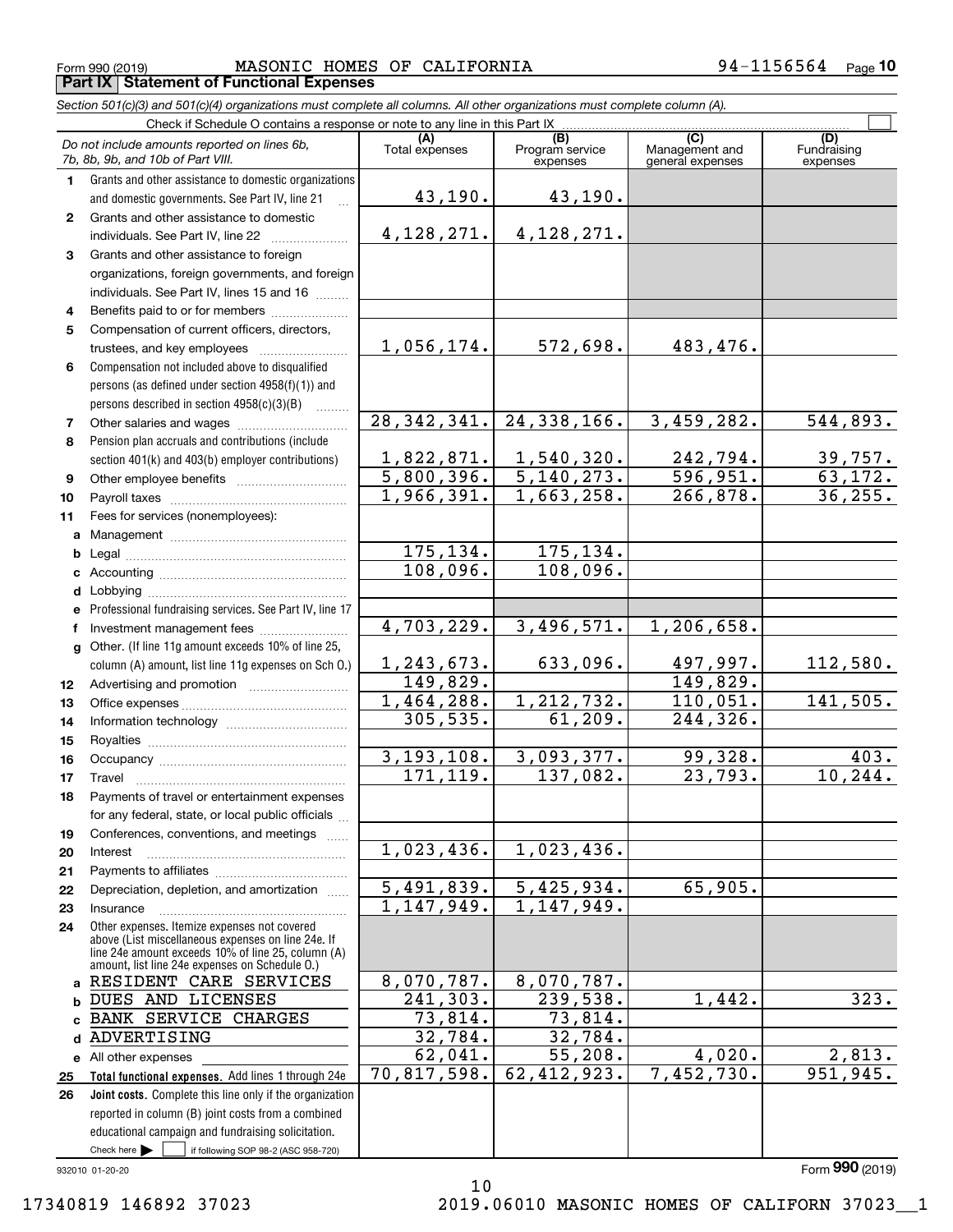Form 990 (2019) MASONIC HOMES OF CALIFORNIA 94-1156564

## Part IX Statement of Functional Expenses

*Section 501(c)(3) and 501(c)(4) organizations must complete all columns. All other organizations must complete column (A).*

Check if Schedule O contains a response or note to any line in this Part IX

| | *Do not include amounts reported on lines 6b, 7b, 8b, 9b, and 10b of Part VIII.* | (A) Total expenses | (B) Program service expenses | (C) Management and general expenses | (D) Fundraising expenses |
|---|---|---|---|---|---|
| 1 | Grants and other assistance to domestic organizations and domestic governments. See Part IV, line 21 | 43,190. | 43,190. | | |
| 2 | Grants and other assistance to domestic individuals. See Part IV, line 22 | 4,128,271. | 4,128,271. | | |
| 3 | Grants and other assistance to foreign organizations, foreign governments, and foreign individuals. See Part IV, lines 15 and 16 | | | | |
| 4 | Benefits paid to or for members | | | | |
| 5 | Compensation of current officers, directors, trustees, and key employees | 1,056,174. | 572,698. | 483,476. | |
| 6 | Compensation not included above to disqualified persons (as defined under section 4958(f)(1)) and persons described in section 4958(c)(3)(B) | | | | |
| 7 | Other salaries and wages | 28,342,341. | 24,338,166. | 3,459,282. | 544,893. |
| 8 | Pension plan accruals and contributions (include section 401(k) and 403(b) employer contributions) | 1,822,871. | 1,540,320. | 242,794. | 39,757. |
| 9 | Other employee benefits | 5,800,396. | 5,140,273. | 596,951. | 63,172. |
| 10 | Payroll taxes | 1,966,391. | 1,663,258. | 266,878. | 36,255. |
| 11 | Fees for services (nonemployees): | | | | |
| a | Management | | | | |
| b | Legal | 175,134. | 175,134. | | |
| c | Accounting | 108,096. | 108,096. | | |
| d | Lobbying | | | | |
| e | Professional fundraising services. See Part IV, line 17 | | | | |
| f | Investment management fees | 4,703,229. | 3,496,571. | 1,206,658. | |
| g | Other. (If line 11g amount exceeds 10% of line 25, column (A) amount, list line 11g expenses on Sch O.) | 1,243,673. | 633,096. | 497,997. | 112,580. |
| 12 | Advertising and promotion | 149,829. | | 149,829. | |
| 13 | Office expenses | 1,464,288. | 1,212,732. | 110,051. | 141,505. |
| 14 | Information technology | 305,535. | 61,209. | 244,326. | |
| 15 | Royalties | | | | |
| 16 | Occupancy | 3,193,108. | 3,093,377. | 99,328. | 403. |
| 17 | Travel | 171,119. | 137,082. | 23,793. | 10,244. |
| 18 | Payments of travel or entertainment expenses for any federal, state, or local public officials | | | | |
| 19 | Conferences, conventions, and meetings | | | | |
| 20 | Interest | 1,023,436. | 1,023,436. | | |
| 21 | Payments to affiliates | | | | |
| 22 | Depreciation, depletion, and amortization | 5,491,839. | 5,425,934. | 65,905. | |
| 23 | Insurance | 1,147,949. | 1,147,949. | | |
| 24 | Other expenses. Itemize expenses not covered above (List miscellaneous expenses on line 24e. If line 24e amount exceeds 10% of line 25, column (A) amount, list line 24e expenses on Schedule O.) | | | | |
| a | RESIDENT CARE SERVICES | 8,070,787. | 8,070,787. | | |
| b | DUES AND LICENSES | 241,303. | 239,538. | 1,442. | 323. |
| c | BANK SERVICE CHARGES | 73,814. | 73,814. | | |
| d | ADVERTISING | 32,784. | 32,784. | | |
| e | All other expenses | 62,041. | 55,208. | 4,020. | 2,813. |
| 25 | **Total functional expenses.** Add lines 1 through 24e | 70,817,598. | 62,412,923. | 7,452,730. | 951,945. |
| 26 | **Joint costs.** Complete this line only if the organization reported in column (B) joint costs from a combined educational campaign and fundraising solicitation. Check here ☐ if following SOP 98-2 (ASC 958-720) | | | | |

932010 01-20-20

Form **990** (2019)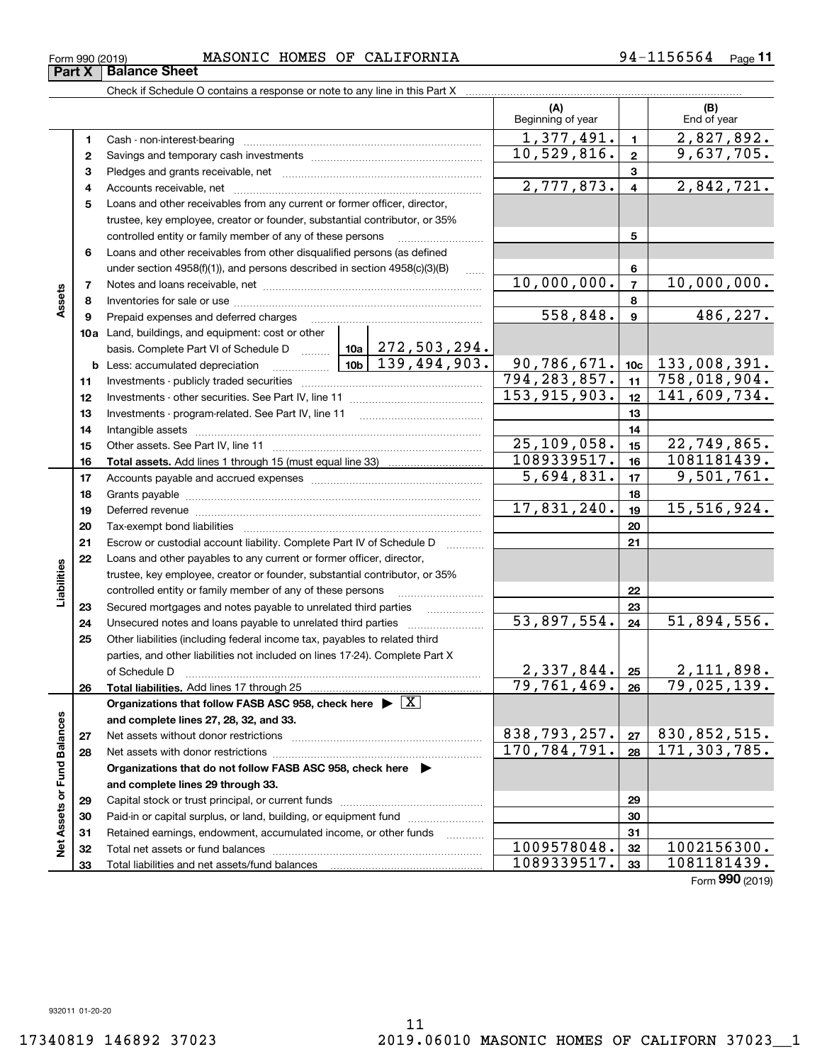Form 990 (2019) MASONIC HOMES OF CALIFORNIA 94-1156564 Page 11

## Part X Balance Sheet

Check if Schedule O contains a response or note to any line in this Part X

| | | | | (A) Beginning of year | | (B) End of year |
|---|---|---|---|---|---|---|
| **Assets** | 1 | Cash - non-interest-bearing | | 1,377,491. | 1 | 2,827,892. |
| | 2 | Savings and temporary cash investments | | 10,529,816. | 2 | 9,637,705. |
| | 3 | Pledges and grants receivable, net | | | 3 | |
| | 4 | Accounts receivable, net | | 2,777,873. | 4 | 2,842,721. |
| | 5 | Loans and other receivables from any current or former officer, director, trustee, key employee, creator or founder, substantial contributor, or 35% controlled entity or family member of any of these persons | | | 5 | |
| | 6 | Loans and other receivables from other disqualified persons (as defined under section 4958(f)(1)), and persons described in section 4958(c)(3)(B) | | | 6 | |
| | 7 | Notes and loans receivable, net | | 10,000,000. | 7 | 10,000,000. |
| | 8 | Inventories for sale or use | | | 8 | |
| | 9 | Prepaid expenses and deferred charges | | 558,848. | 9 | 486,227. |
| | 10a | Land, buildings, and equipment: cost or other basis. Complete Part VI of Schedule D | 10a 272,503,294. | | | |
| | b | Less: accumulated depreciation | 10b 139,494,903. | 90,786,671. | 10c | 133,008,391. |
| | 11 | Investments - publicly traded securities | | 794,283,857. | 11 | 758,018,904. |
| | 12 | Investments - other securities. See Part IV, line 11 | | 153,915,903. | 12 | 141,609,734. |
| | 13 | Investments - program-related. See Part IV, line 11 | | | 13 | |
| | 14 | Intangible assets | | | 14 | |
| | 15 | Other assets. See Part IV, line 11 | | 25,109,058. | 15 | 22,749,865. |
| | 16 | **Total assets.** Add lines 1 through 15 (must equal line 33) | | 1089339517. | 16 | 1081181439. |
| **Liabilities** | 17 | Accounts payable and accrued expenses | | 5,694,831. | 17 | 9,501,761. |
| | 18 | Grants payable | | | 18 | |
| | 19 | Deferred revenue | | 17,831,240. | 19 | 15,516,924. |
| | 20 | Tax-exempt bond liabilities | | | 20 | |
| | 21 | Escrow or custodial account liability. Complete Part IV of Schedule D | | | 21 | |
| | 22 | Loans and other payables to any current or former officer, director, trustee, key employee, creator or founder, substantial contributor, or 35% controlled entity or family member of any of these persons | | | 22 | |
| | 23 | Secured mortgages and notes payable to unrelated third parties | | | 23 | |
| | 24 | Unsecured notes and loans payable to unrelated third parties | | 53,897,554. | 24 | 51,894,556. |
| | 25 | Other liabilities (including federal income tax, payables to related third parties, and other liabilities not included on lines 17-24). Complete Part X of Schedule D | | 2,337,844. | 25 | 2,111,898. |
| | 26 | **Total liabilities.** Add lines 17 through 25 | | 79,761,469. | 26 | 79,025,139. |
| **Net Assets or Fund Balances** | | **Organizations that follow FASB ASC 958, check here** ▶ [X] **and complete lines 27, 28, 32, and 33.** | | | | |
| | 27 | Net assets without donor restrictions | | 838,793,257. | 27 | 830,852,515. |
| | 28 | Net assets with donor restrictions | | 170,784,791. | 28 | 171,303,785. |
| | | **Organizations that do not follow FASB ASC 958, check here** ▶ **and complete lines 29 through 33.** | | | | |
| | 29 | Capital stock or trust principal, or current funds | | | 29 | |
| | 30 | Paid-in or capital surplus, or land, building, or equipment fund | | | 30 | |
| | 31 | Retained earnings, endowment, accumulated income, or other funds | | | 31 | |
| | 32 | Total net assets or fund balances | | 1009578048. | 32 | 1002156300. |
| | 33 | Total liabilities and net assets/fund balances | | 1089339517. | 33 | 1081181439. |

Form **990** (2019)

932011 01-20-20

17340819 146892 37023 2019.06010 MASONIC HOMES OF CALIFORN 37023__1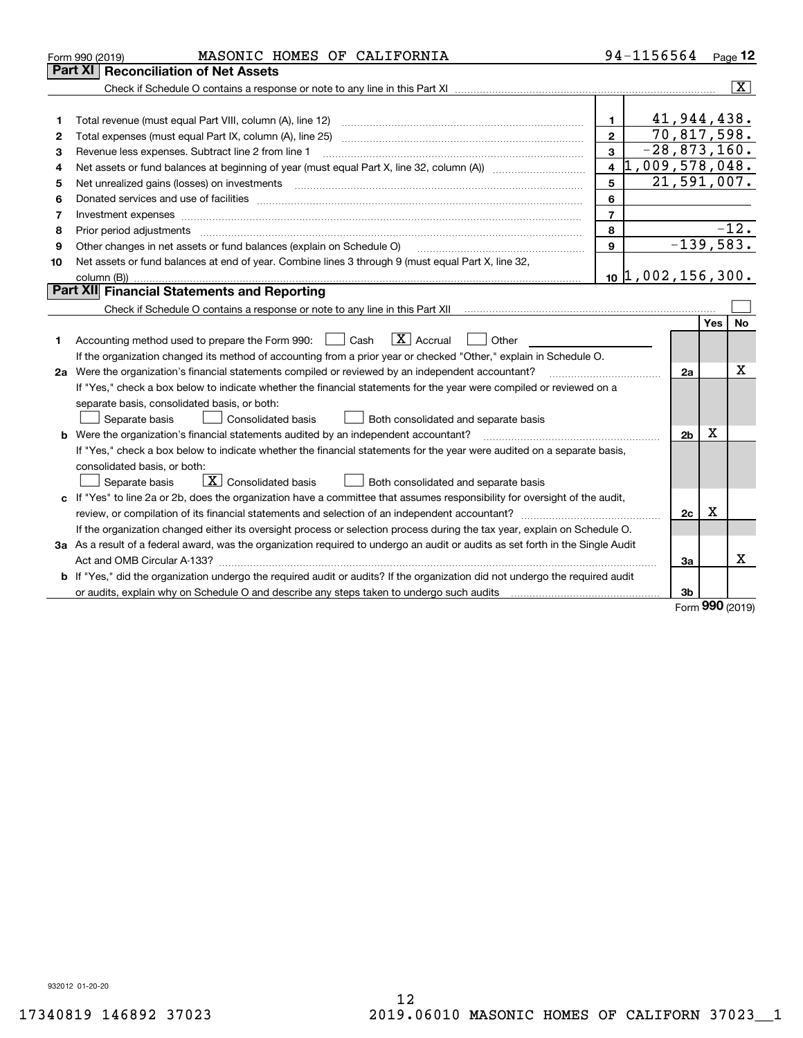Form 990 (2019) MASONIC HOMES OF CALIFORNIA 94-1156564

## Part XI Reconciliation of Net Assets

Check if Schedule O contains a response or note to any line in this Part XI ..... [X]

| | | | |
|---|---|---|---|
| 1 | Total revenue (must equal Part VIII, column (A), line 12) | 1 | 41,944,438. |
| 2 | Total expenses (must equal Part IX, column (A), line 25) | 2 | 70,817,598. |
| 3 | Revenue less expenses. Subtract line 2 from line 1 | 3 | -28,873,160. |
| 4 | Net assets or fund balances at beginning of year (must equal Part X, line 32, column (A)) | 4 | 1,009,578,048. |
| 5 | Net unrealized gains (losses) on investments | 5 | 21,591,007. |
| 6 | Donated services and use of facilities | 6 | |
| 7 | Investment expenses | 7 | |
| 8 | Prior period adjustments | 8 | -12. |
| 9 | Other changes in net assets or fund balances (explain on Schedule O) | 9 | -139,583. |
| 10 | Net assets or fund balances at end of year. Combine lines 3 through 9 (must equal Part X, line 32, column (B)) | 10 | 1,002,156,300. |

## Part XII Financial Statements and Reporting

Check if Schedule O contains a response or note to any line in this Part XII ..... [ ]

| | | | Yes | No |
|---|---|---|---|---|
| 1 | Accounting method used to prepare the Form 990: [ ] Cash [X] Accrual [ ] Other<br>If the organization changed its method of accounting from a prior year or checked "Other," explain in Schedule O. | | | |
| 2a | Were the organization's financial statements compiled or reviewed by an independent accountant?<br>If "Yes," check a box below to indicate whether the financial statements for the year were compiled or reviewed on a separate basis, consolidated basis, or both:<br>[ ] Separate basis [ ] Consolidated basis [ ] Both consolidated and separate basis | 2a | | X |
| b | Were the organization's financial statements audited by an independent accountant?<br>If "Yes," check a box below to indicate whether the financial statements for the year were audited on a separate basis, consolidated basis, or both:<br>[ ] Separate basis [X] Consolidated basis [ ] Both consolidated and separate basis | 2b | X | |
| c | If "Yes" to line 2a or 2b, does the organization have a committee that assumes responsibility for oversight of the audit, review, or compilation of its financial statements and selection of an independent accountant?<br>If the organization changed either its oversight process or selection process during the tax year, explain on Schedule O. | 2c | X | |
| 3a | As a result of a federal award, was the organization required to undergo an audit or audits as set forth in the Single Audit Act and OMB Circular A-133? | 3a | | X |
| b | If "Yes," did the organization undergo the required audit or audits? If the organization did not undergo the required audit or audits, explain why on Schedule O and describe any steps taken to undergo such audits | 3b | | |

Form **990** (2019)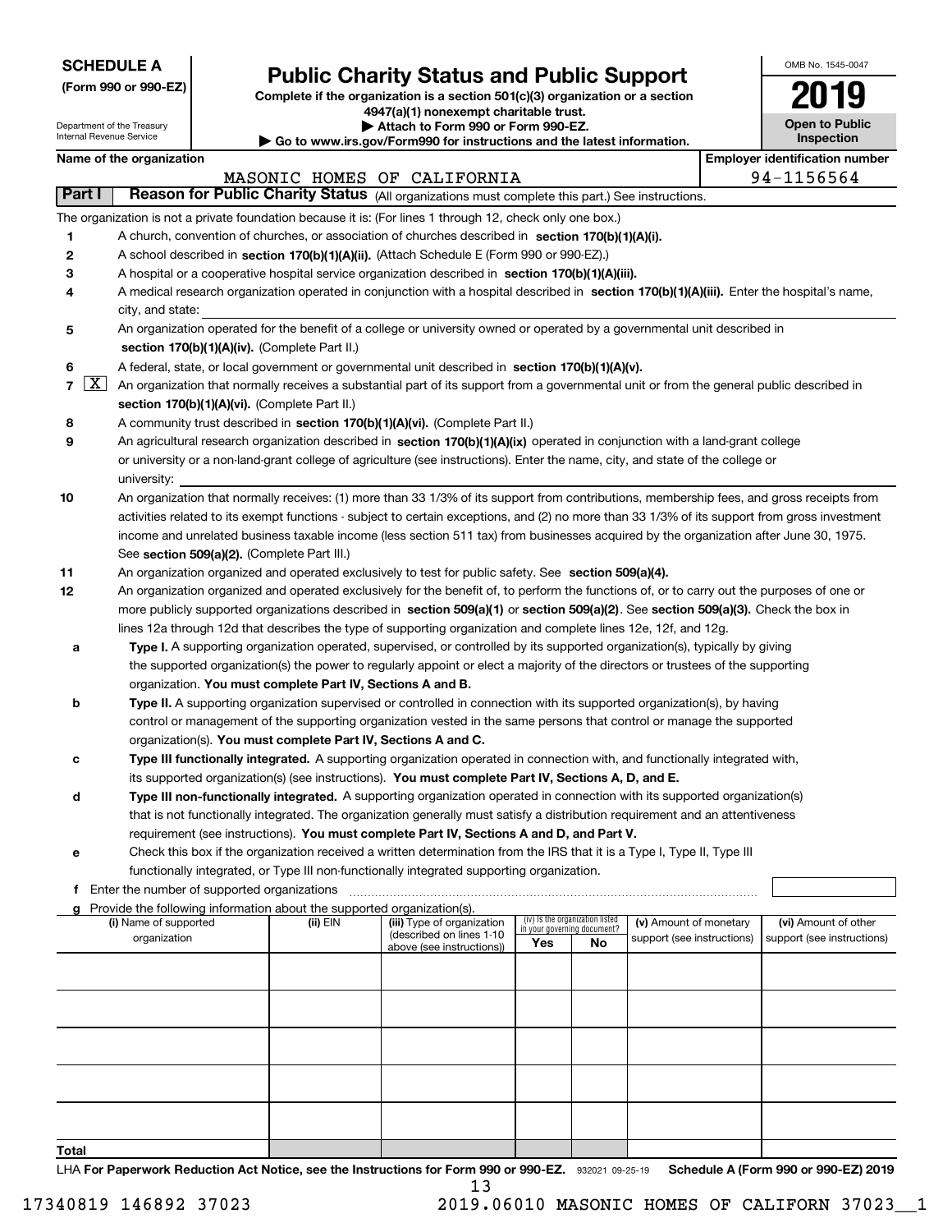**SCHEDULE A**
**(Form 990 or 990-EZ)**

Department of the Treasury
Internal Revenue Service

# Public Charity Status and Public Support

**Complete if the organization is a section 501(c)(3) organization or a section 4947(a)(1) nonexempt charitable trust.**
**▶ Attach to Form 990 or Form 990-EZ.**
**▶ Go to www.irs.gov/Form990 for instructions and the latest information.**

OMB No. 1545-0047
**2019**
**Open to Public Inspection**

**Name of the organization**: MASONIC HOMES OF CALIFORNIA
**Employer identification number**: 94-1156564

## Part I Reason for Public Charity Status (All organizations must complete this part.) See instructions.

The organization is not a private foundation because it is: (For lines 1 through 12, check only one box.)

1. ☐ A church, convention of churches, or association of churches described in **section 170(b)(1)(A)(i).**
2. ☐ A school described in **section 170(b)(1)(A)(ii).** (Attach Schedule E (Form 990 or 990-EZ).)
3. ☐ A hospital or a cooperative hospital service organization described in **section 170(b)(1)(A)(iii).**
4. ☐ A medical research organization operated in conjunction with a hospital described in **section 170(b)(1)(A)(iii).** Enter the hospital's name, city, and state:
5. ☐ An organization operated for the benefit of a college or university owned or operated by a governmental unit described in **section 170(b)(1)(A)(iv).** (Complete Part II.)
6. ☐ A federal, state, or local government or governmental unit described in **section 170(b)(1)(A)(v).**
7. ☒ An organization that normally receives a substantial part of its support from a governmental unit or from the general public described in **section 170(b)(1)(A)(vi).** (Complete Part II.)
8. ☐ A community trust described in **section 170(b)(1)(A)(vi).** (Complete Part II.)
9. ☐ An agricultural research organization described in **section 170(b)(1)(A)(ix)** operated in conjunction with a land-grant college or university or a non-land-grant college of agriculture (see instructions). Enter the name, city, and state of the college or university:
10. ☐ An organization that normally receives: (1) more than 33 1/3% of its support from contributions, membership fees, and gross receipts from activities related to its exempt functions - subject to certain exceptions, and (2) no more than 33 1/3% of its support from gross investment income and unrelated business taxable income (less section 511 tax) from businesses acquired by the organization after June 30, 1975. See **section 509(a)(2).** (Complete Part III.)
11. ☐ An organization organized and operated exclusively to test for public safety. See **section 509(a)(4).**
12. ☐ An organization organized and operated exclusively for the benefit of, to perform the functions of, or to carry out the purposes of one or more publicly supported organizations described in **section 509(a)(1)** or **section 509(a)(2)**. See **section 509(a)(3).** Check the box in lines 12a through 12d that describes the type of supporting organization and complete lines 12e, 12f, and 12g.
   - **a** ☐ **Type I.** A supporting organization operated, supervised, or controlled by its supported organization(s), typically by giving the supported organization(s) the power to regularly appoint or elect a majority of the directors or trustees of the supporting organization. **You must complete Part IV, Sections A and B.**
   - **b** ☐ **Type II.** A supporting organization supervised or controlled in connection with its supported organization(s), by having control or management of the supporting organization vested in the same persons that control or manage the supported organization(s). **You must complete Part IV, Sections A and C.**
   - **c** ☐ **Type III functionally integrated.** A supporting organization operated in connection with, and functionally integrated with, its supported organization(s) (see instructions). **You must complete Part IV, Sections A, D, and E.**
   - **d** ☐ **Type III non-functionally integrated.** A supporting organization operated in connection with its supported organization(s) that is not functionally integrated. The organization generally must satisfy a distribution requirement and an attentiveness requirement (see instructions). **You must complete Part IV, Sections A and D, and Part V.**
   - **e** ☐ Check this box if the organization received a written determination from the IRS that it is a Type I, Type II, Type III functionally integrated, or Type III non-functionally integrated supporting organization.
   - **f** Enter the number of supported organizations
   - **g** Provide the following information about the supported organization(s).

| (i) Name of supported organization | (ii) EIN | (iii) Type of organization (described on lines 1-10 above (see instructions)) | (iv) Is the organization listed in your governing document? Yes | No | (v) Amount of monetary support (see instructions) | (vi) Amount of other support (see instructions) |
|---|---|---|---|---|---|---|
| | | | | | | |
| | | | | | | |
| | | | | | | |
| | | | | | | |
| | | | | | | |
| **Total** | | | | | | |

LHA **For Paperwork Reduction Act Notice, see the Instructions for Form 990 or 990-EZ.** 932021 09-25-19 **Schedule A (Form 990 or 990-EZ) 2019**

17340819 146892 37023 2019.06010 MASONIC HOMES OF CALIFORN 37023__1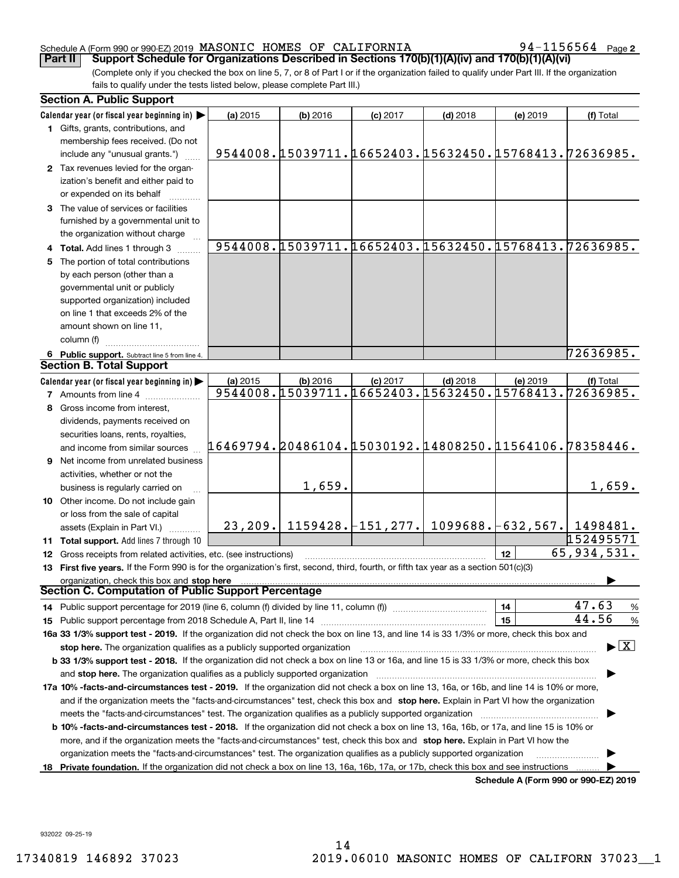Schedule A (Form 990 or 990-EZ) 2019 MASONIC HOMES OF CALIFORNIA 94-1156564 Page 2

**Part II Support Schedule for Organizations Described in Sections 170(b)(1)(A)(iv) and 170(b)(1)(A)(vi)**

(Complete only if you checked the box on line 5, 7, or 8 of Part I or if the organization failed to qualify under Part III. If the organization fails to qualify under the tests listed below, please complete Part III.)

**Section A. Public Support**

| Calendar year (or fiscal year beginning in) | (a) 2015 | (b) 2016 | (c) 2017 | (d) 2018 | (e) 2019 | (f) Total |
|---|---|---|---|---|---|---|
| 1 Gifts, grants, contributions, and membership fees received. (Do not include any "unusual grants.") | 9544008. | 15039711. | 16652403. | 15632450. | 15768413. | 72636985. |
| 2 Tax revenues levied for the organization's benefit and either paid to or expended on its behalf | | | | | | |
| 3 The value of services or facilities furnished by a governmental unit to the organization without charge | | | | | | |
| 4 **Total.** Add lines 1 through 3 | 9544008. | 15039711. | 16652403. | 15632450. | 15768413. | 72636985. |
| 5 The portion of total contributions by each person (other than a governmental unit or publicly supported organization) included on line 1 that exceeds 2% of the amount shown on line 11, column (f) | | | | | | |
| 6 **Public support.** Subtract line 5 from line 4. | | | | | | 72636985. |

**Section B. Total Support**

| Calendar year (or fiscal year beginning in) | (a) 2015 | (b) 2016 | (c) 2017 | (d) 2018 | (e) 2019 | (f) Total |
|---|---|---|---|---|---|---|
| 7 Amounts from line 4 | 9544008. | 15039711. | 16652403. | 15632450. | 15768413. | 72636985. |
| 8 Gross income from interest, dividends, payments received on securities loans, rents, royalties, and income from similar sources | 16469794. | 20486104. | 15030192. | 14808250. | 11564106. | 78358446. |
| 9 Net income from unrelated business activities, whether or not the business is regularly carried on | | 1,659. | | | | 1,659. |
| 10 Other income. Do not include gain or loss from the sale of capital assets (Explain in Part VI.) | 23,209. | 1159428. | -151,277. | 1099688. | -632,567. | 1498481. |
| 11 **Total support.** Add lines 7 through 10 | | | | | | 152495571 |
| 12 Gross receipts from related activities, etc. (see instructions) | | | | | 12 | 65,934,531. |

13 **First five years.** If the Form 990 is for the organization's first, second, third, fourth, or fifth tax year as a section 501(c)(3) organization, check this box and **stop here**

**Section C. Computation of Public Support Percentage**

| | | |
|---|---|---|
| 14 Public support percentage for 2019 (line 6, column (f) divided by line 11, column (f)) | 14 | 47.63 % |
| 15 Public support percentage from 2018 Schedule A, Part II, line 14 | 15 | 44.56 % |

**16a 33 1/3% support test - 2019.** If the organization did not check the box on line 13, and line 14 is 33 1/3% or more, check this box and **stop here.** The organization qualifies as a publicly supported organization ☒

**b 33 1/3% support test - 2018.** If the organization did not check a box on line 13 or 16a, and line 15 is 33 1/3% or more, check this box and **stop here.** The organization qualifies as a publicly supported organization

**17a 10% -facts-and-circumstances test - 2019.** If the organization did not check a box on line 13, 16a, or 16b, and line 14 is 10% or more, and if the organization meets the "facts-and-circumstances" test, check this box and **stop here.** Explain in Part VI how the organization meets the "facts-and-circumstances" test. The organization qualifies as a publicly supported organization

**b 10% -facts-and-circumstances test - 2018.** If the organization did not check a box on line 13, 16a, 16b, or 17a, and line 15 is 10% or more, and if the organization meets the "facts-and-circumstances" test, check this box and **stop here.** Explain in Part VI how the organization meets the "facts-and-circumstances" test. The organization qualifies as a publicly supported organization

**18 Private foundation.** If the organization did not check a box on line 13, 16a, 16b, 17a, or 17b, check this box and see instructions

**Schedule A (Form 990 or 990-EZ) 2019**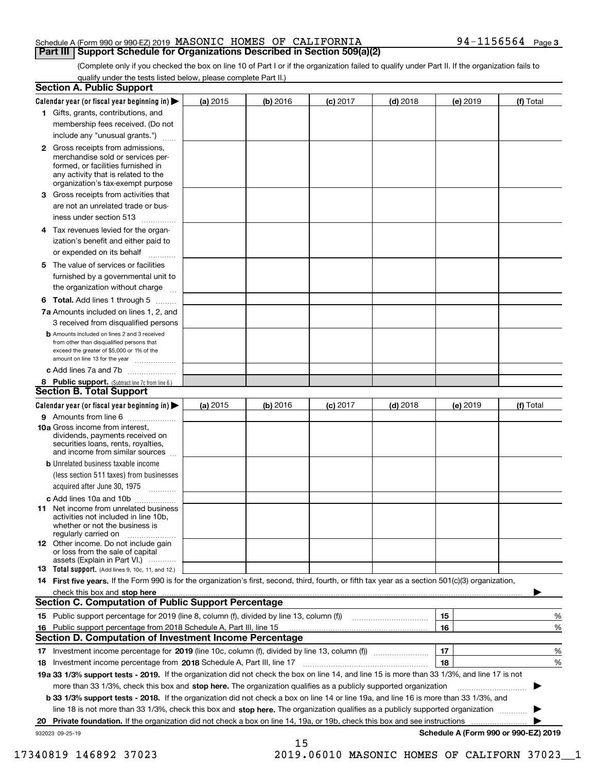Schedule A (Form 990 or 990-EZ) 2019 MASONIC HOMES OF CALIFORNIA 94-1156564 Page 3

## Part III Support Schedule for Organizations Described in Section 509(a)(2)

(Complete only if you checked the box on line 10 of Part I or if the organization failed to qualify under Part II. If the organization fails to qualify under the tests listed below, please complete Part II.)

### Section A. Public Support

| Calendar year (or fiscal year beginning in) ▶ | (a) 2015 | (b) 2016 | (c) 2017 | (d) 2018 | (e) 2019 | (f) Total |
|---|---|---|---|---|---|---|
| 1 Gifts, grants, contributions, and membership fees received. (Do not include any "unusual grants.") | | | | | | |
| 2 Gross receipts from admissions, merchandise sold or services performed, or facilities furnished in any activity that is related to the organization's tax-exempt purpose | | | | | | |
| 3 Gross receipts from activities that are not an unrelated trade or business under section 513 | | | | | | |
| 4 Tax revenues levied for the organization's benefit and either paid to or expended on its behalf | | | | | | |
| 5 The value of services or facilities furnished by a governmental unit to the organization without charge | | | | | | |
| 6 **Total.** Add lines 1 through 5 | | | | | | |
| 7a Amounts included on lines 1, 2, and 3 received from disqualified persons | | | | | | |
| b Amounts included on lines 2 and 3 received from other than disqualified persons that exceed the greater of $5,000 or 1% of the amount on line 13 for the year | | | | | | |
| c Add lines 7a and 7b | | | | | | |
| 8 **Public support.** (Subtract line 7c from line 6.) | | | | | | |

### Section B. Total Support

| Calendar year (or fiscal year beginning in) ▶ | (a) 2015 | (b) 2016 | (c) 2017 | (d) 2018 | (e) 2019 | (f) Total |
|---|---|---|---|---|---|---|
| 9 Amounts from line 6 | | | | | | |
| 10a Gross income from interest, dividends, payments received on securities loans, rents, royalties, and income from similar sources | | | | | | |
| b Unrelated business taxable income (less section 511 taxes) from businesses acquired after June 30, 1975 | | | | | | |
| c Add lines 10a and 10b | | | | | | |
| 11 Net income from unrelated business activities not included in line 10b, whether or not the business is regularly carried on | | | | | | |
| 12 Other income. Do not include gain or loss from the sale of capital assets (Explain in Part VI.) | | | | | | |
| 13 **Total support.** (Add lines 9, 10c, 11, and 12.) | | | | | | |

14 **First five years.** If the Form 990 is for the organization's first, second, third, fourth, or fifth tax year as a section 501(c)(3) organization, check this box and **stop here** ▶

### Section C. Computation of Public Support Percentage

15 Public support percentage for 2019 (line 8, column (f), divided by line 13, column (f)) | 15 | %

16 Public support percentage from 2018 Schedule A, Part III, line 15 | 16 | %

### Section D. Computation of Investment Income Percentage

17 Investment income percentage for **2019** (line 10c, column (f), divided by line 13, column (f)) | 17 | %

18 Investment income percentage from **2018** Schedule A, Part III, line 17 | 18 | %

**19a 33 1/3% support tests - 2019.** If the organization did not check the box on line 14, and line 15 is more than 33 1/3%, and line 17 is not more than 33 1/3%, check this box and **stop here.** The organization qualifies as a publicly supported organization ▶

**b 33 1/3% support tests - 2018.** If the organization did not check a box on line 14 or line 19a, and line 16 is more than 33 1/3%, and line 18 is not more than 33 1/3%, check this box and **stop here.** The organization qualifies as a publicly supported organization ▶

**20 Private foundation.** If the organization did not check a box on line 14, 19a, or 19b, check this box and see instructions ▶

932023 09-25-19 **Schedule A (Form 990 or 990-EZ) 2019**

17340819 146892 37023 2019.06010 MASONIC HOMES OF CALIFORN 37023__1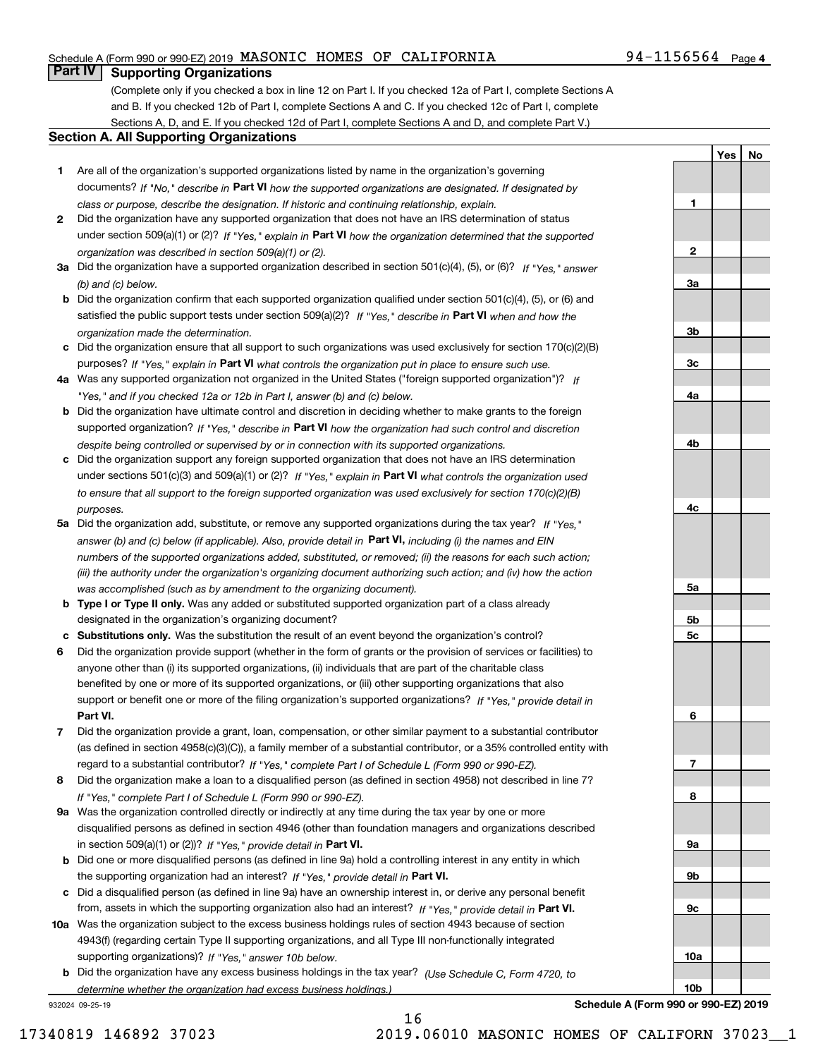Schedule A (Form 990 or 990-EZ) 2019 MASONIC HOMES OF CALIFORNIA 94-1156564 Page 4

## Part IV Supporting Organizations

(Complete only if you checked a box in line 12 on Part I. If you checked 12a of Part I, complete Sections A and B. If you checked 12b of Part I, complete Sections A and C. If you checked 12c of Part I, complete Sections A, D, and E. If you checked 12d of Part I, complete Sections A and D, and complete Part V.)

### Section A. All Supporting Organizations

| | | Line | Yes | No |
|---|---|---|---|---|
| **1** | Are all of the organization's supported organizations listed by name in the organization's governing documents? *If "No," describe in* **Part VI** *how the supported organizations are designated. If designated by class or purpose, describe the designation. If historic and continuing relationship, explain.* | 1 | | |
| **2** | Did the organization have any supported organization that does not have an IRS determination of status under section 509(a)(1) or (2)? *If "Yes," explain in* **Part VI** *how the organization determined that the supported organization was described in section 509(a)(1) or (2).* | 2 | | |
| **3a** | Did the organization have a supported organization described in section 501(c)(4), (5), or (6)? *If "Yes," answer (b) and (c) below.* | 3a | | |
| **b** | Did the organization confirm that each supported organization qualified under section 501(c)(4), (5), or (6) and satisfied the public support tests under section 509(a)(2)? *If "Yes," describe in* **Part VI** *when and how the organization made the determination.* | 3b | | |
| **c** | Did the organization ensure that all support to such organizations was used exclusively for section 170(c)(2)(B) purposes? *If "Yes," explain in* **Part VI** *what controls the organization put in place to ensure such use.* | 3c | | |
| **4a** | Was any supported organization not organized in the United States ("foreign supported organization")? *If "Yes," and if you checked 12a or 12b in Part I, answer (b) and (c) below.* | 4a | | |
| **b** | Did the organization have ultimate control and discretion in deciding whether to make grants to the foreign supported organization? *If "Yes," describe in* **Part VI** *how the organization had such control and discretion despite being controlled or supervised by or in connection with its supported organizations.* | 4b | | |
| **c** | Did the organization support any foreign supported organization that does not have an IRS determination under sections 501(c)(3) and 509(a)(1) or (2)? *If "Yes," explain in* **Part VI** *what controls the organization used to ensure that all support to the foreign supported organization was used exclusively for section 170(c)(2)(B) purposes.* | 4c | | |
| **5a** | Did the organization add, substitute, or remove any supported organizations during the tax year? *If "Yes," answer (b) and (c) below (if applicable). Also, provide detail in* **Part VI,** *including (i) the names and EIN numbers of the supported organizations added, substituted, or removed; (ii) the reasons for each such action; (iii) the authority under the organization's organizing document authorizing such action; and (iv) how the action was accomplished (such as by amendment to the organizing document).* | 5a | | |
| **b** | **Type I or Type II only.** Was any added or substituted supported organization part of a class already designated in the organization's organizing document? | 5b | | |
| **c** | **Substitutions only.** Was the substitution the result of an event beyond the organization's control? | 5c | | |
| **6** | Did the organization provide support (whether in the form of grants or the provision of services or facilities) to anyone other than (i) its supported organizations, (ii) individuals that are part of the charitable class benefited by one or more of its supported organizations, or (iii) other supporting organizations that also support or benefit one or more of the filing organization's supported organizations? *If "Yes," provide detail in* **Part VI.** | 6 | | |
| **7** | Did the organization provide a grant, loan, compensation, or other similar payment to a substantial contributor (as defined in section 4958(c)(3)(C)), a family member of a substantial contributor, or a 35% controlled entity with regard to a substantial contributor? *If "Yes," complete Part I of Schedule L (Form 990 or 990-EZ).* | 7 | | |
| **8** | Did the organization make a loan to a disqualified person (as defined in section 4958) not described in line 7? *If "Yes," complete Part I of Schedule L (Form 990 or 990-EZ).* | 8 | | |
| **9a** | Was the organization controlled directly or indirectly at any time during the tax year by one or more disqualified persons as defined in section 4946 (other than foundation managers and organizations described in section 509(a)(1) or (2))? *If "Yes," provide detail in* **Part VI.** | 9a | | |
| **b** | Did one or more disqualified persons (as defined in line 9a) hold a controlling interest in any entity in which the supporting organization had an interest? *If "Yes," provide detail in* **Part VI.** | 9b | | |
| **c** | Did a disqualified person (as defined in line 9a) have an ownership interest in, or derive any personal benefit from, assets in which the supporting organization also had an interest? *If "Yes," provide detail in* **Part VI.** | 9c | | |
| **10a** | Was the organization subject to the excess business holdings rules of section 4943 because of section 4943(f) (regarding certain Type II supporting organizations, and all Type III non-functionally integrated supporting organizations)? *If "Yes," answer 10b below.* | 10a | | |
| **b** | Did the organization have any excess business holdings in the tax year? *(Use Schedule C, Form 4720, to determine whether the organization had excess business holdings.)* | 10b | | |

932024 09-25-19 **Schedule A (Form 990 or 990-EZ) 2019**

16

17340819 146892 37023 2019.06010 MASONIC HOMES OF CALIFORN 37023__1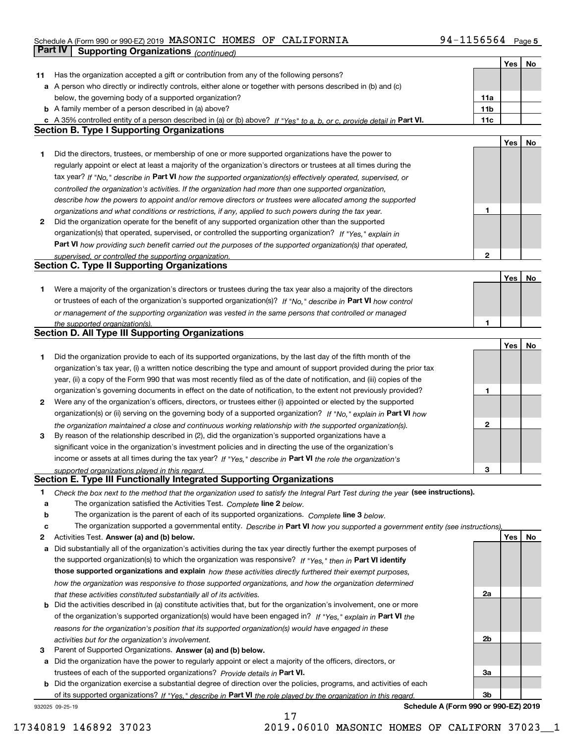Schedule A (Form 990 or 990-EZ) 2019 MASONIC HOMES OF CALIFORNIA 94-1156564 Page 5

## Part IV Supporting Organizations *(continued)*

| | | | Yes | No |
|---|---|---|---|---|
| **11** | Has the organization accepted a gift or contribution from any of the following persons? | | | |
| **a** | A person who directly or indirectly controls, either alone or together with persons described in (b) and (c) below, the governing body of a supported organization? | **11a** | | |
| **b** | A family member of a person described in (a) above? | **11b** | | |
| **c** | A 35% controlled entity of a person described in (a) or (b) above? *If "Yes" to a, b, or c, provide detail in* **Part VI.** | **11c** | | |

### Section B. Type I Supporting Organizations

| | | | Yes | No |
|---|---|---|---|---|
| **1** | Did the directors, trustees, or membership of one or more supported organizations have the power to regularly appoint or elect at least a majority of the organization's directors or trustees at all times during the tax year? *If "No," describe in* **Part VI** *how the supported organization(s) effectively operated, supervised, or controlled the organization's activities. If the organization had more than one supported organization, describe how the powers to appoint and/or remove directors or trustees were allocated among the supported organizations and what conditions or restrictions, if any, applied to such powers during the tax year.* | **1** | | |
| **2** | Did the organization operate for the benefit of any supported organization other than the supported organization(s) that operated, supervised, or controlled the supporting organization? *If "Yes," explain in* **Part VI** *how providing such benefit carried out the purposes of the supported organization(s) that operated, supervised, or controlled the supporting organization.* | **2** | | |

### Section C. Type II Supporting Organizations

| | | | Yes | No |
|---|---|---|---|---|
| **1** | Were a majority of the organization's directors or trustees during the tax year also a majority of the directors or trustees of each of the organization's supported organization(s)? *If "No," describe in* **Part VI** *how control or management of the supporting organization was vested in the same persons that controlled or managed the supported organization(s).* | **1** | | |

### Section D. All Type III Supporting Organizations

| | | | Yes | No |
|---|---|---|---|---|
| **1** | Did the organization provide to each of its supported organizations, by the last day of the fifth month of the organization's tax year, (i) a written notice describing the type and amount of support provided during the prior tax year, (ii) a copy of the Form 990 that was most recently filed as of the date of notification, and (iii) copies of the organization's governing documents in effect on the date of notification, to the extent not previously provided? | **1** | | |
| **2** | Were any of the organization's officers, directors, or trustees either (i) appointed or elected by the supported organization(s) or (ii) serving on the governing body of a supported organization? *If "No," explain in* **Part VI** *how the organization maintained a close and continuous working relationship with the supported organization(s).* | **2** | | |
| **3** | By reason of the relationship described in (2), did the organization's supported organizations have a significant voice in the organization's investment policies and in directing the use of the organization's income or assets at all times during the tax year? *If "Yes," describe in* **Part VI** *the role the organization's supported organizations played in this regard.* | **3** | | |

### Section E. Type III Functionally Integrated Supporting Organizations

**1** *Check the box next to the method that the organization used to satisfy the Integral Part Test during the year* **(see instructions).**

- **a** ☐ The organization satisfied the Activities Test. *Complete* **line 2** *below.*
- **b** ☐ The organization is the parent of each of its supported organizations. *Complete* **line 3** *below.*
- **c** ☐ The organization supported a governmental entity. *Describe in* **Part VI** *how you supported a government entity (see instructions).*

| | | | Yes | No |
|---|---|---|---|---|
| **2** | Activities Test. **Answer (a) and (b) below.** | | | |
| **a** | Did substantially all of the organization's activities during the tax year directly further the exempt purposes of the supported organization(s) to which the organization was responsive? *If "Yes," then in* **Part VI identify those supported organizations and explain** *how these activities directly furthered their exempt purposes, how the organization was responsive to those supported organizations, and how the organization determined that these activities constituted substantially all of its activities.* | **2a** | | |
| **b** | Did the activities described in (a) constitute activities that, but for the organization's involvement, one or more of the organization's supported organization(s) would have been engaged in? *If "Yes," explain in* **Part VI** *the reasons for the organization's position that its supported organization(s) would have engaged in these activities but for the organization's involvement.* | **2b** | | |
| **3** | Parent of Supported Organizations. **Answer (a) and (b) below.** | | | |
| **a** | Did the organization have the power to regularly appoint or elect a majority of the officers, directors, or trustees of each of the supported organizations? *Provide details in* **Part VI.** | **3a** | | |
| **b** | Did the organization exercise a substantial degree of direction over the policies, programs, and activities of each of its supported organizations? *If "Yes," describe in* **Part VI** *the role played by the organization in this regard.* | **3b** | | |

932025 09-25-19 **Schedule A (Form 990 or 990-EZ) 2019**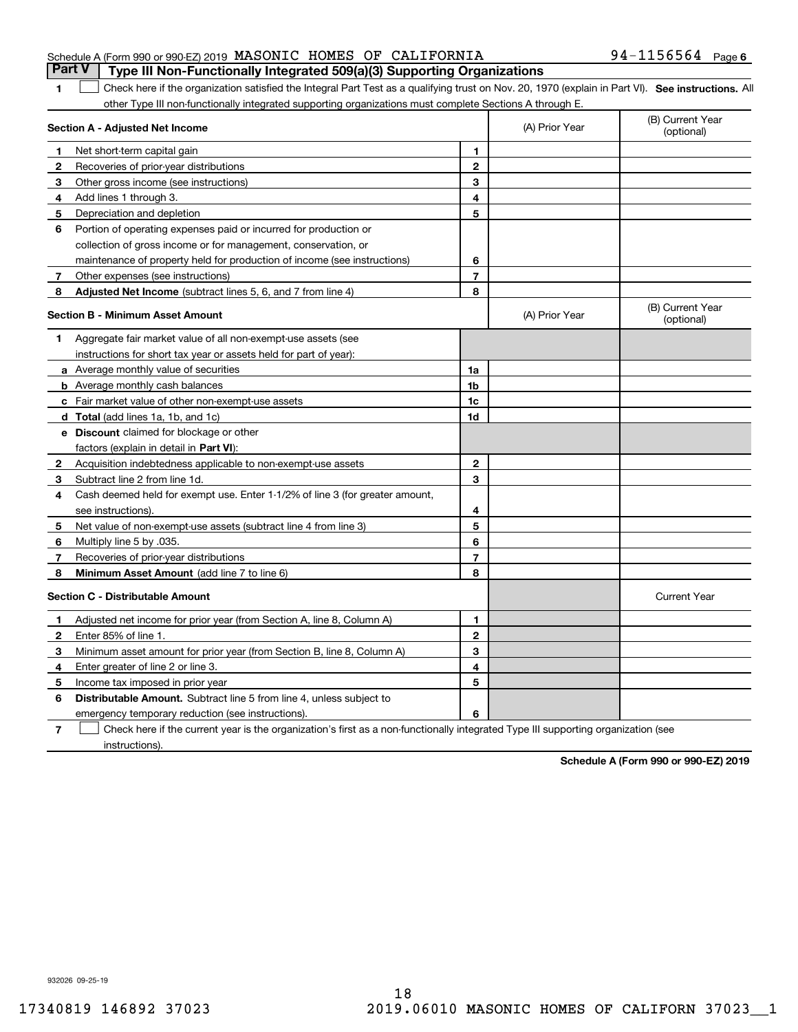Schedule A (Form 990 or 990-EZ) 2019 MASONIC HOMES OF CALIFORNIA 94-1156564 Page 6

## Part V Type III Non-Functionally Integrated 509(a)(3) Supporting Organizations

**1** ☐ Check here if the organization satisfied the Integral Part Test as a qualifying trust on Nov. 20, 1970 (explain in Part VI). **See instructions.** All other Type III non-functionally integrated supporting organizations must complete Sections A through E.

| **Section A - Adjusted Net Income** | | | (A) Prior Year | (B) Current Year (optional) |
|---|---|---|---|---|
| 1 | Net short-term capital gain | 1 | | |
| 2 | Recoveries of prior-year distributions | 2 | | |
| 3 | Other gross income (see instructions) | 3 | | |
| 4 | Add lines 1 through 3. | 4 | | |
| 5 | Depreciation and depletion | 5 | | |
| 6 | Portion of operating expenses paid or incurred for production or collection of gross income or for management, conservation, or maintenance of property held for production of income (see instructions) | 6 | | |
| 7 | Other expenses (see instructions) | 7 | | |
| 8 | **Adjusted Net Income** (subtract lines 5, 6, and 7 from line 4) | 8 | | |

| **Section B - Minimum Asset Amount** | | | (A) Prior Year | (B) Current Year (optional) |
|---|---|---|---|---|
| 1 | Aggregate fair market value of all non-exempt-use assets (see instructions for short tax year or assets held for part of year): | | | |
| a | Average monthly value of securities | 1a | | |
| b | Average monthly cash balances | 1b | | |
| c | Fair market value of other non-exempt-use assets | 1c | | |
| d | **Total** (add lines 1a, 1b, and 1c) | 1d | | |
| e | **Discount** claimed for blockage or other factors (explain in detail in **Part VI**): | | | |
| 2 | Acquisition indebtedness applicable to non-exempt-use assets | 2 | | |
| 3 | Subtract line 2 from line 1d. | 3 | | |
| 4 | Cash deemed held for exempt use. Enter 1-1/2% of line 3 (for greater amount, see instructions). | 4 | | |
| 5 | Net value of non-exempt-use assets (subtract line 4 from line 3) | 5 | | |
| 6 | Multiply line 5 by .035. | 6 | | |
| 7 | Recoveries of prior-year distributions | 7 | | |
| 8 | **Minimum Asset Amount** (add line 7 to line 6) | 8 | | |

| **Section C - Distributable Amount** | | | | Current Year |
|---|---|---|---|---|
| 1 | Adjusted net income for prior year (from Section A, line 8, Column A) | 1 | | |
| 2 | Enter 85% of line 1. | 2 | | |
| 3 | Minimum asset amount for prior year (from Section B, line 8, Column A) | 3 | | |
| 4 | Enter greater of line 2 or line 3. | 4 | | |
| 5 | Income tax imposed in prior year | 5 | | |
| 6 | **Distributable Amount.** Subtract line 5 from line 4, unless subject to emergency temporary reduction (see instructions). | 6 | | |

**7** ☐ Check here if the current year is the organization's first as a non-functionally integrated Type III supporting organization (see instructions).

**Schedule A (Form 990 or 990-EZ) 2019**

932026 09-25-19

17340819 146892 37023 2019.06010 MASONIC HOMES OF CALIFORN 37023__1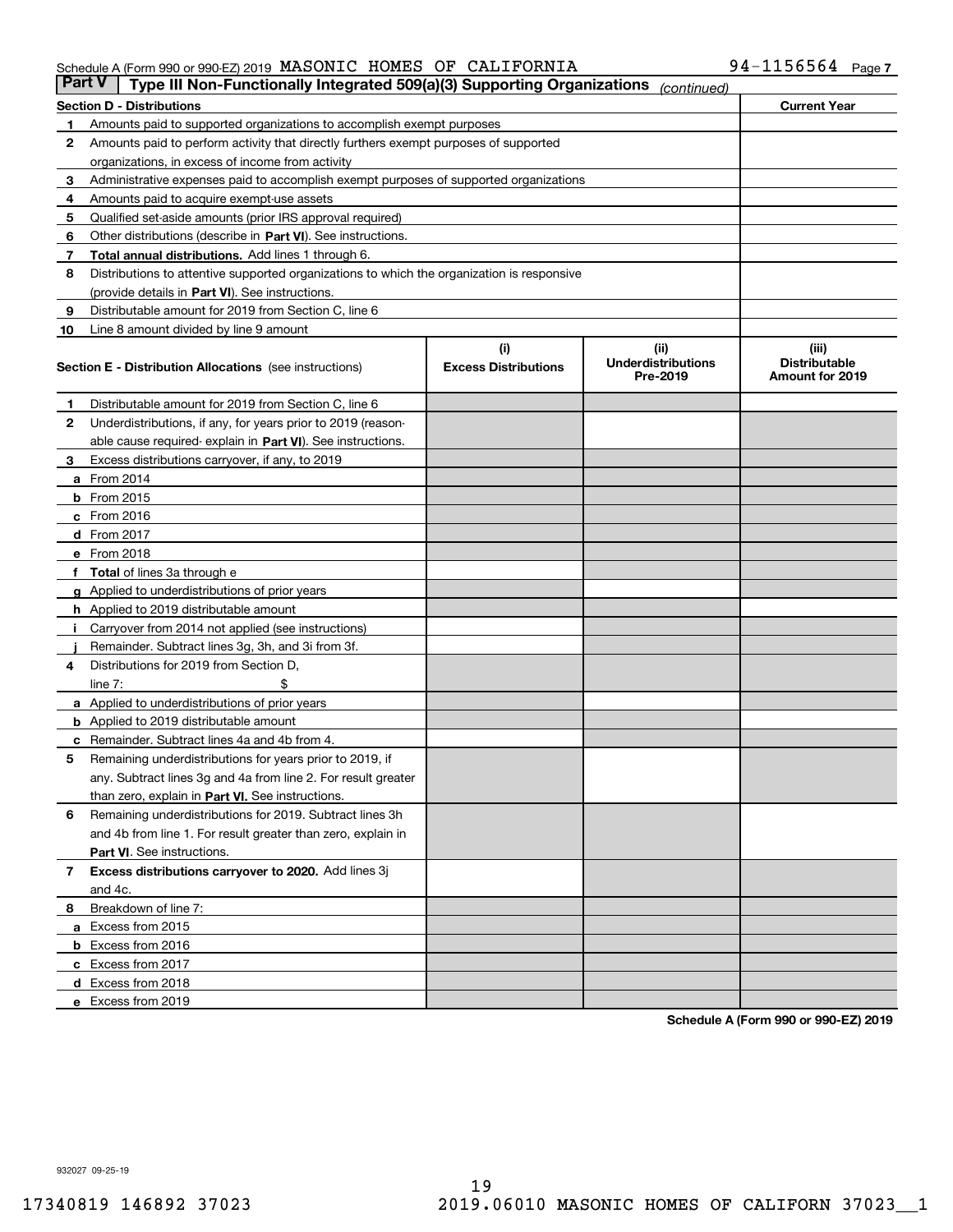Schedule A (Form 990 or 990-EZ) 2019 MASONIC HOMES OF CALIFORNIA 94-1156564 Page 7

**Part V** | **Type III Non-Functionally Integrated 509(a)(3) Supporting Organizations** *(continued)*

| **Section D - Distributions** | **Current Year** |
|---|---|
| **1** Amounts paid to supported organizations to accomplish exempt purposes | |
| **2** Amounts paid to perform activity that directly furthers exempt purposes of supported organizations, in excess of income from activity | |
| **3** Administrative expenses paid to accomplish exempt purposes of supported organizations | |
| **4** Amounts paid to acquire exempt-use assets | |
| **5** Qualified set-aside amounts (prior IRS approval required) | |
| **6** Other distributions (describe in **Part VI**). See instructions. | |
| **7** **Total annual distributions.** Add lines 1 through 6. | |
| **8** Distributions to attentive supported organizations to which the organization is responsive (provide details in **Part VI**). See instructions. | |
| **9** Distributable amount for 2019 from Section C, line 6 | |
| **10** Line 8 amount divided by line 9 amount | |

| **Section E - Distribution Allocations** (see instructions) | **(i)** **Excess Distributions** | **(ii)** **Underdistributions Pre-2019** | **(iii)** **Distributable Amount for 2019** |
|---|---|---|---|
| **1** Distributable amount for 2019 from Section C, line 6 | | | |
| **2** Underdistributions, if any, for years prior to 2019 (reasonable cause required- explain in **Part VI**). See instructions. | | | |
| **3** Excess distributions carryover, if any, to 2019 | | | |
| **a** From 2014 | | | |
| **b** From 2015 | | | |
| **c** From 2016 | | | |
| **d** From 2017 | | | |
| **e** From 2018 | | | |
| **f** **Total** of lines 3a through e | | | |
| **g** Applied to underdistributions of prior years | | | |
| **h** Applied to 2019 distributable amount | | | |
| **i** Carryover from 2014 not applied (see instructions) | | | |
| **j** Remainder. Subtract lines 3g, 3h, and 3i from 3f. | | | |
| **4** Distributions for 2019 from Section D, line 7: $ | | | |
| **a** Applied to underdistributions of prior years | | | |
| **b** Applied to 2019 distributable amount | | | |
| **c** Remainder. Subtract lines 4a and 4b from 4. | | | |
| **5** Remaining underdistributions for years prior to 2019, if any. Subtract lines 3g and 4a from line 2. For result greater than zero, explain in **Part VI.** See instructions. | | | |
| **6** Remaining underdistributions for 2019. Subtract lines 3h and 4b from line 1. For result greater than zero, explain in **Part VI**. See instructions. | | | |
| **7** **Excess distributions carryover to 2020.** Add lines 3j and 4c. | | | |
| **8** Breakdown of line 7: | | | |
| **a** Excess from 2015 | | | |
| **b** Excess from 2016 | | | |
| **c** Excess from 2017 | | | |
| **d** Excess from 2018 | | | |
| **e** Excess from 2019 | | | |

**Schedule A (Form 990 or 990-EZ) 2019**

932027 09-25-19

17340819 146892 37023 2019.06010 MASONIC HOMES OF CALIFORN 37023__1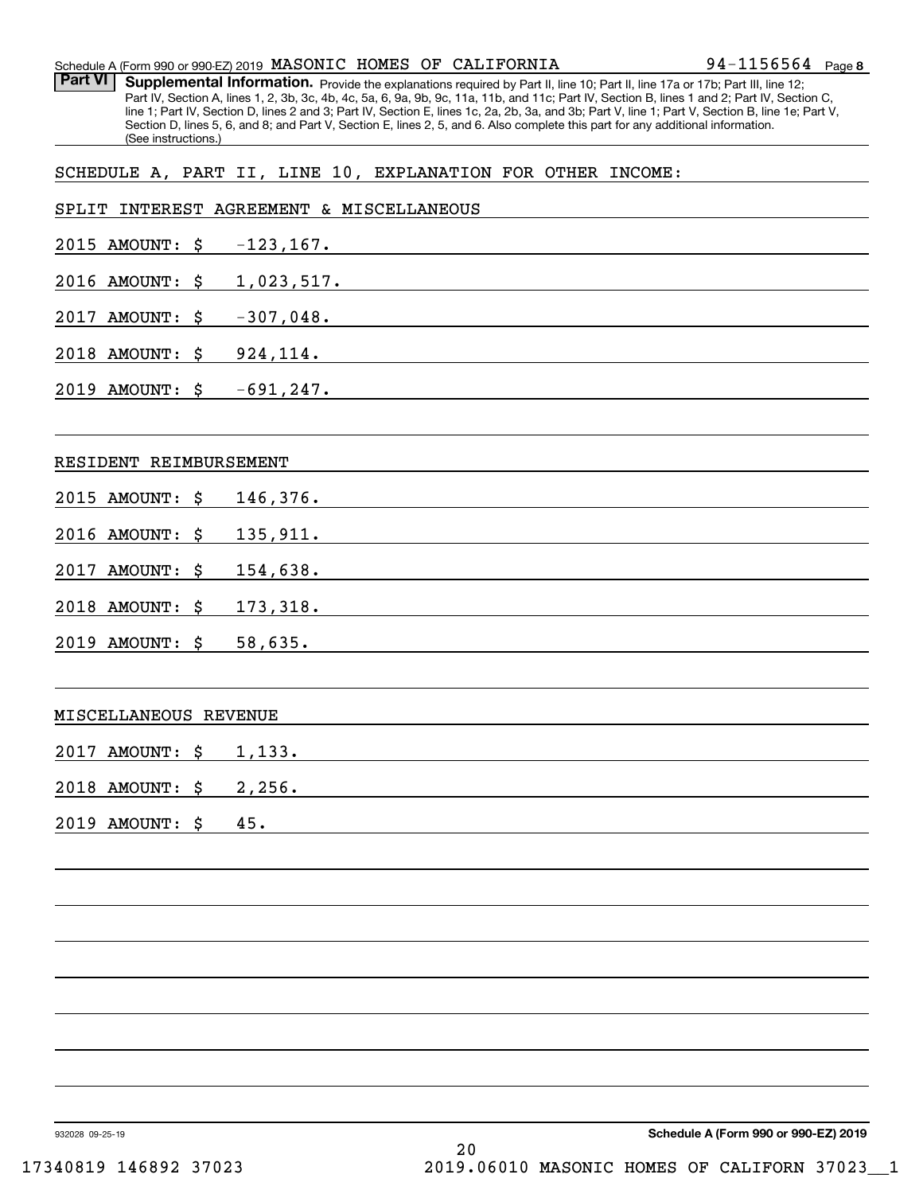## Part VI Supplemental Information.

Provide the explanations required by Part II, line 10; Part II, line 17a or 17b; Part III, line 12; Part IV, Section A, lines 1, 2, 3b, 3c, 4b, 4c, 5a, 6, 9a, 9b, 9c, 11a, 11b, and 11c; Part IV, Section B, lines 1 and 2; Part IV, Section C, line 1; Part IV, Section D, lines 2 and 3; Part IV, Section E, lines 1c, 2a, 2b, 3a, and 3b; Part V, line 1; Part V, Section B, line 1e; Part V, Section D, lines 5, 6, and 8; and Part V, Section E, lines 2, 5, and 6. Also complete this part for any additional information. (See instructions.)

SCHEDULE A, PART II, LINE 10, EXPLANATION FOR OTHER INCOME:

SPLIT INTEREST AGREEMENT & MISCELLANEOUS

2015 AMOUNT: $ -123,167.

2016 AMOUNT: $ 1,023,517.

2017 AMOUNT: $ -307,048.

2018 AMOUNT: $ 924,114.

2019 AMOUNT: $ -691,247.

RESIDENT REIMBURSEMENT

2015 AMOUNT: $ 146,376.

2016 AMOUNT: $ 135,911.

2017 AMOUNT: $ 154,638.

2018 AMOUNT: $ 173,318.

2019 AMOUNT: $ 58,635.

MISCELLANEOUS REVENUE

2017 AMOUNT: $ 1,133.

2018 AMOUNT: $ 2,256.

2019 AMOUNT: $ 45.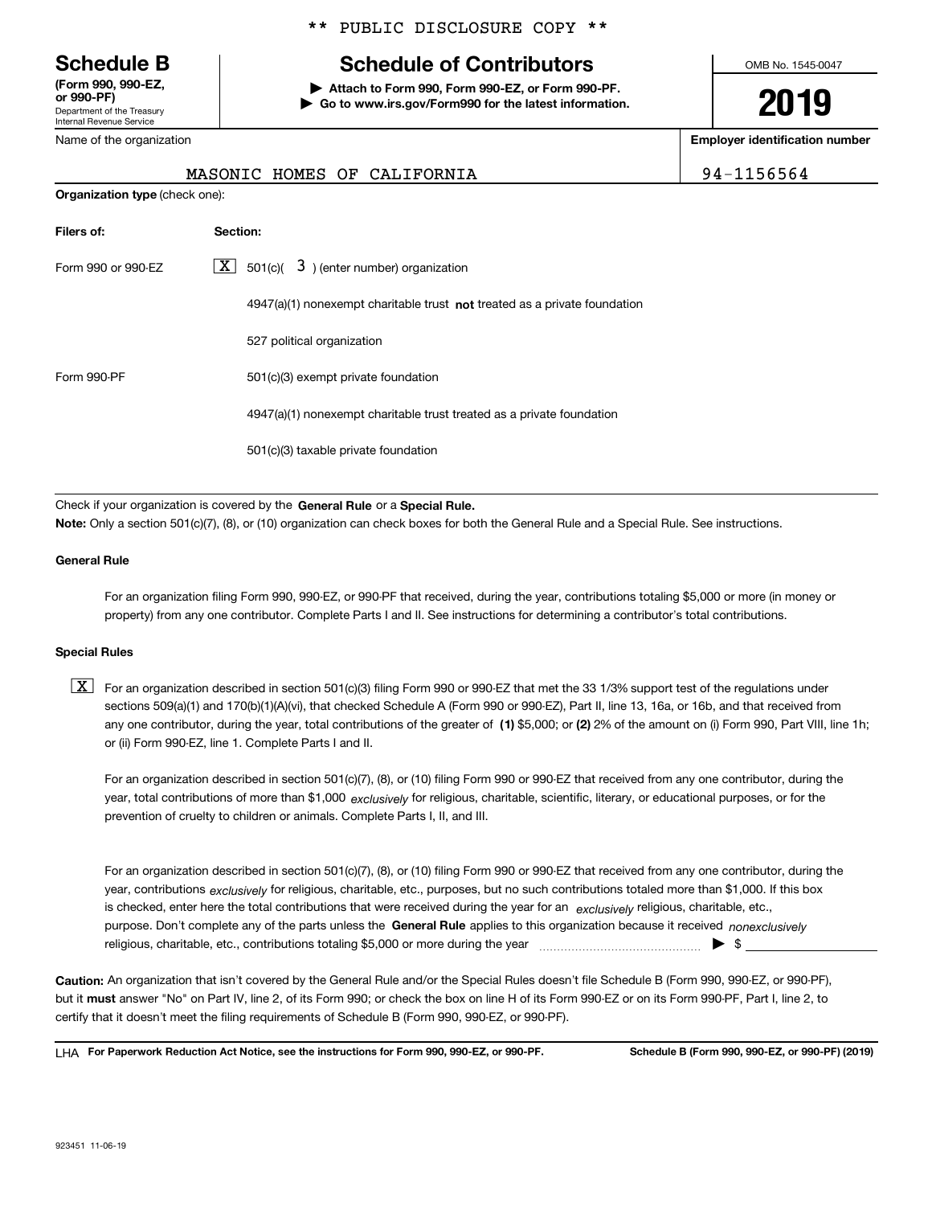** PUBLIC DISCLOSURE COPY **

**Schedule B**
**(Form 990, 990-EZ, or 990-PF)**
Department of the Treasury
Internal Revenue Service

# Schedule of Contributors

▶ **Attach to Form 990, Form 990-EZ, or Form 990-PF.**
▶ **Go to www.irs.gov/Form990 for the latest information.**

OMB No. 1545-0047

**2019**

Name of the organization: MASONIC HOMES OF CALIFORNIA

**Employer identification number**: 94-1156564

**Organization type** (check one):

| **Filers of:** | **Section:** |
|---|---|
| Form 990 or 990-EZ | [X] 501(c)( 3 ) (enter number) organization |
| | [ ] 4947(a)(1) nonexempt charitable trust **not** treated as a private foundation |
| | [ ] 527 political organization |
| Form 990-PF | [ ] 501(c)(3) exempt private foundation |
| | [ ] 4947(a)(1) nonexempt charitable trust treated as a private foundation |
| | [ ] 501(c)(3) taxable private foundation |

Check if your organization is covered by the **General Rule** or a **Special Rule.**
**Note:** Only a section 501(c)(7), (8), or (10) organization can check boxes for both the General Rule and a Special Rule. See instructions.

**General Rule**

[ ] For an organization filing Form 990, 990-EZ, or 990-PF that received, during the year, contributions totaling $5,000 or more (in money or property) from any one contributor. Complete Parts I and II. See instructions for determining a contributor's total contributions.

**Special Rules**

[X] For an organization described in section 501(c)(3) filing Form 990 or 990-EZ that met the 33 1/3% support test of the regulations under sections 509(a)(1) and 170(b)(1)(A)(vi), that checked Schedule A (Form 990 or 990-EZ), Part II, line 13, 16a, or 16b, and that received from any one contributor, during the year, total contributions of the greater of **(1)** $5,000; or **(2)** 2% of the amount on (i) Form 990, Part VIII, line 1h; or (ii) Form 990-EZ, line 1. Complete Parts I and II.

[ ] For an organization described in section 501(c)(7), (8), or (10) filing Form 990 or 990-EZ that received from any one contributor, during the year, total contributions of more than $1,000 *exclusively* for religious, charitable, scientific, literary, or educational purposes, or for the prevention of cruelty to children or animals. Complete Parts I, II, and III.

[ ] For an organization described in section 501(c)(7), (8), or (10) filing Form 990 or 990-EZ that received from any one contributor, during the year, contributions *exclusively* for religious, charitable, etc., purposes, but no such contributions totaled more than $1,000. If this box is checked, enter here the total contributions that were received during the year for an *exclusively* religious, charitable, etc., purpose. Don't complete any of the parts unless the **General Rule** applies to this organization because it received *nonexclusively* religious, charitable, etc., contributions totaling $5,000 or more during the year ▶ $ ________

**Caution:** An organization that isn't covered by the General Rule and/or the Special Rules doesn't file Schedule B (Form 990, 990-EZ, or 990-PF), but it **must** answer "No" on Part IV, line 2, of its Form 990; or check the box on line H of its Form 990-EZ or on its Form 990-PF, Part I, line 2, to certify that it doesn't meet the filing requirements of Schedule B (Form 990, 990-EZ, or 990-PF).

LHA **For Paperwork Reduction Act Notice, see the instructions for Form 990, 990-EZ, or 990-PF.** **Schedule B (Form 990, 990-EZ, or 990-PF) (2019)**

923451 11-06-19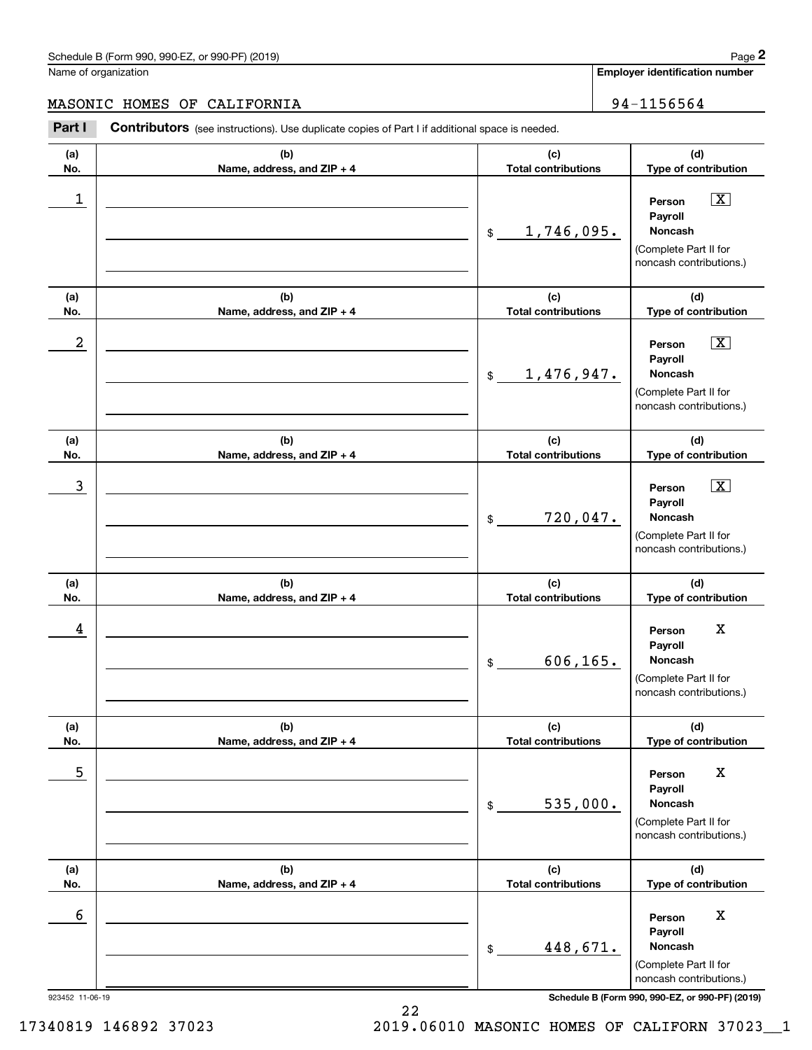Schedule B (Form 990, 990-EZ, or 990-PF) (2019)

Name of organization: MASONIC HOMES OF CALIFORNIA

Employer identification number: 94-1156564

**Part I** **Contributors** (see instructions). Use duplicate copies of Part I if additional space is needed.

| (a) No. | (b) Name, address, and ZIP + 4 | (c) Total contributions | (d) Type of contribution |
|---|---|---|---|
| 1 | | $ 1,746,095. | Person [X] Payroll [ ] Noncash [ ] (Complete Part II for noncash contributions.) |
| 2 | | $ 1,476,947. | Person [X] Payroll [ ] Noncash [ ] (Complete Part II for noncash contributions.) |
| 3 | | $ 720,047. | Person [X] Payroll [ ] Noncash [ ] (Complete Part II for noncash contributions.) |
| 4 | | $ 606,165. | Person X Payroll Noncash (Complete Part II for noncash contributions.) |
| 5 | | $ 535,000. | Person X Payroll Noncash (Complete Part II for noncash contributions.) |
| 6 | | $ 448,671. | Person X Payroll Noncash (Complete Part II for noncash contributions.) |

923452 11-06-19

Schedule B (Form 990, 990-EZ, or 990-PF) (2019)

17340819 146892 37023 2019.06010 MASONIC HOMES OF CALIFORN 37023__1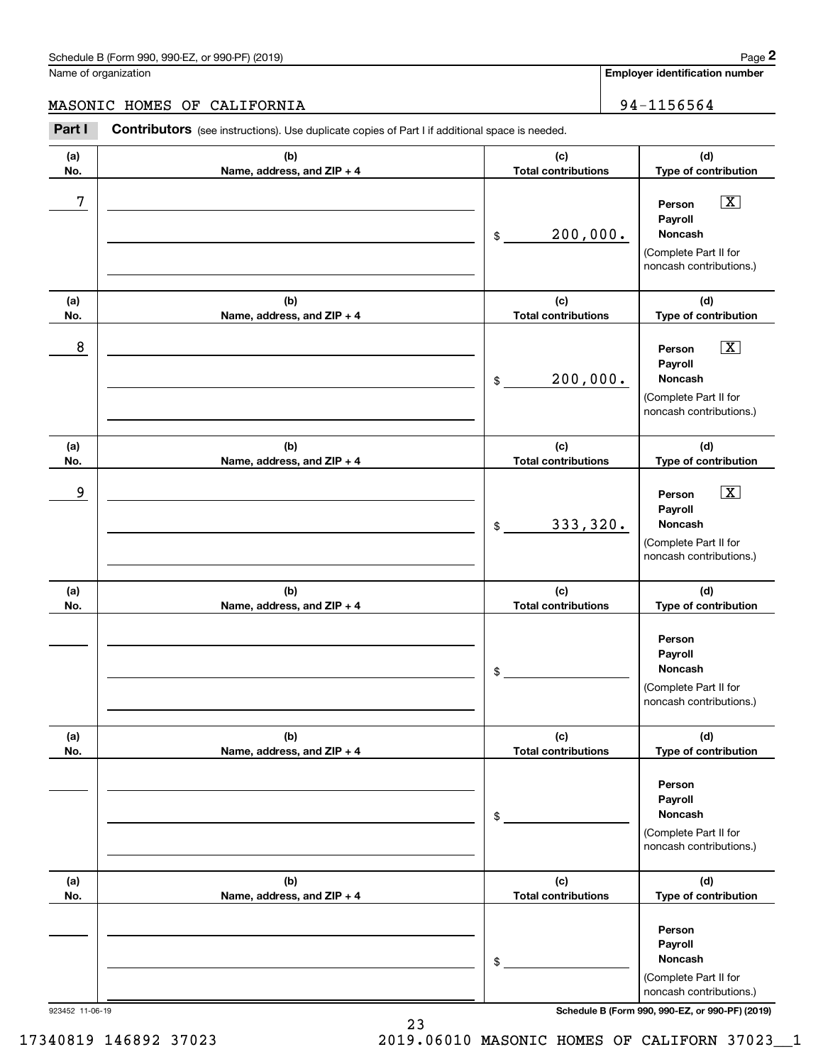Schedule B (Form 990, 990-EZ, or 990-PF) (2019)

Name of organization: MASONIC HOMES OF CALIFORNIA

Employer identification number: 94-1156564

**Part I** **Contributors** (see instructions). Use duplicate copies of Part I if additional space is needed.

| (a) No. | (b) Name, address, and ZIP + 4 | (c) Total contributions | (d) Type of contribution |
|---|---|---|---|
| 7 | | $ 200,000. | Person [X] Payroll [ ] Noncash [ ] (Complete Part II for noncash contributions.) |
| 8 | | $ 200,000. | Person [X] Payroll [ ] Noncash [ ] (Complete Part II for noncash contributions.) |
| 9 | | $ 333,320. | Person [X] Payroll [ ] Noncash [ ] (Complete Part II for noncash contributions.) |
| | | $ | Person [ ] Payroll [ ] Noncash [ ] (Complete Part II for noncash contributions.) |
| | | $ | Person [ ] Payroll [ ] Noncash [ ] (Complete Part II for noncash contributions.) |
| | | $ | Person [ ] Payroll [ ] Noncash [ ] (Complete Part II for noncash contributions.) |

923452 11-06-19

Schedule B (Form 990, 990-EZ, or 990-PF) (2019)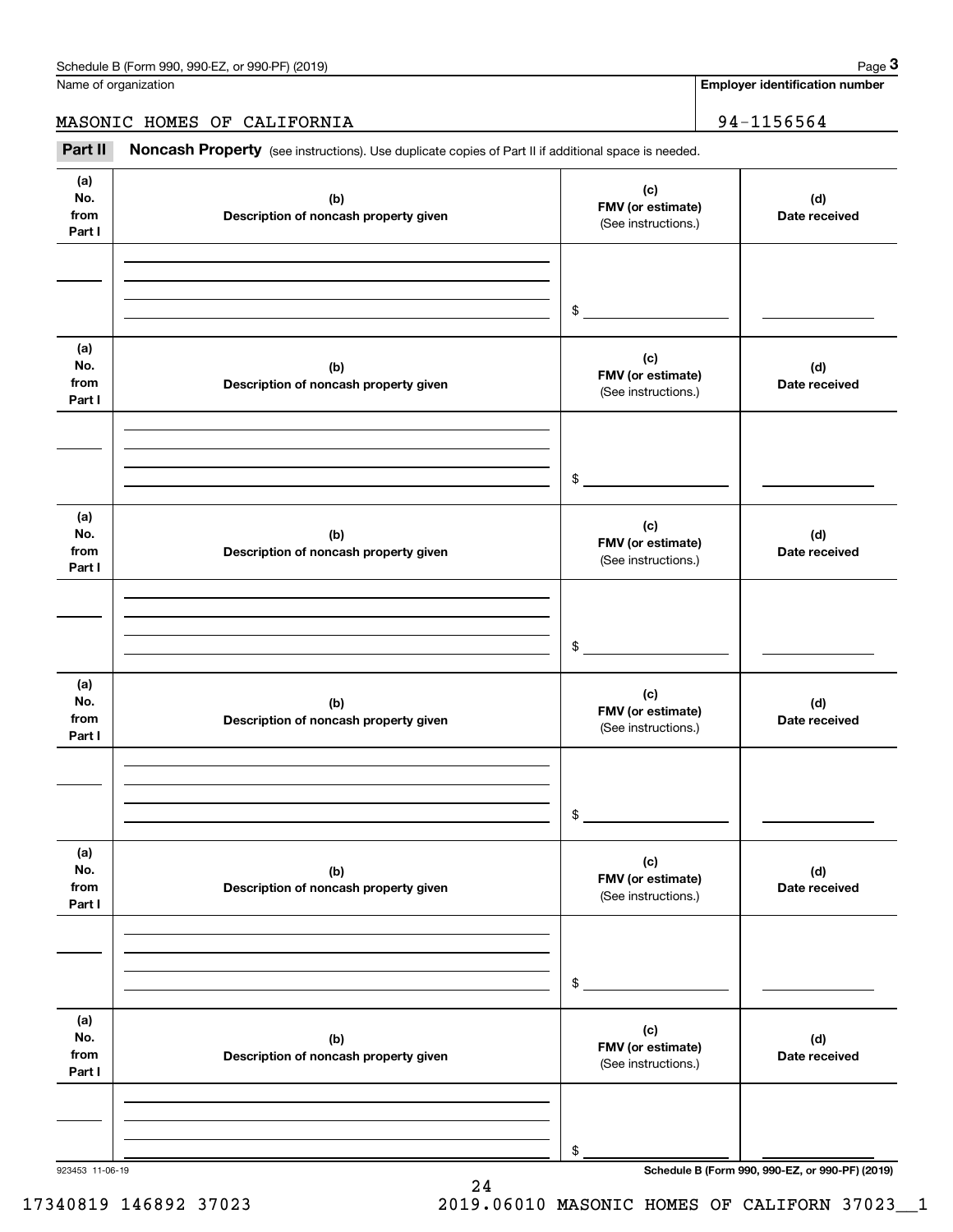Name of organization

MASONIC HOMES OF CALIFORNIA

**Employer identification number**

94-1156564

**Part II** **Noncash Property** (see instructions). Use duplicate copies of Part II if additional space is needed.

| (a) No. from Part I | (b) Description of noncash property given | (c) FMV (or estimate) (See instructions.) | (d) Date received |
|---|---|---|---|
| | | $ | |

| (a) No. from Part I | (b) Description of noncash property given | (c) FMV (or estimate) (See instructions.) | (d) Date received |
|---|---|---|---|
| | | $ | |

| (a) No. from Part I | (b) Description of noncash property given | (c) FMV (or estimate) (See instructions.) | (d) Date received |
|---|---|---|---|
| | | $ | |

| (a) No. from Part I | (b) Description of noncash property given | (c) FMV (or estimate) (See instructions.) | (d) Date received |
|---|---|---|---|
| | | $ | |

| (a) No. from Part I | (b) Description of noncash property given | (c) FMV (or estimate) (See instructions.) | (d) Date received |
|---|---|---|---|
| | | $ | |

| (a) No. from Part I | (b) Description of noncash property given | (c) FMV (or estimate) (See instructions.) | (d) Date received |
|---|---|---|---|
| | | $ | |

923453 11-06-19

17340819 146892 37023 2019.06010 MASONIC HOMES OF CALIFORN 37023__1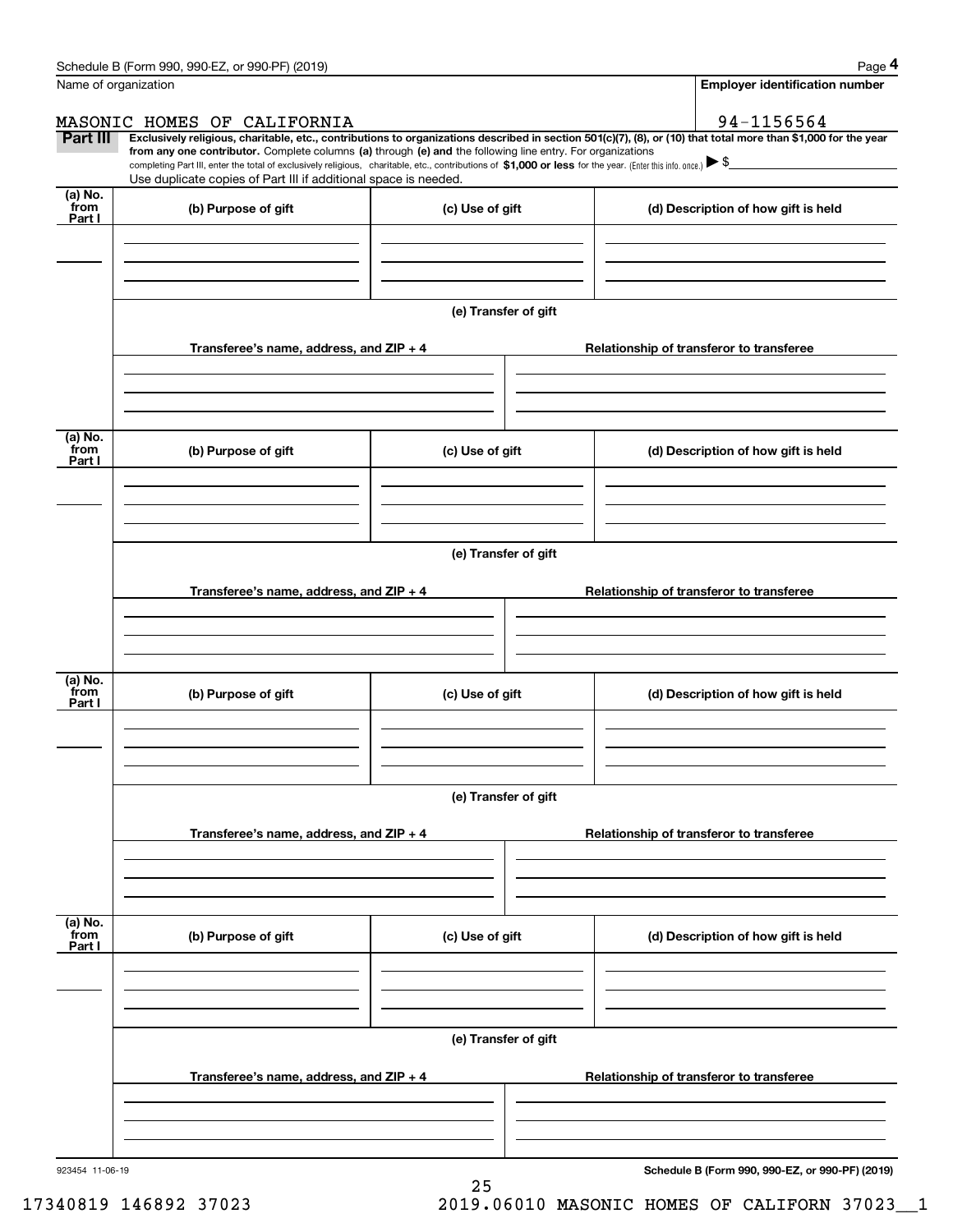Schedule B (Form 990, 990-EZ, or 990-PF) (2019)

Name of organization: MASONIC HOMES OF CALIFORNIA

Employer identification number: 94-1156564

**Part III** **Exclusively religious, charitable, etc., contributions to organizations described in section 501(c)(7), (8), or (10) that total more than $1,000 for the year from any one contributor.** Complete columns **(a)** through **(e) and** the following line entry. For organizations completing Part III, enter the total of exclusively religious, charitable, etc., contributions of **$1,000 or less** for the year. (Enter this info. once.) ▶ $

Use duplicate copies of Part III if additional space is needed.

| (a) No. from Part I | (b) Purpose of gift | (c) Use of gift | (d) Description of how gift is held |
|---|---|---|---|
| | | | |

(e) Transfer of gift

| Transferee's name, address, and ZIP + 4 | Relationship of transferor to transferee |
|---|---|
| | |

| (a) No. from Part I | (b) Purpose of gift | (c) Use of gift | (d) Description of how gift is held |
|---|---|---|---|
| | | | |

(e) Transfer of gift

| Transferee's name, address, and ZIP + 4 | Relationship of transferor to transferee |
|---|---|
| | |

| (a) No. from Part I | (b) Purpose of gift | (c) Use of gift | (d) Description of how gift is held |
|---|---|---|---|
| | | | |

(e) Transfer of gift

| Transferee's name, address, and ZIP + 4 | Relationship of transferor to transferee |
|---|---|
| | |

| (a) No. from Part I | (b) Purpose of gift | (c) Use of gift | (d) Description of how gift is held |
|---|---|---|---|
| | | | |

(e) Transfer of gift

| Transferee's name, address, and ZIP + 4 | Relationship of transferor to transferee |
|---|---|
| | |

923454 11-06-19

**Schedule B (Form 990, 990-EZ, or 990-PF) (2019)**

17340819 146892 37023 2019.06010 MASONIC HOMES OF CALIFORN 37023__1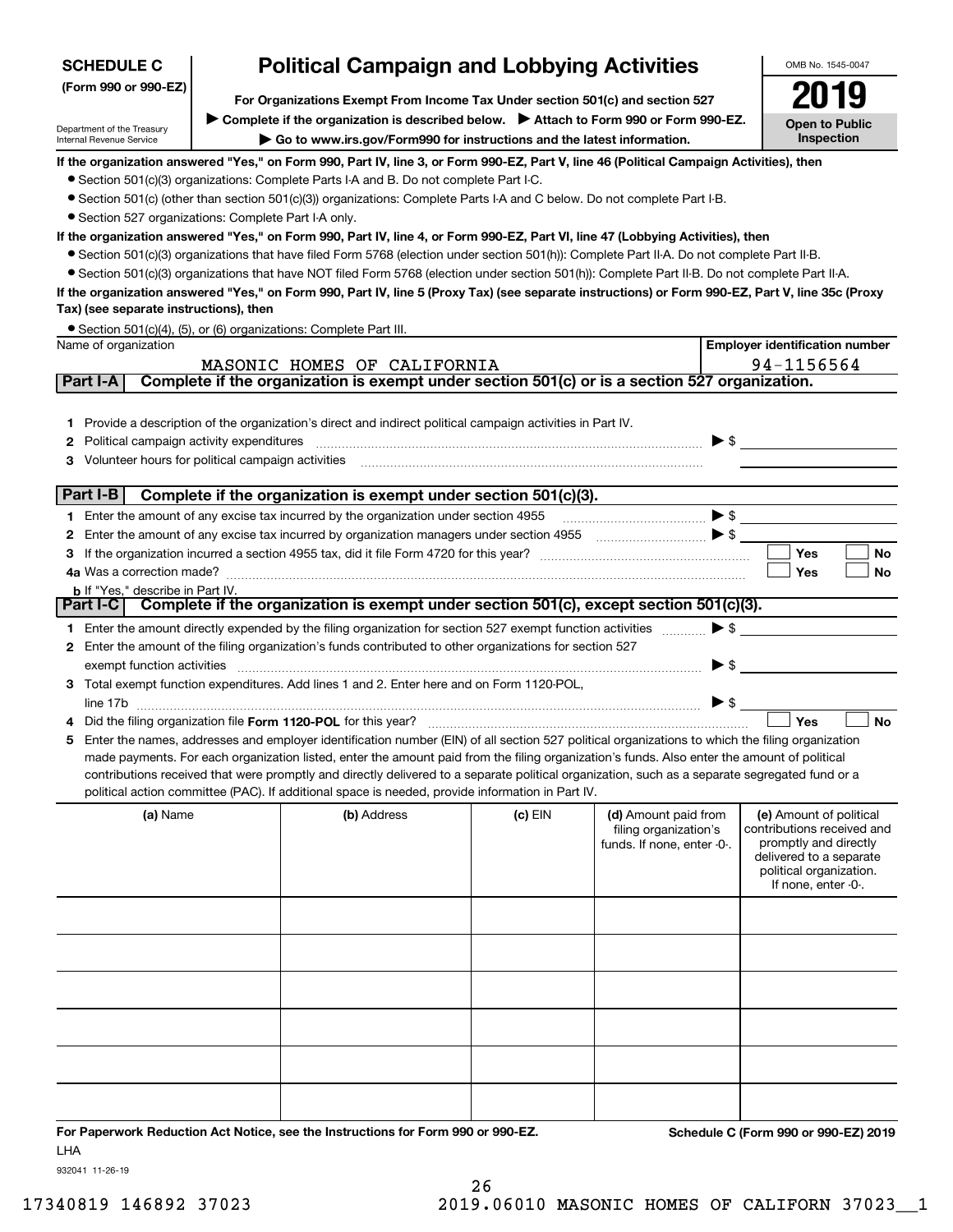**SCHEDULE C**
**(Form 990 or 990-EZ)**

Department of the Treasury
Internal Revenue Service

# Political Campaign and Lobbying Activities

**For Organizations Exempt From Income Tax Under section 501(c) and section 527**

**▶ Complete if the organization is described below. ▶ Attach to Form 990 or Form 990-EZ.**

**▶ Go to www.irs.gov/Form990 for instructions and the latest information.**

OMB No. 1545-0047

**2019**

**Open to Public Inspection**

**If the organization answered "Yes," on Form 990, Part IV, line 3, or Form 990-EZ, Part V, line 46 (Political Campaign Activities), then**

- Section 501(c)(3) organizations: Complete Parts I-A and B. Do not complete Part I-C.
- Section 501(c) (other than section 501(c)(3)) organizations: Complete Parts I-A and C below. Do not complete Part I-B.
- Section 527 organizations: Complete Part I-A only.

**If the organization answered "Yes," on Form 990, Part IV, line 4, or Form 990-EZ, Part VI, line 47 (Lobbying Activities), then**

- Section 501(c)(3) organizations that have filed Form 5768 (election under section 501(h)): Complete Part II-A. Do not complete Part II-B.
- Section 501(c)(3) organizations that have NOT filed Form 5768 (election under section 501(h)): Complete Part II-B. Do not complete Part II-A.

**If the organization answered "Yes," on Form 990, Part IV, line 5 (Proxy Tax) (see separate instructions) or Form 990-EZ, Part V, line 35c (Proxy Tax) (see separate instructions), then**

- Section 501(c)(4), (5), or (6) organizations: Complete Part III.

| Name of organization | Employer identification number |
|---|---|
| MASONIC HOMES OF CALIFORNIA | 94-1156564 |

## Part I-A Complete if the organization is exempt under section 501(c) or is a section 527 organization.

1 Provide a description of the organization's direct and indirect political campaign activities in Part IV.

2 Political campaign activity expenditures ▶ $

3 Volunteer hours for political campaign activities

## Part I-B Complete if the organization is exempt under section 501(c)(3).

1 Enter the amount of any excise tax incurred by the organization under section 4955 ▶ $

2 Enter the amount of any excise tax incurred by organization managers under section 4955 ▶ $

3 If the organization incurred a section 4955 tax, did it file Form 4720 for this year? ☐ Yes ☐ No

4a Was a correction made? ☐ Yes ☐ No

b If "Yes," describe in Part IV.

## Part I-C Complete if the organization is exempt under section 501(c), except section 501(c)(3).

1 Enter the amount directly expended by the filing organization for section 527 exempt function activities ▶ $

2 Enter the amount of the filing organization's funds contributed to other organizations for section 527 exempt function activities ▶ $

3 Total exempt function expenditures. Add lines 1 and 2. Enter here and on Form 1120-POL, line 17b ▶ $

4 Did the filing organization file **Form 1120-POL** for this year? ☐ Yes ☐ No

5 Enter the names, addresses and employer identification number (EIN) of all section 527 political organizations to which the filing organization made payments. For each organization listed, enter the amount paid from the filing organization's funds. Also enter the amount of political contributions received that were promptly and directly delivered to a separate political organization, such as a separate segregated fund or a political action committee (PAC). If additional space is needed, provide information in Part IV.

| (a) Name | (b) Address | (c) EIN | (d) Amount paid from filing organization's funds. If none, enter -0-. | (e) Amount of political contributions received and promptly and directly delivered to a separate political organization. If none, enter -0-. |
|---|---|---|---|---|
| | | | | |
| | | | | |
| | | | | |
| | | | | |
| | | | | |
| | | | | |

**For Paperwork Reduction Act Notice, see the Instructions for Form 990 or 990-EZ.** **Schedule C (Form 990 or 990-EZ) 2019**

LHA

932041 11-26-19

17340819 146892 37023 2019.06010 MASONIC HOMES OF CALIFORN 37023__1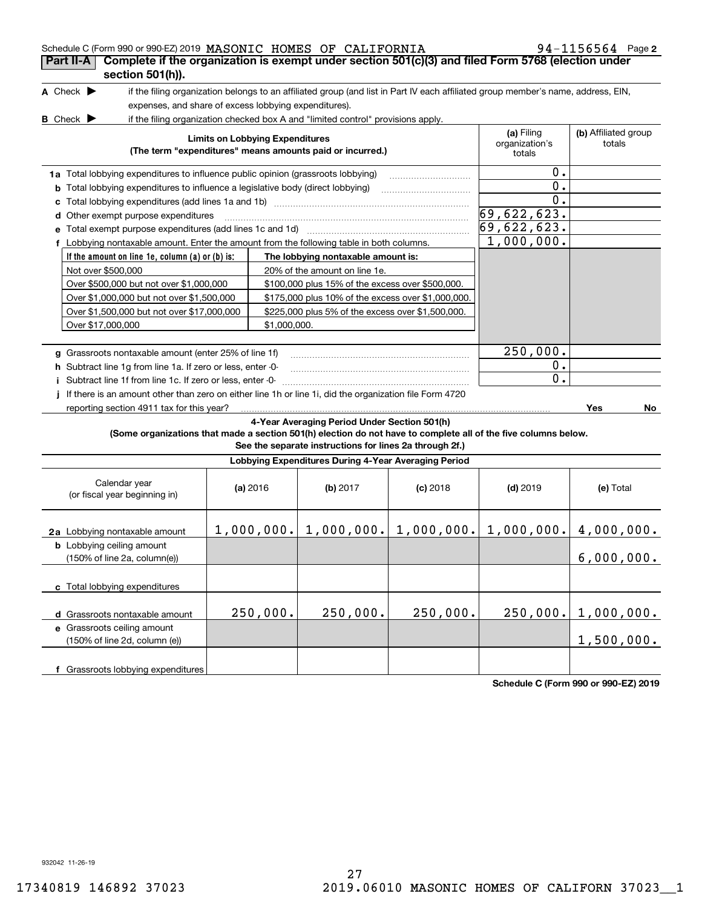Schedule C (Form 990 or 990-EZ) 2019 MASONIC HOMES OF CALIFORNIA 94-1156564 Page **2**

## Part II-A Complete if the organization is exempt under section 501(c)(3) and filed Form 5768 (election under section 501(h)).

**A** Check ▶ if the filing organization belongs to an affiliated group (and list in Part IV each affiliated group member's name, address, EIN, expenses, and share of excess lobbying expenditures).

**B** Check ▶ if the filing organization checked box A and "limited control" provisions apply.

| Limits on Lobbying Expenditures (The term "expenditures" means amounts paid or incurred.) | (a) Filing organization's totals | (b) Affiliated group totals |
|---|---|---|
| **1a** Total lobbying expenditures to influence public opinion (grassroots lobbying) | 0. | |
| **b** Total lobbying expenditures to influence a legislative body (direct lobbying) | 0. | |
| **c** Total lobbying expenditures (add lines 1a and 1b) | 0. | |
| **d** Other exempt purpose expenditures | 69,622,623. | |
| **e** Total exempt purpose expenditures (add lines 1c and 1d) | 69,622,623. | |
| **f** Lobbying nontaxable amount. Enter the amount from the following table in both columns. | 1,000,000. | |

| If the amount on line 1e, column (a) or (b) is: | The lobbying nontaxable amount is: |
|---|---|
| Not over $500,000 | 20% of the amount on line 1e. |
| Over $500,000 but not over $1,000,000 | $100,000 plus 15% of the excess over $500,000. |
| Over $1,000,000 but not over $1,500,000 | $175,000 plus 10% of the excess over $1,000,000. |
| Over $1,500,000 but not over $17,000,000 | $225,000 plus 5% of the excess over $1,500,000. |
| Over $17,000,000 | $1,000,000. |

| | (a) Filing organization's totals | (b) Affiliated group totals |
|---|---|---|
| **g** Grassroots nontaxable amount (enter 25% of line 1f) | 250,000. | |
| **h** Subtract line 1g from line 1a. If zero or less, enter -0- | 0. | |
| **i** Subtract line 1f from line 1c. If zero or less, enter -0- | 0. | |
| **j** If there is an amount other than zero on either line 1h or line 1i, did the organization file Form 4720 reporting section 4911 tax for this year? | Yes | No |

### 4-Year Averaging Period Under Section 501(h)

**(Some organizations that made a section 501(h) election do not have to complete all of the five columns below. See the separate instructions for lines 2a through 2f.)**

**Lobbying Expenditures During 4-Year Averaging Period**

| Calendar year (or fiscal year beginning in) | (a) 2016 | (b) 2017 | (c) 2018 | (d) 2019 | (e) Total |
|---|---|---|---|---|---|
| **2a** Lobbying nontaxable amount | 1,000,000. | 1,000,000. | 1,000,000. | 1,000,000. | 4,000,000. |
| **b** Lobbying ceiling amount (150% of line 2a, column(e)) | | | | | 6,000,000. |
| **c** Total lobbying expenditures | | | | | |
| **d** Grassroots nontaxable amount | 250,000. | 250,000. | 250,000. | 250,000. | 1,000,000. |
| **e** Grassroots ceiling amount (150% of line 2d, column (e)) | | | | | 1,500,000. |
| **f** Grassroots lobbying expenditures | | | | | |

**Schedule C (Form 990 or 990-EZ) 2019**

932042 11-26-19

17340819 146892 37023 2019.06010 MASONIC HOMES OF CALIFORN 37023__1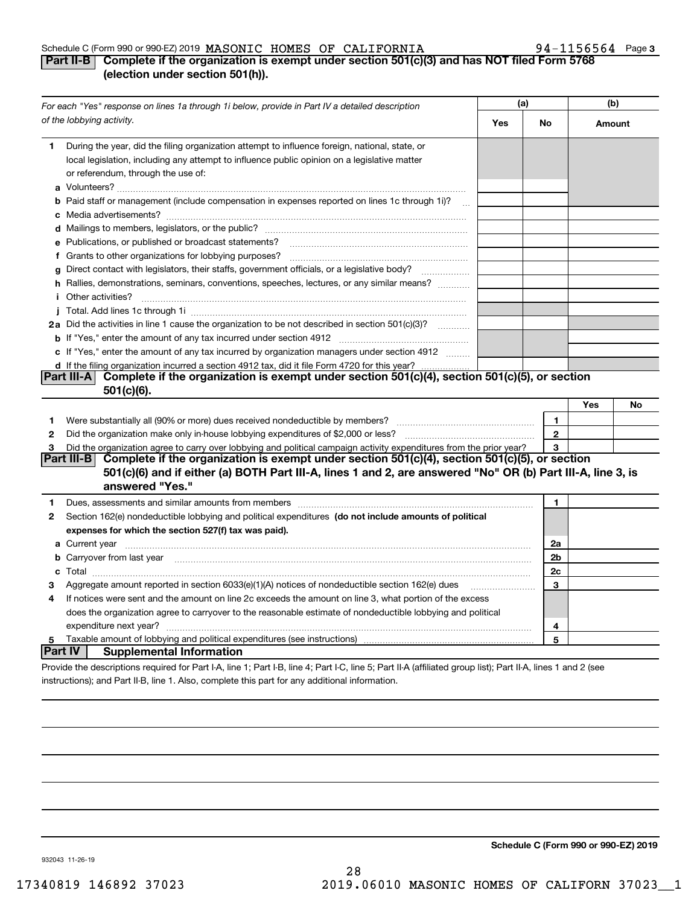Schedule C (Form 990 or 990-EZ) 2019 MASONIC HOMES OF CALIFORNIA 94-1156564 Page 3

## Part II-B Complete if the organization is exempt under section 501(c)(3) and has NOT filed Form 5768 (election under section 501(h)).

| *For each "Yes" response on lines 1a through 1i below, provide in Part IV a detailed description of the lobbying activity.* | (a) Yes | (a) No | (b) Amount |
|---|---|---|---|
| **1** During the year, did the filing organization attempt to influence foreign, national, state, or local legislation, including any attempt to influence public opinion on a legislative matter or referendum, through the use of: | | | |
| **a** Volunteers? | | | |
| **b** Paid staff or management (include compensation in expenses reported on lines 1c through 1i)? | | | |
| **c** Media advertisements? | | | |
| **d** Mailings to members, legislators, or the public? | | | |
| **e** Publications, or published or broadcast statements? | | | |
| **f** Grants to other organizations for lobbying purposes? | | | |
| **g** Direct contact with legislators, their staffs, government officials, or a legislative body? | | | |
| **h** Rallies, demonstrations, seminars, conventions, speeches, lectures, or any similar means? | | | |
| **i** Other activities? | | | |
| **j** Total. Add lines 1c through 1i | | | |
| **2a** Did the activities in line 1 cause the organization to be not described in section 501(c)(3)? | | | |
| **b** If "Yes," enter the amount of any tax incurred under section 4912 | | | |
| **c** If "Yes," enter the amount of any tax incurred by organization managers under section 4912 | | | |
| **d** If the filing organization incurred a section 4912 tax, did it file Form 4720 for this year? | | | |

## Part III-A Complete if the organization is exempt under section 501(c)(4), section 501(c)(5), or section 501(c)(6).

| | | | Yes | No |
|---|---|---|---|---|
| **1** | Were substantially all (90% or more) dues received nondeductible by members? | 1 | | |
| **2** | Did the organization make only in-house lobbying expenditures of $2,000 or less? | 2 | | |
| **3** | Did the organization agree to carry over lobbying and political campaign activity expenditures from the prior year? | 3 | | |

## Part III-B Complete if the organization is exempt under section 501(c)(4), section 501(c)(5), or section 501(c)(6) and if either (a) BOTH Part III-A, lines 1 and 2, are answered "No" OR (b) Part III-A, line 3, is answered "Yes."

| | | | |
|---|---|---|---|
| **1** | Dues, assessments and similar amounts from members | 1 | |
| **2** | Section 162(e) nondeductible lobbying and political expenditures **(do not include amounts of political expenses for which the section 527(f) tax was paid).** | | |
| **a** | Current year | 2a | |
| **b** | Carryover from last year | 2b | |
| **c** | Total | 2c | |
| **3** | Aggregate amount reported in section 6033(e)(1)(A) notices of nondeductible section 162(e) dues | 3 | |
| **4** | If notices were sent and the amount on line 2c exceeds the amount on line 3, what portion of the excess does the organization agree to carryover to the reasonable estimate of nondeductible lobbying and political expenditure next year? | 4 | |
| **5** | Taxable amount of lobbying and political expenditures (see instructions) | 5 | |

## Part IV Supplemental Information

Provide the descriptions required for Part I-A, line 1; Part I-B, line 4; Part I-C, line 5; Part II-A (affiliated group list); Part II-A, lines 1 and 2 (see instructions); and Part II-B, line 1. Also, complete this part for any additional information.

**Schedule C (Form 990 or 990-EZ) 2019**

932043 11-26-19

17340819 146892 37023 2019.06010 MASONIC HOMES OF CALIFORN 37023__1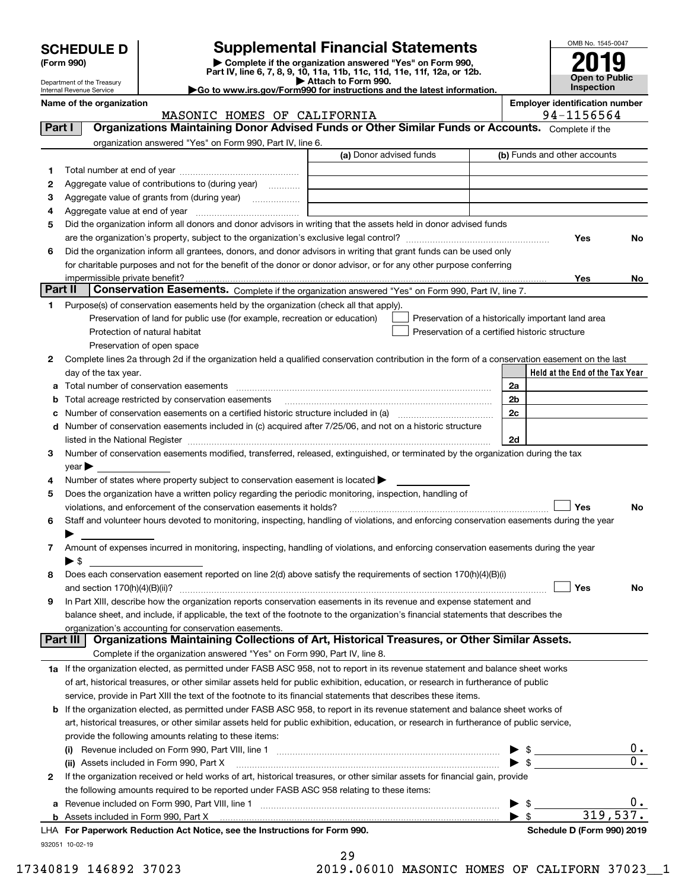# SCHEDULE D (Form 990)

Department of the Treasury
Internal Revenue Service

## Supplemental Financial Statements

▶ Complete if the organization answered "Yes" on Form 990, Part IV, line 6, 7, 8, 9, 10, 11a, 11b, 11c, 11d, 11e, 11f, 12a, or 12b.
▶ Attach to Form 990.
▶Go to www.irs.gov/Form990 for instructions and the latest information.

OMB No. 1545-0047

**2019**

**Open to Public Inspection**

**Name of the organization**
MASONIC HOMES OF CALIFORNIA

**Employer identification number**
94-1156564

## Part I Organizations Maintaining Donor Advised Funds or Other Similar Funds or Accounts.

Complete if the organization answered "Yes" on Form 990, Part IV, line 6.

| | | (a) Donor advised funds | (b) Funds and other accounts |
|---|---|---|---|
| 1 | Total number at end of year | | |
| 2 | Aggregate value of contributions to (during year) | | |
| 3 | Aggregate value of grants from (during year) | | |
| 4 | Aggregate value at end of year | | |

5 Did the organization inform all donors and donor advisors in writing that the assets held in donor advised funds are the organization's property, subject to the organization's exclusive legal control? Yes No

6 Did the organization inform all grantees, donors, and donor advisors in writing that grant funds can be used only for charitable purposes and not for the benefit of the donor or donor advisor, or for any other purpose conferring impermissible private benefit? Yes No

## Part II Conservation Easements.

Complete if the organization answered "Yes" on Form 990, Part IV, line 7.

1 Purpose(s) of conservation easements held by the organization (check all that apply).
- Preservation of land for public use (for example, recreation or education)
- Protection of natural habitat
- Preservation of open space
- Preservation of a historically important land area
- Preservation of a certified historic structure

2 Complete lines 2a through 2d if the organization held a qualified conservation contribution in the form of a conservation easement on the last day of the tax year.

| | | | Held at the End of the Tax Year |
|---|---|---|---|
| a | Total number of conservation easements | 2a | |
| b | Total acreage restricted by conservation easements | 2b | |
| c | Number of conservation easements on a certified historic structure included in (a) | 2c | |
| d | Number of conservation easements included in (c) acquired after 7/25/06, and not on a historic structure listed in the National Register | 2d | |

3 Number of conservation easements modified, transferred, released, extinguished, or terminated by the organization during the tax year ▶

4 Number of states where property subject to conservation easement is located ▶

5 Does the organization have a written policy regarding the periodic monitoring, inspection, handling of violations, and enforcement of the conservation easements it holds? Yes No

6 Staff and volunteer hours devoted to monitoring, inspecting, handling of violations, and enforcing conservation easements during the year ▶

7 Amount of expenses incurred in monitoring, inspecting, handling of violations, and enforcing conservation easements during the year ▶ $

8 Does each conservation easement reported on line 2(d) above satisfy the requirements of section 170(h)(4)(B)(i) and section 170(h)(4)(B)(ii)? Yes No

9 In Part XIII, describe how the organization reports conservation easements in its revenue and expense statement and balance sheet, and include, if applicable, the text of the footnote to the organization's financial statements that describes the organization's accounting for conservation easements.

## Part III Organizations Maintaining Collections of Art, Historical Treasures, or Other Similar Assets.

Complete if the organization answered "Yes" on Form 990, Part IV, line 8.

1a If the organization elected, as permitted under FASB ASC 958, not to report in its revenue statement and balance sheet works of art, historical treasures, or other similar assets held for public exhibition, education, or research in furtherance of public service, provide in Part XIII the text of the footnote to its financial statements that describes these items.

b If the organization elected, as permitted under FASB ASC 958, to report in its revenue statement and balance sheet works of art, historical treasures, or other similar assets held for public exhibition, education, or research in furtherance of public service, provide the following amounts relating to these items:

(i) Revenue included on Form 990, Part VIII, line 1 ▶ $ 0.

(ii) Assets included in Form 990, Part X ▶ $ 0.

2 If the organization received or held works of art, historical treasures, or other similar assets for financial gain, provide the following amounts required to be reported under FASB ASC 958 relating to these items:

a Revenue included on Form 990, Part VIII, line 1 ▶ $ 0.

b Assets included in Form 990, Part X ▶ $ 319,537.

LHA For Paperwork Reduction Act Notice, see the Instructions for Form 990. Schedule D (Form 990) 2019

932051 10-02-19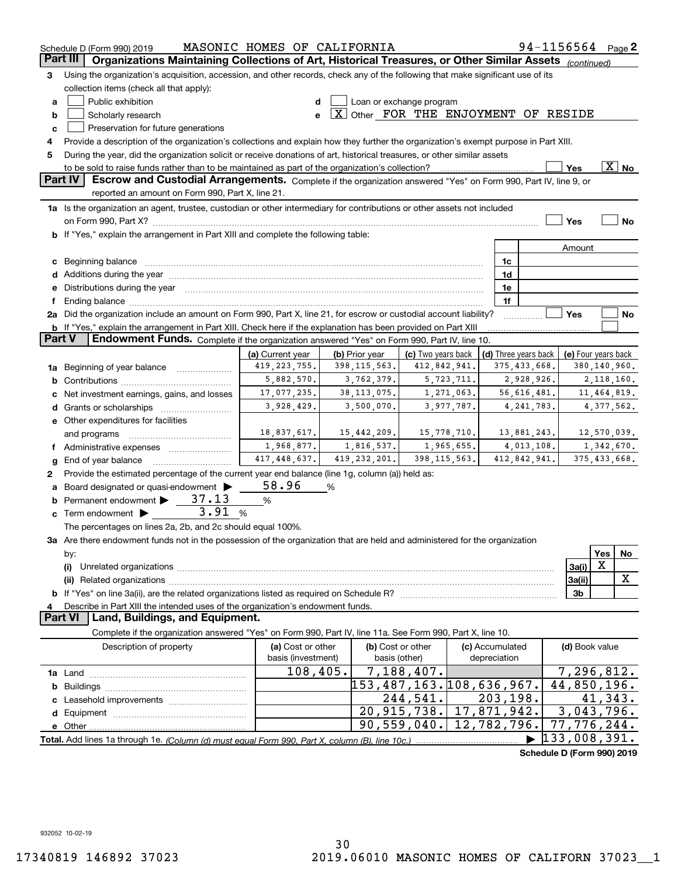Schedule D (Form 990) 2019 MASONIC HOMES OF CALIFORNIA 94-1156564 Page 2

## Part III Organizations Maintaining Collections of Art, Historical Treasures, or Other Similar Assets *(continued)*

3 Using the organization's acquisition, accession, and other records, check any of the following that make significant use of its collection items (check all that apply):

- a [ ] Public exhibition
- b [ ] Scholarly research
- c [ ] Preservation for future generations
- d [ ] Loan or exchange program
- e [X] Other FOR THE ENJOYMENT OF RESIDE

4 Provide a description of the organization's collections and explain how they further the organization's exempt purpose in Part XIII.

5 During the year, did the organization solicit or receive donations of art, historical treasures, or other similar assets to be sold to raise funds rather than to be maintained as part of the organization's collection? [ ] Yes [X] No

## Part IV Escrow and Custodial Arrangements.

Complete if the organization answered "Yes" on Form 990, Part IV, line 9, or reported an amount on Form 990, Part X, line 21.

1a Is the organization an agent, trustee, custodian or other intermediary for contributions or other assets not included on Form 990, Part X? [ ] Yes [ ] No

b If "Yes," explain the arrangement in Part XIII and complete the following table:

| | | Amount |
|---|---|---|
| c Beginning balance | 1c | |
| d Additions during the year | 1d | |
| e Distributions during the year | 1e | |
| f Ending balance | 1f | |

2a Did the organization include an amount on Form 990, Part X, line 21, for escrow or custodial account liability? [ ] Yes [ ] No

b If "Yes," explain the arrangement in Part XIII. Check here if the explanation has been provided on Part XIII [ ]

## Part V Endowment Funds.

Complete if the organization answered "Yes" on Form 990, Part IV, line 10.

| | (a) Current year | (b) Prior year | (c) Two years back | (d) Three years back | (e) Four years back |
|---|---|---|---|---|---|
| 1a Beginning of year balance | 419,223,755. | 398,115,563. | 412,842,941. | 375,433,668. | 380,140,960. |
| b Contributions | 5,882,570. | 3,762,379. | 5,723,711. | 2,928,926. | 2,118,160. |
| c Net investment earnings, gains, and losses | 17,077,235. | 38,113,075. | 1,271,063. | 56,616,481. | 11,464,819. |
| d Grants or scholarships | 3,928,429. | 3,500,070. | 3,977,787. | 4,241,783. | 4,377,562. |
| e Other expenditures for facilities and programs | 18,837,617. | 15,442,209. | 15,778,710. | 13,881,243. | 12,570,039. |
| f Administrative expenses | 1,968,877. | 1,816,537. | 1,965,655. | 4,013,108. | 1,342,670. |
| g End of year balance | 417,448,637. | 419,232,201. | 398,115,563. | 412,842,941. | 375,433,668. |

2 Provide the estimated percentage of the current year end balance (line 1g, column (a)) held as:

- a Board designated or quasi-endowment ▶ 58.96 %
- b Permanent endowment ▶ 37.13 %
- c Term endowment ▶ 3.91 %

The percentages on lines 2a, 2b, and 2c should equal 100%.

3a Are there endowment funds not in the possession of the organization that are held and administered for the organization by:

| | | Yes | No |
|---|---|---|---|
| (i) Unrelated organizations | 3a(i) | X | |
| (ii) Related organizations | 3a(ii) | | X |
| b If "Yes" on line 3a(ii), are the related organizations listed as required on Schedule R? | 3b | | |

4 Describe in Part XIII the intended uses of the organization's endowment funds.

## Part VI Land, Buildings, and Equipment.

Complete if the organization answered "Yes" on Form 990, Part IV, line 11a. See Form 990, Part X, line 10.

| Description of property | (a) Cost or other basis (investment) | (b) Cost or other basis (other) | (c) Accumulated depreciation | (d) Book value |
|---|---|---|---|---|
| 1a Land | 108,405. | 7,188,407. | | 7,296,812. |
| b Buildings | | 153,487,163. | 108,636,967. | 44,850,196. |
| c Leasehold improvements | | 244,541. | 203,198. | 41,343. |
| d Equipment | | 20,915,738. | 17,871,942. | 3,043,796. |
| e Other | | 90,559,040. | 12,782,796. | 77,776,244. |
| **Total.** Add lines 1a through 1e. *(Column (d) must equal Form 990, Part X, column (B), line 10c.)* | | | ▶ | 133,008,391. |

Schedule D (Form 990) 2019

932052 10-02-19

17340819 146892 37023 2019.06010 MASONIC HOMES OF CALIFORN 37023__1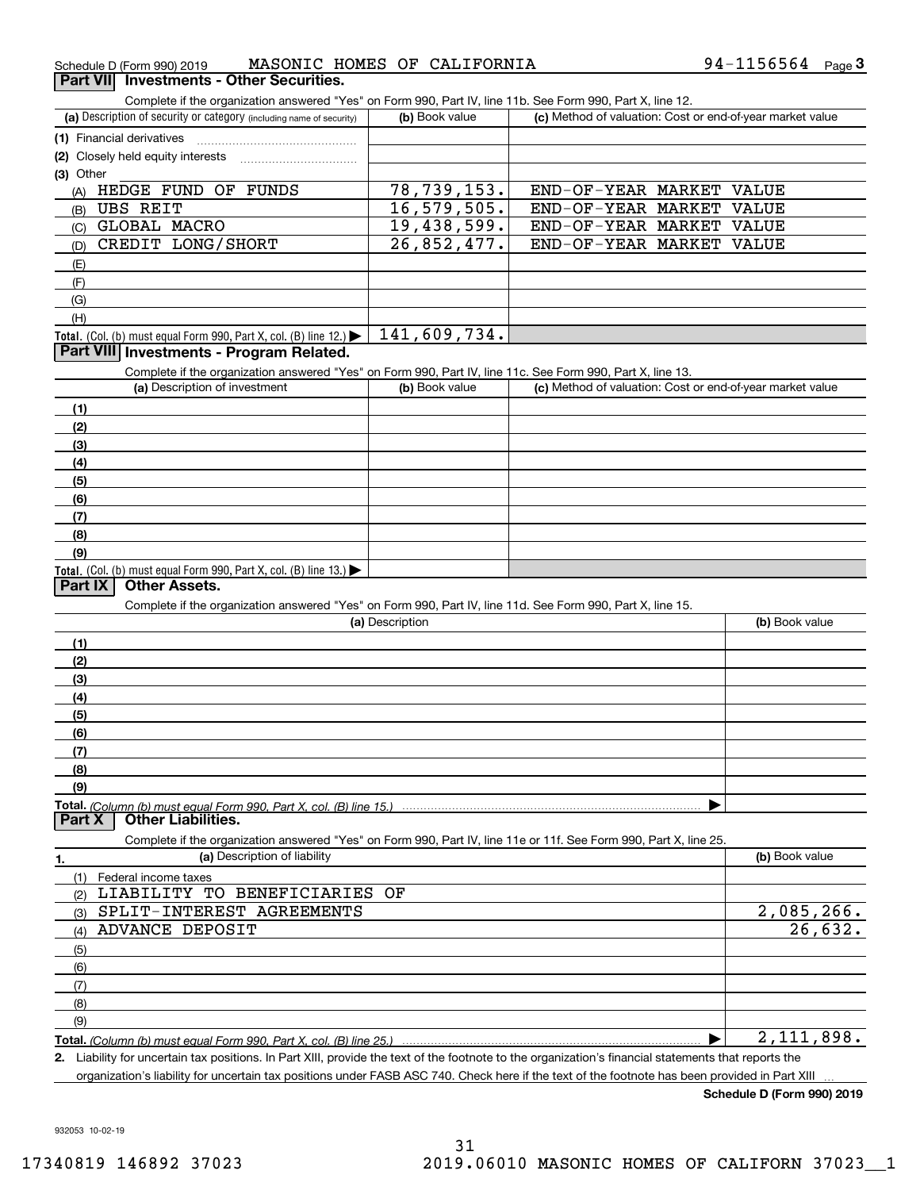Schedule D (Form 990) 2019 MASONIC HOMES OF CALIFORNIA 94-1156564 Page 3

## Part VII Investments - Other Securities.

Complete if the organization answered "Yes" on Form 990, Part IV, line 11b. See Form 990, Part X, line 12.

| (a) Description of security or category (including name of security) | (b) Book value | (c) Method of valuation: Cost or end-of-year market value |
|---|---|---|
| (1) Financial derivatives | | |
| (2) Closely held equity interests | | |
| (3) Other | | |
| (A) HEDGE FUND OF FUNDS | 78,739,153. | END-OF-YEAR MARKET VALUE |
| (B) UBS REIT | 16,579,505. | END-OF-YEAR MARKET VALUE |
| (C) GLOBAL MACRO | 19,438,599. | END-OF-YEAR MARKET VALUE |
| (D) CREDIT LONG/SHORT | 26,852,477. | END-OF-YEAR MARKET VALUE |
| (E) | | |
| (F) | | |
| (G) | | |
| (H) | | |
| **Total.** (Col. (b) must equal Form 990, Part X, col. (B) line 12.) ▶ | 141,609,734. | |

## Part VIII Investments - Program Related.

Complete if the organization answered "Yes" on Form 990, Part IV, line 11c. See Form 990, Part X, line 13.

| (a) Description of investment | (b) Book value | (c) Method of valuation: Cost or end-of-year market value |
|---|---|---|
| (1) | | |
| (2) | | |
| (3) | | |
| (4) | | |
| (5) | | |
| (6) | | |
| (7) | | |
| (8) | | |
| (9) | | |
| **Total.** (Col. (b) must equal Form 990, Part X, col. (B) line 13.) ▶ | | |

## Part IX Other Assets.

Complete if the organization answered "Yes" on Form 990, Part IV, line 11d. See Form 990, Part X, line 15.

| (a) Description | (b) Book value |
|---|---|
| (1) | |
| (2) | |
| (3) | |
| (4) | |
| (5) | |
| (6) | |
| (7) | |
| (8) | |
| (9) | |
| **Total.** *(Column (b) must equal Form 990, Part X, col. (B) line 15.)* ▶ | |

## Part X Other Liabilities.

Complete if the organization answered "Yes" on Form 990, Part IV, line 11e or 11f. See Form 990, Part X, line 25.

| 1. (a) Description of liability | (b) Book value |
|---|---|
| (1) Federal income taxes | |
| (2) LIABILITY TO BENEFICIARIES OF | |
| (3) SPLIT-INTEREST AGREEMENTS | 2,085,266. |
| (4) ADVANCE DEPOSIT | 26,632. |
| (5) | |
| (6) | |
| (7) | |
| (8) | |
| (9) | |
| **Total.** *(Column (b) must equal Form 990, Part X, col. (B) line 25.)* ▶ | 2,111,898. |

2. Liability for uncertain tax positions. In Part XIII, provide the text of the footnote to the organization's financial statements that reports the organization's liability for uncertain tax positions under FASB ASC 740. Check here if the text of the footnote has been provided in Part XIII

**Schedule D (Form 990) 2019**

932053 10-02-19

17340819 146892 37023 2019.06010 MASONIC HOMES OF CALIFORN 37023__1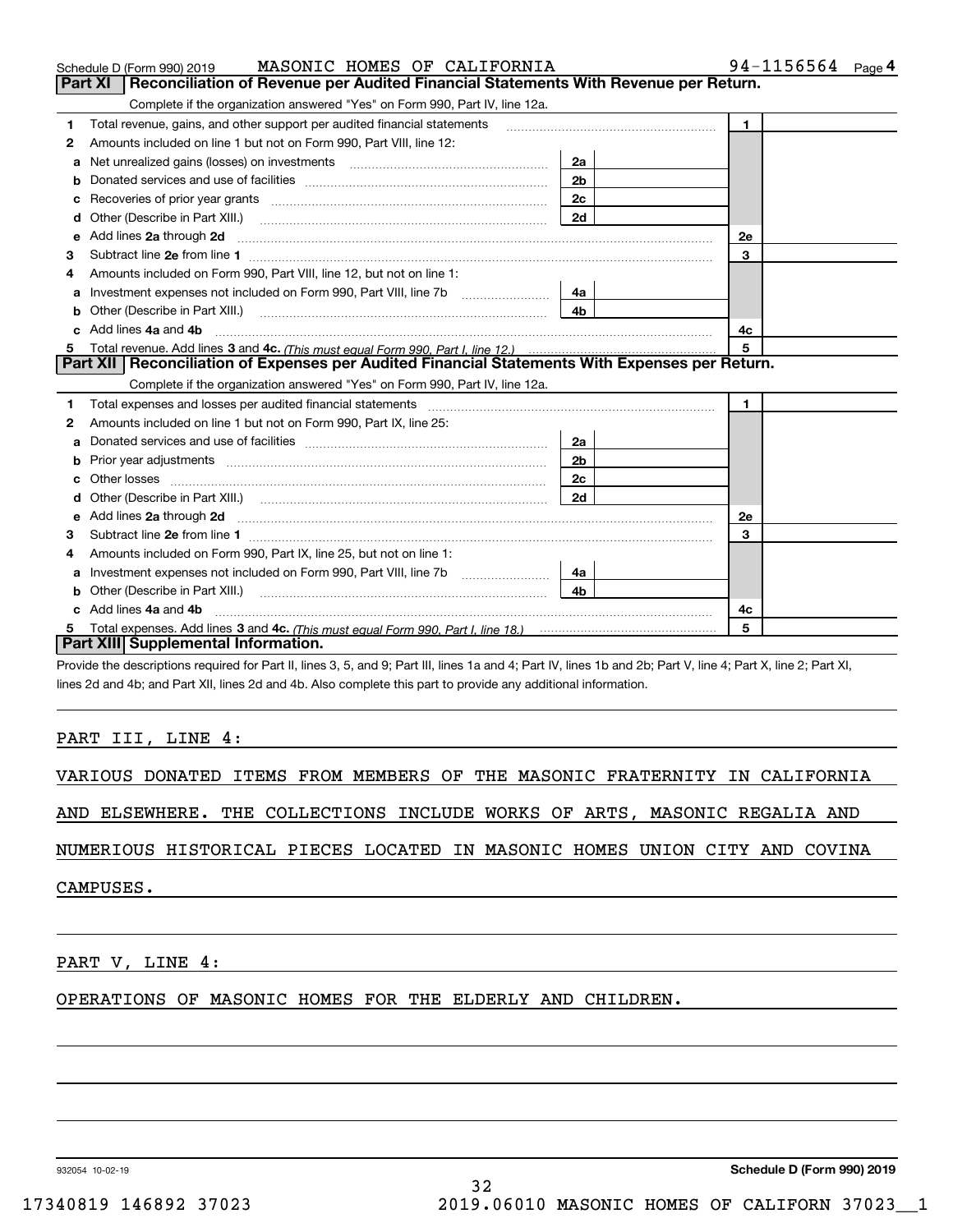## Part XI | Reconciliation of Revenue per Audited Financial Statements With Revenue per Return.

Complete if the organization answered "Yes" on Form 990, Part IV, line 12a.

| | | | | | |
|---|---|---|---|---|---|
| 1 | Total revenue, gains, and other support per audited financial statements | | | 1 | |
| 2 | Amounts included on line 1 but not on Form 990, Part VIII, line 12: | | | | |
| a | Net unrealized gains (losses) on investments | 2a | | | |
| b | Donated services and use of facilities | 2b | | | |
| c | Recoveries of prior year grants | 2c | | | |
| d | Other (Describe in Part XIII.) | 2d | | | |
| e | Add lines **2a** through **2d** | | | 2e | |
| 3 | Subtract line **2e** from line **1** | | | 3 | |
| 4 | Amounts included on Form 990, Part VIII, line 12, but not on line 1: | | | | |
| a | Investment expenses not included on Form 990, Part VIII, line 7b | 4a | | | |
| b | Other (Describe in Part XIII.) | 4b | | | |
| c | Add lines **4a** and **4b** | | | 4c | |
| 5 | Total revenue. Add lines **3** and **4c.** *(This must equal Form 990, Part I, line 12.)* | | | 5 | |

## Part XII | Reconciliation of Expenses per Audited Financial Statements With Expenses per Return.

Complete if the organization answered "Yes" on Form 990, Part IV, line 12a.

| | | | | | |
|---|---|---|---|---|---|
| 1 | Total expenses and losses per audited financial statements | | | 1 | |
| 2 | Amounts included on line 1 but not on Form 990, Part IX, line 25: | | | | |
| a | Donated services and use of facilities | 2a | | | |
| b | Prior year adjustments | 2b | | | |
| c | Other losses | 2c | | | |
| d | Other (Describe in Part XIII.) | 2d | | | |
| e | Add lines **2a** through **2d** | | | 2e | |
| 3 | Subtract line **2e** from line **1** | | | 3 | |
| 4 | Amounts included on Form 990, Part IX, line 25, but not on line 1: | | | | |
| a | Investment expenses not included on Form 990, Part VIII, line 7b | 4a | | | |
| b | Other (Describe in Part XIII.) | 4b | | | |
| c | Add lines **4a** and **4b** | | | 4c | |
| 5 | Total expenses. Add lines **3** and **4c.** *(This must equal Form 990, Part I, line 18.)* | | | 5 | |

## Part XIII | Supplemental Information.

Provide the descriptions required for Part II, lines 3, 5, and 9; Part III, lines 1a and 4; Part IV, lines 1b and 2b; Part V, line 4; Part X, line 2; Part XI, lines 2d and 4b; and Part XII, lines 2d and 4b. Also complete this part to provide any additional information.

PART III, LINE 4:

VARIOUS DONATED ITEMS FROM MEMBERS OF THE MASONIC FRATERNITY IN CALIFORNIA AND ELSEWHERE. THE COLLECTIONS INCLUDE WORKS OF ARTS, MASONIC REGALIA AND NUMERIOUS HISTORICAL PIECES LOCATED IN MASONIC HOMES UNION CITY AND COVINA CAMPUSES.

PART V, LINE 4:

OPERATIONS OF MASONIC HOMES FOR THE ELDERLY AND CHILDREN.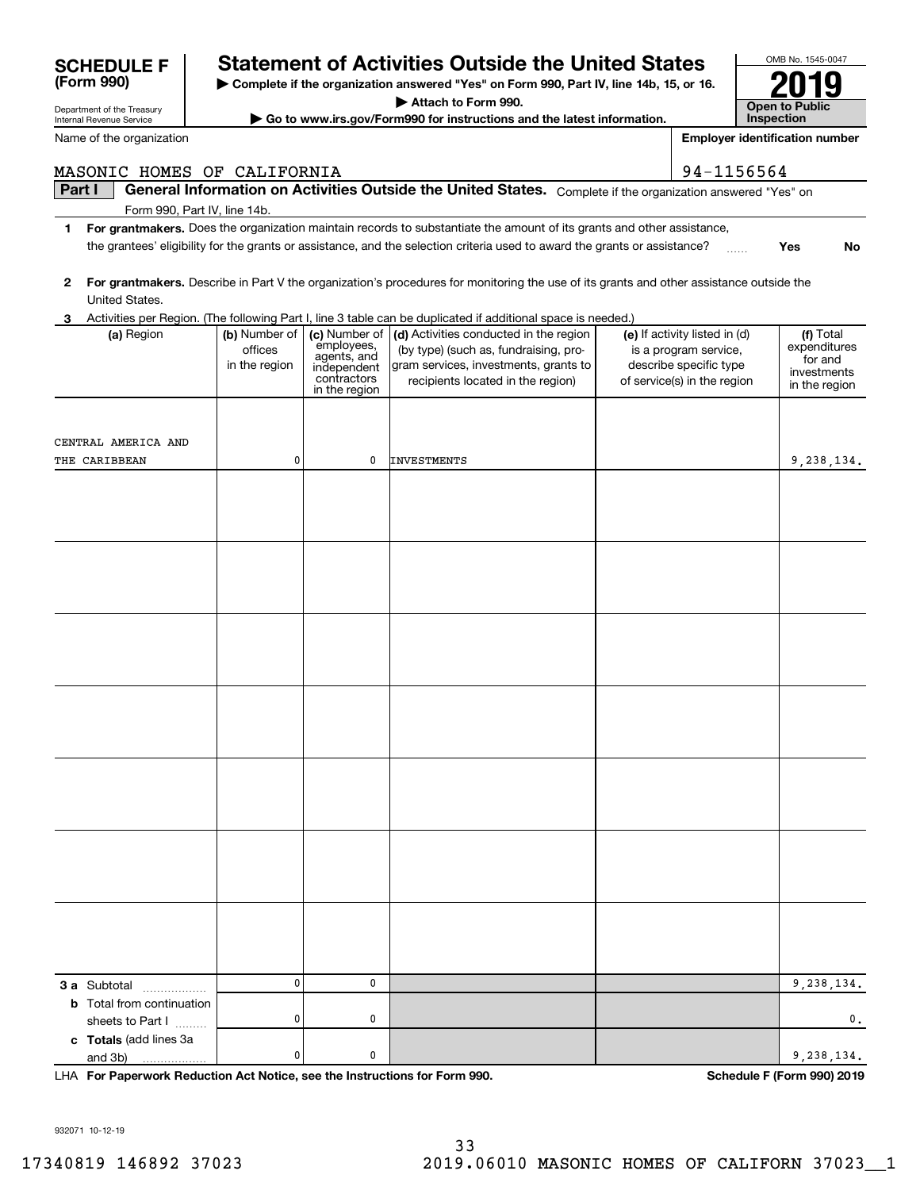**SCHEDULE F (Form 990)**

Department of the Treasury
Internal Revenue Service

# Statement of Activities Outside the United States

▶ Complete if the organization answered "Yes" on Form 990, Part IV, line 14b, 15, or 16.
▶ Attach to Form 990.
▶ Go to www.irs.gov/Form990 for instructions and the latest information.

OMB No. 1545-0047

**2019**

**Open to Public Inspection**

Name of the organization: MASONIC HOMES OF CALIFORNIA

**Employer identification number**: 94-1156564

**Part I** **General Information on Activities Outside the United States.** Complete if the organization answered "Yes" on Form 990, Part IV, line 14b.

1 **For grantmakers.** Does the organization maintain records to substantiate the amount of its grants and other assistance, the grantees' eligibility for the grants or assistance, and the selection criteria used to award the grants or assistance? ...... Yes No

2 **For grantmakers.** Describe in Part V the organization's procedures for monitoring the use of its grants and other assistance outside the United States.

3 Activities per Region. (The following Part I, line 3 table can be duplicated if additional space is needed.)

| (a) Region | (b) Number of offices in the region | (c) Number of employees, agents, and independent contractors in the region | (d) Activities conducted in the region (by type) (such as, fundraising, program services, investments, grants to recipients located in the region) | (e) If activity listed in (d) is a program service, describe specific type of service(s) in the region | (f) Total expenditures for and investments in the region |
|---|---|---|---|---|---|
| CENTRAL AMERICA AND THE CARIBBEAN | 0 | 0 | INVESTMENTS | | 9,238,134. |
| | | | | | |
| | | | | | |
| | | | | | |
| | | | | | |
| | | | | | |
| | | | | | |
| | | | | | |
| **3 a** Subtotal | 0 | 0 | | | 9,238,134. |
| **b** Total from continuation sheets to Part I | 0 | 0 | | | 0. |
| **c Totals** (add lines 3a and 3b) | 0 | 0 | | | 9,238,134. |

LHA **For Paperwork Reduction Act Notice, see the Instructions for Form 990.** **Schedule F (Form 990) 2019**

932071 10-12-19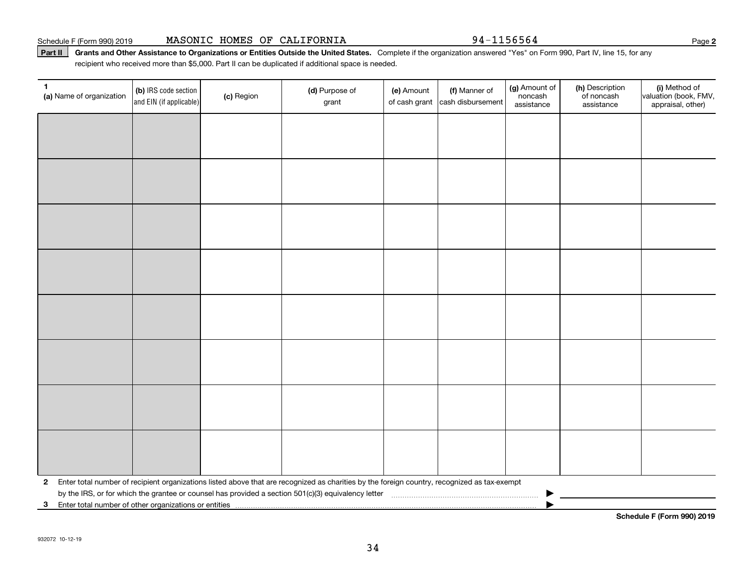Schedule F (Form 990) 2019 MASONIC HOMES OF CALIFORNIA 94-1156564 Page 2

**Part II** **Grants and Other Assistance to Organizations or Entities Outside the United States.** Complete if the organization answered "Yes" on Form 990, Part IV, line 15, for any recipient who received more than $5,000. Part II can be duplicated if additional space is needed.

| 1 (a) Name of organization | (b) IRS code section and EIN (if applicable) | (c) Region | (d) Purpose of grant | (e) Amount of cash grant | (f) Manner of cash disbursement | (g) Amount of noncash assistance | (h) Description of noncash assistance | (i) Method of valuation (book, FMV, appraisal, other) |
|---|---|---|---|---|---|---|---|---|
| | | | | | | | | |
| | | | | | | | | |
| | | | | | | | | |
| | | | | | | | | |
| | | | | | | | | |
| | | | | | | | | |
| | | | | | | | | |
| | | | | | | | | |

**2** Enter total number of recipient organizations listed above that are recognized as charities by the foreign country, recognized as tax-exempt by the IRS, or for which the grantee or counsel has provided a section 501(c)(3) equivalency letter ▶

**3** Enter total number of other organizations or entities ▶

**Schedule F (Form 990) 2019**

932072 10-12-19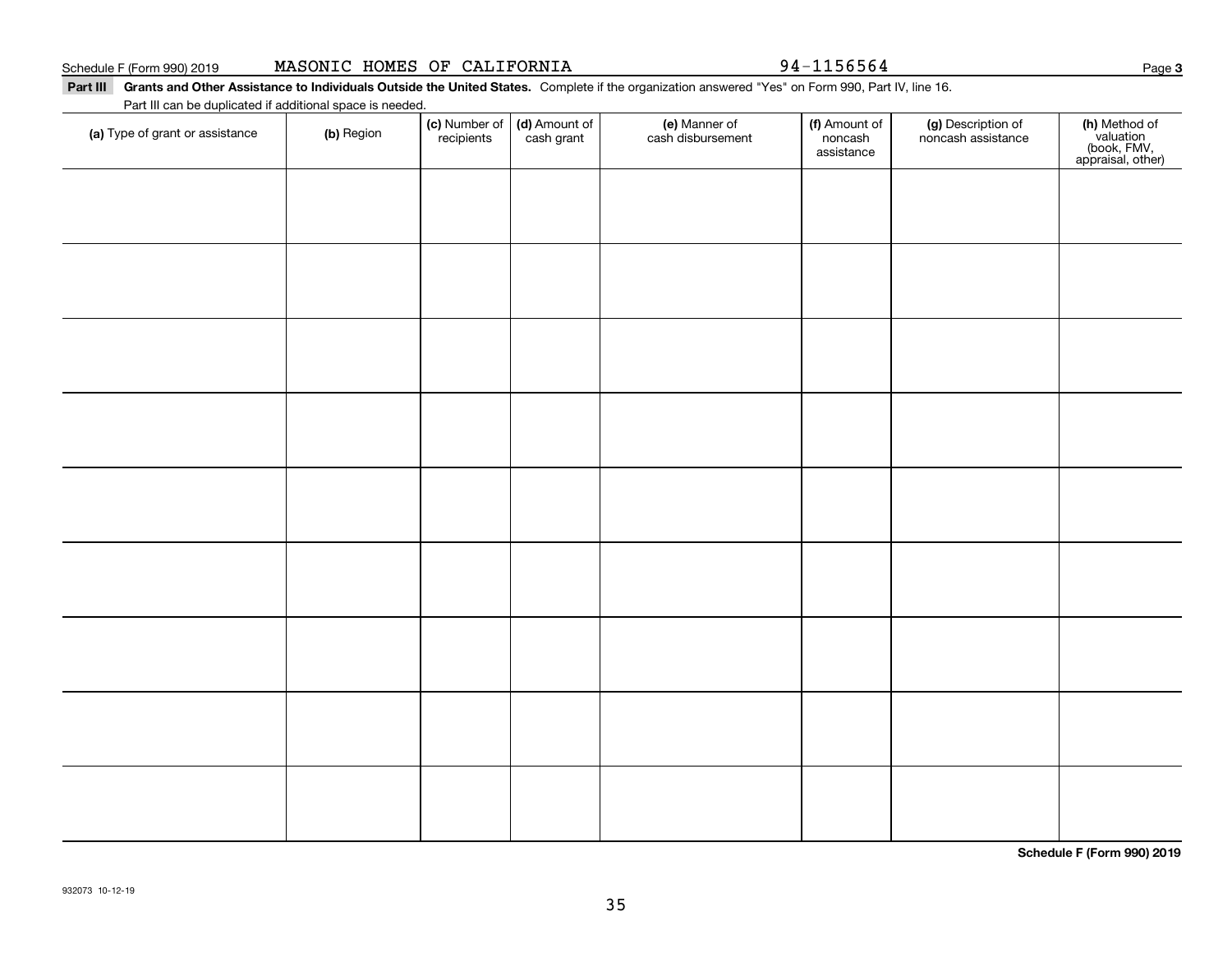Schedule F (Form 990) 2019 MASONIC HOMES OF CALIFORNIA 94-1156564

**Part III** **Grants and Other Assistance to Individuals Outside the United States.** Complete if the organization answered "Yes" on Form 990, Part IV, line 16.

Part III can be duplicated if additional space is needed.

| (a) Type of grant or assistance | (b) Region | (c) Number of recipients | (d) Amount of cash grant | (e) Manner of cash disbursement | (f) Amount of noncash assistance | (g) Description of noncash assistance | (h) Method of valuation (book, FMV, appraisal, other) |
|---|---|---|---|---|---|---|---|
| | | | | | | | |
| | | | | | | | |
| | | | | | | | |
| | | | | | | | |
| | | | | | | | |
| | | | | | | | |
| | | | | | | | |
| | | | | | | | |
| | | | | | | | |

**Schedule F (Form 990) 2019**

932073 10-12-19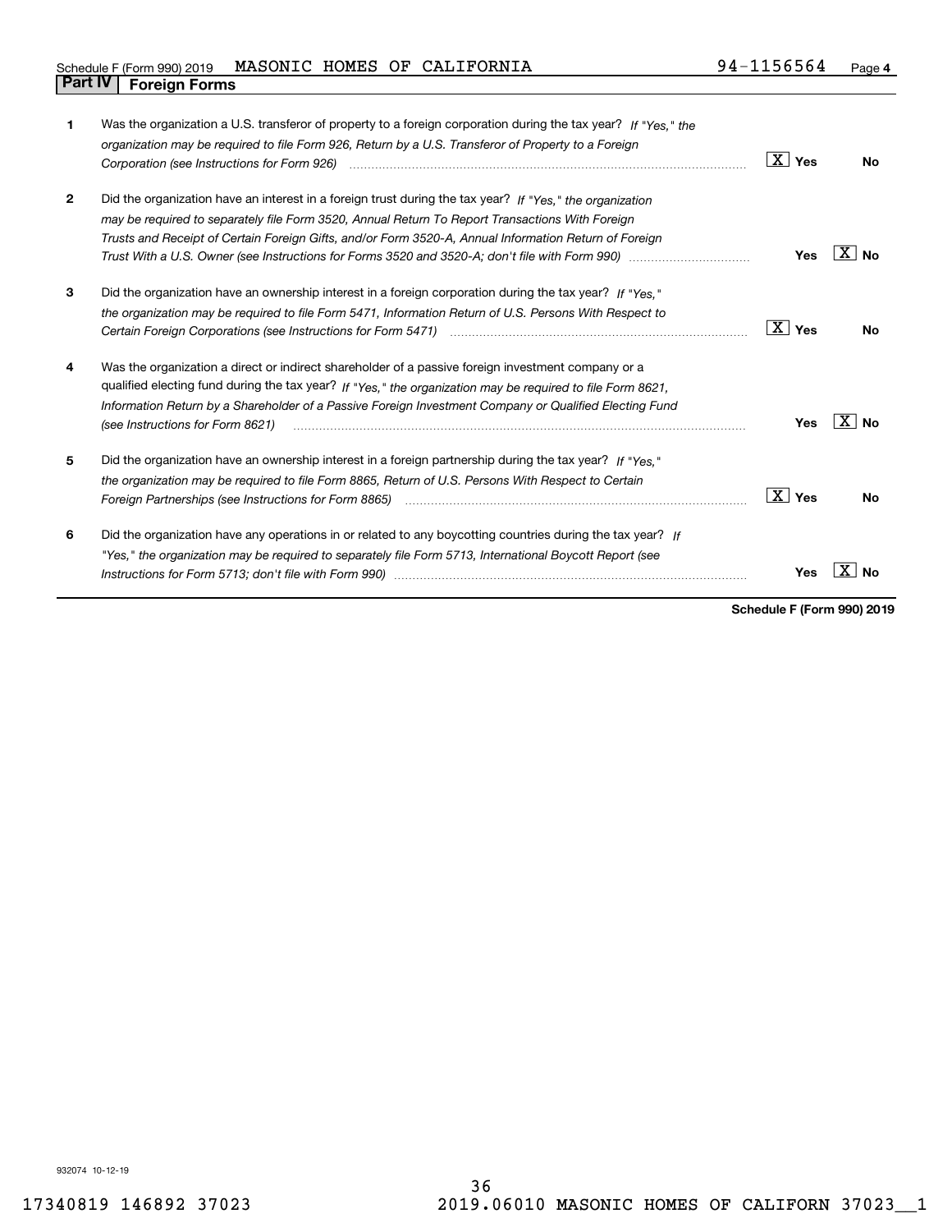Schedule F (Form 990) 2019 MASONIC HOMES OF CALIFORNIA 94-1156564 Page **4**

## Part IV Foreign Forms

| | | Yes | No |
|---|---|---|---|
| **1** | Was the organization a U.S. transferor of property to a foreign corporation during the tax year? *If "Yes," the organization may be required to file Form 926, Return by a U.S. Transferor of Property to a Foreign Corporation (see Instructions for Form 926)* | X | |
| **2** | Did the organization have an interest in a foreign trust during the tax year? *If "Yes," the organization may be required to separately file Form 3520, Annual Return To Report Transactions With Foreign Trusts and Receipt of Certain Foreign Gifts, and/or Form 3520-A, Annual Information Return of Foreign Trust With a U.S. Owner (see Instructions for Forms 3520 and 3520-A; don't file with Form 990)* | | X |
| **3** | Did the organization have an ownership interest in a foreign corporation during the tax year? *If "Yes," the organization may be required to file Form 5471, Information Return of U.S. Persons With Respect to Certain Foreign Corporations (see Instructions for Form 5471)* | X | |
| **4** | Was the organization a direct or indirect shareholder of a passive foreign investment company or a qualified electing fund during the tax year? *If "Yes," the organization may be required to file Form 8621, Information Return by a Shareholder of a Passive Foreign Investment Company or Qualified Electing Fund (see Instructions for Form 8621)* | | X |
| **5** | Did the organization have an ownership interest in a foreign partnership during the tax year? *If "Yes," the organization may be required to file Form 8865, Return of U.S. Persons With Respect to Certain Foreign Partnerships (see Instructions for Form 8865)* | X | |
| **6** | Did the organization have any operations in or related to any boycotting countries during the tax year? *If "Yes," the organization may be required to separately file Form 5713, International Boycott Report (see Instructions for Form 5713; don't file with Form 990)* | | X |

**Schedule F (Form 990) 2019**

932074 10-12-19

17340819 146892 37023 2019.06010 MASONIC HOMES OF CALIFORN 37023__1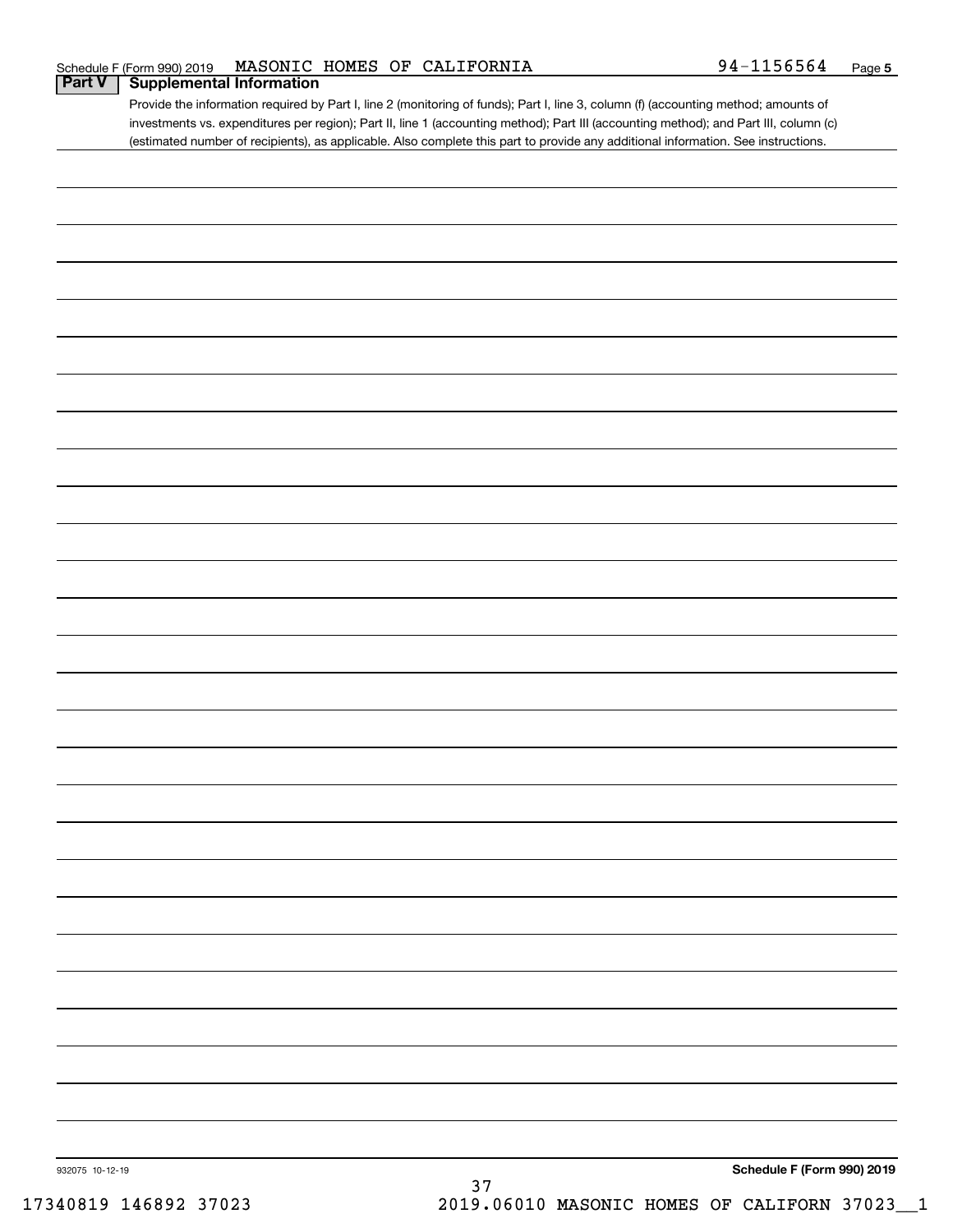Schedule F (Form 990) 2019 MASONIC HOMES OF CALIFORNIA 94-1156564

## Part V Supplemental Information

Provide the information required by Part I, line 2 (monitoring of funds); Part I, line 3, column (f) (accounting method; amounts of investments vs. expenditures per region); Part II, line 1 (accounting method); Part III (accounting method); and Part III, column (c) (estimated number of recipients), as applicable. Also complete this part to provide any additional information. See instructions.

932075 10-12-19

**Schedule F (Form 990) 2019**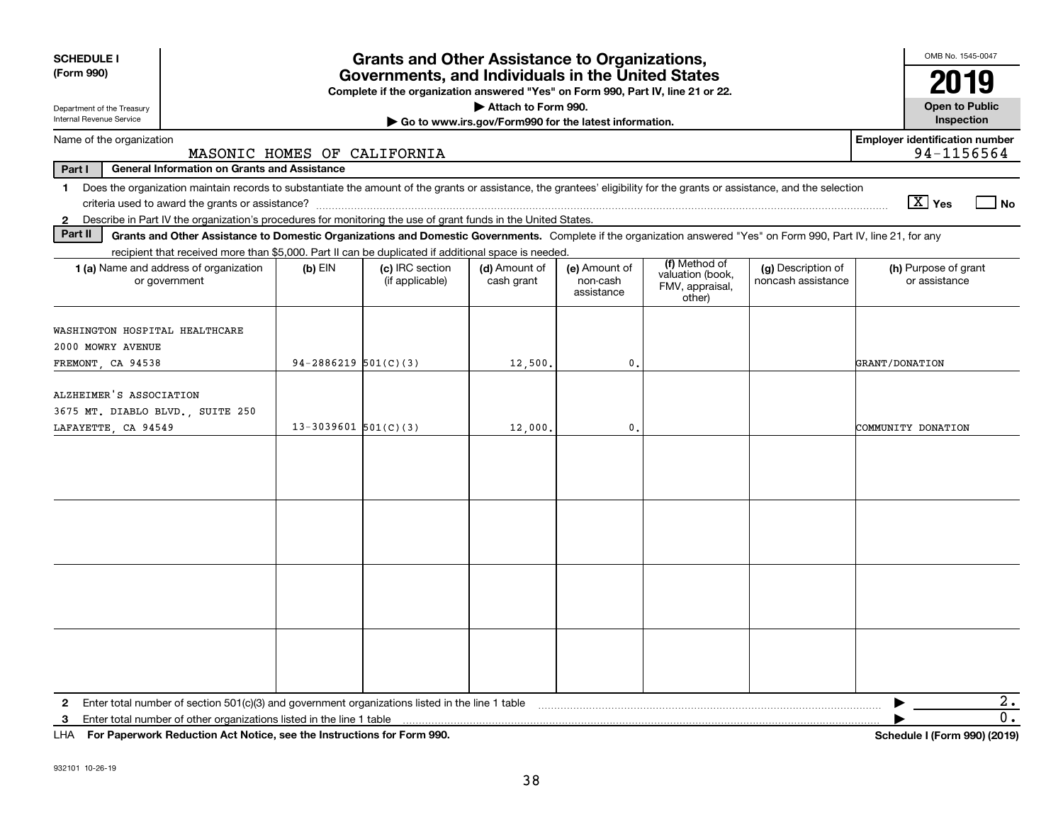**SCHEDULE I**
**(Form 990)**

Department of the Treasury
Internal Revenue Service

# Grants and Other Assistance to Organizations, Governments, and Individuals in the United States

**Complete if the organization answered "Yes" on Form 990, Part IV, line 21 or 22.**

**▶ Attach to Form 990.**

**▶ Go to www.irs.gov/Form990 for the latest information.**

OMB No. 1545-0047

**2019**

**Open to Public Inspection**

Name of the organization: MASONIC HOMES OF CALIFORNIA

**Employer identification number:** 94-1156564

**Part I — General Information on Grants and Assistance**

1 Does the organization maintain records to substantiate the amount of the grants or assistance, the grantees' eligibility for the grants or assistance, and the selection criteria used to award the grants or assistance? [X] Yes [ ] No

2 Describe in Part IV the organization's procedures for monitoring the use of grant funds in the United States.

**Part II — Grants and Other Assistance to Domestic Organizations and Domestic Governments.** Complete if the organization answered "Yes" on Form 990, Part IV, line 21, for any recipient that received more than $5,000. Part II can be duplicated if additional space is needed.

| 1 (a) Name and address of organization or government | (b) EIN | (c) IRC section (if applicable) | (d) Amount of cash grant | (e) Amount of non-cash assistance | (f) Method of valuation (book, FMV, appraisal, other) | (g) Description of noncash assistance | (h) Purpose of grant or assistance |
|---|---|---|---|---|---|---|---|
| WASHINGTON HOSPITAL HEALTHCARE<br>2000 MOWRY AVENUE<br>FREMONT, CA 94538 | 94-2886219 | 501(C)(3) | 12,500. | 0. | | | GRANT/DONATION |
| ALZHEIMER'S ASSOCIATION<br>3675 MT. DIABLO BLVD., SUITE 250<br>LAFAYETTE, CA 94549 | 13-3039601 | 501(C)(3) | 12,000. | 0. | | | COMMUNITY DONATION |
| | | | | | | | |
| | | | | | | | |
| | | | | | | | |
| | | | | | | | |

2 Enter total number of section 501(c)(3) and government organizations listed in the line 1 table ▶ 2.

3 Enter total number of other organizations listed in the line 1 table ▶ 0.

LHA **For Paperwork Reduction Act Notice, see the Instructions for Form 990.** **Schedule I (Form 990) (2019)**

932101 10-26-19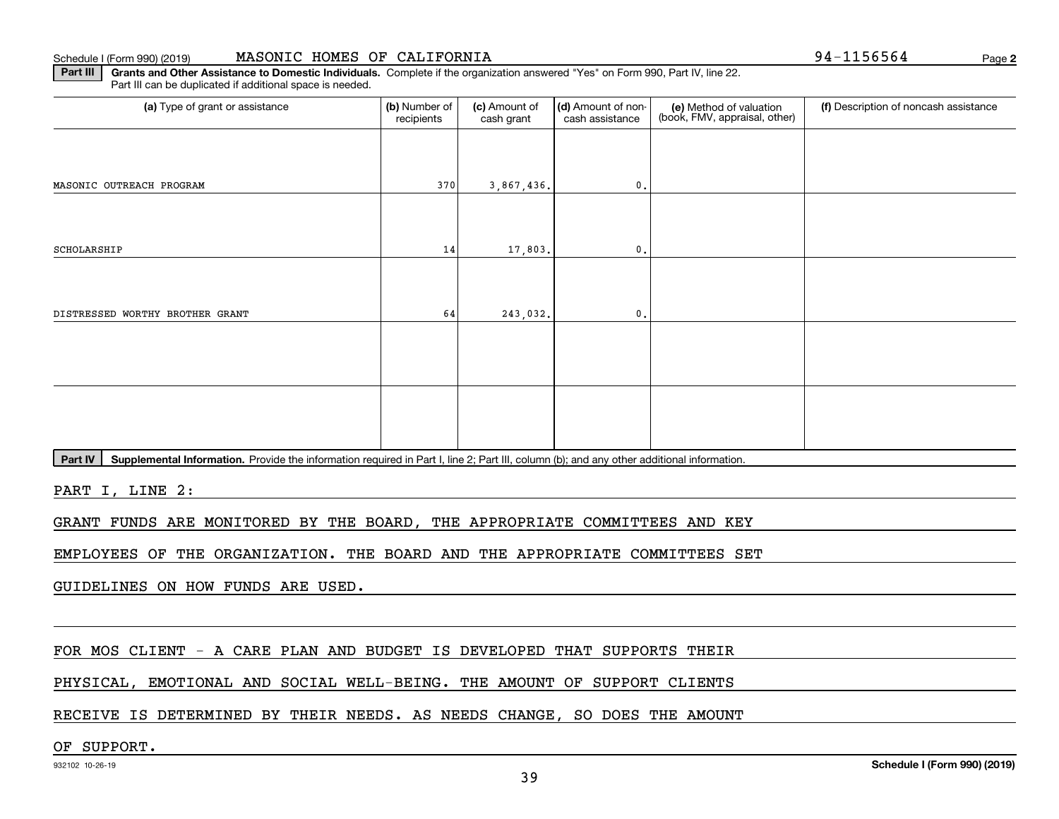Schedule I (Form 990) (2019) MASONIC HOMES OF CALIFORNIA 94-1156564

**Part III** **Grants and Other Assistance to Domestic Individuals.** Complete if the organization answered "Yes" on Form 990, Part IV, line 22. Part III can be duplicated if additional space is needed.

| (a) Type of grant or assistance | (b) Number of recipients | (c) Amount of cash grant | (d) Amount of non-cash assistance | (e) Method of valuation (book, FMV, appraisal, other) | (f) Description of noncash assistance |
|---|---|---|---|---|---|
| MASONIC OUTREACH PROGRAM | 370 | 3,867,436. | 0. | | |
| SCHOLARSHIP | 14 | 17,803. | 0. | | |
| DISTRESSED WORTHY BROTHER GRANT | 64 | 243,032. | 0. | | |
| | | | | | |
| | | | | | |

**Part IV** **Supplemental Information.** Provide the information required in Part I, line 2; Part III, column (b); and any other additional information.

PART I, LINE 2:

GRANT FUNDS ARE MONITORED BY THE BOARD, THE APPROPRIATE COMMITTEES AND KEY EMPLOYEES OF THE ORGANIZATION. THE BOARD AND THE APPROPRIATE COMMITTEES SET GUIDELINES ON HOW FUNDS ARE USED.

FOR MOS CLIENT - A CARE PLAN AND BUDGET IS DEVELOPED THAT SUPPORTS THEIR PHYSICAL, EMOTIONAL AND SOCIAL WELL-BEING. THE AMOUNT OF SUPPORT CLIENTS RECEIVE IS DETERMINED BY THEIR NEEDS. AS NEEDS CHANGE, SO DOES THE AMOUNT OF SUPPORT.

932102 10-26-19 **Schedule I (Form 990) (2019)**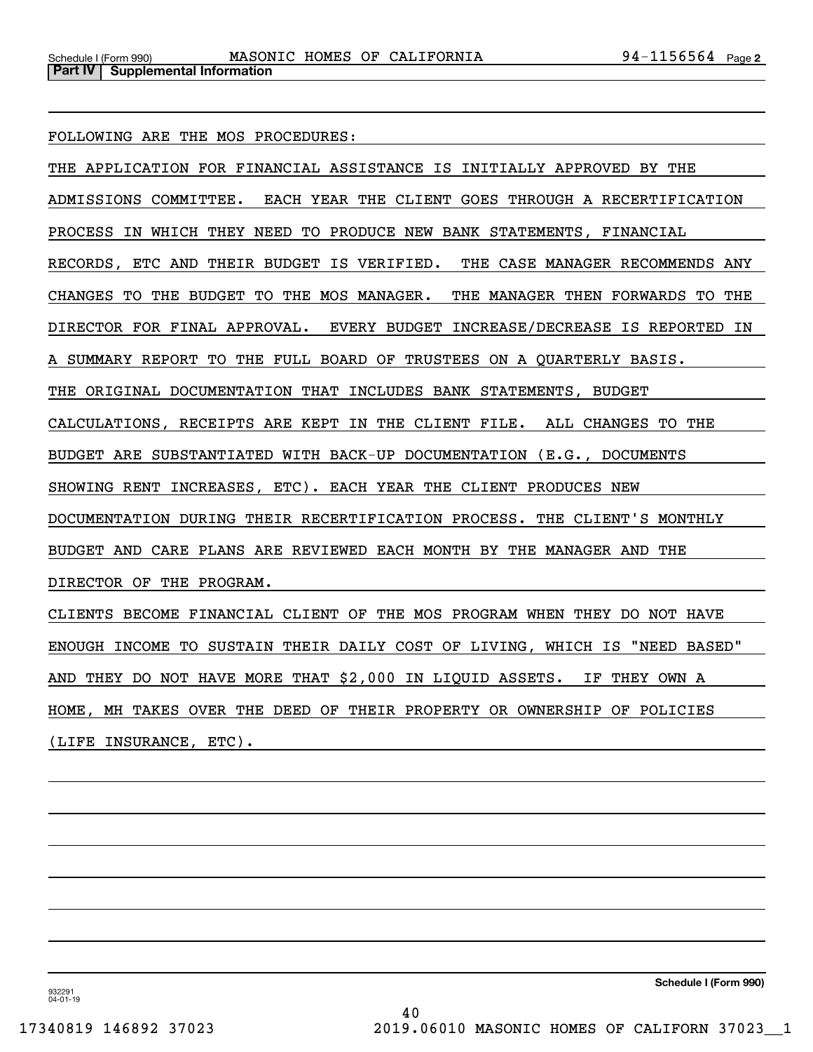Schedule I (Form 990) MASONIC HOMES OF CALIFORNIA 94-1156564

**Part IV | Supplemental Information**

FOLLOWING ARE THE MOS PROCEDURES:

THE APPLICATION FOR FINANCIAL ASSISTANCE IS INITIALLY APPROVED BY THE ADMISSIONS COMMITTEE. EACH YEAR THE CLIENT GOES THROUGH A RECERTIFICATION PROCESS IN WHICH THEY NEED TO PRODUCE NEW BANK STATEMENTS, FINANCIAL RECORDS, ETC AND THEIR BUDGET IS VERIFIED. THE CASE MANAGER RECOMMENDS ANY CHANGES TO THE BUDGET TO THE MOS MANAGER. THE MANAGER THEN FORWARDS TO THE DIRECTOR FOR FINAL APPROVAL. EVERY BUDGET INCREASE/DECREASE IS REPORTED IN A SUMMARY REPORT TO THE FULL BOARD OF TRUSTEES ON A QUARTERLY BASIS.

THE ORIGINAL DOCUMENTATION THAT INCLUDES BANK STATEMENTS, BUDGET CALCULATIONS, RECEIPTS ARE KEPT IN THE CLIENT FILE. ALL CHANGES TO THE BUDGET ARE SUBSTANTIATED WITH BACK-UP DOCUMENTATION (E.G., DOCUMENTS SHOWING RENT INCREASES, ETC). EACH YEAR THE CLIENT PRODUCES NEW DOCUMENTATION DURING THEIR RECERTIFICATION PROCESS. THE CLIENT'S MONTHLY BUDGET AND CARE PLANS ARE REVIEWED EACH MONTH BY THE MANAGER AND THE DIRECTOR OF THE PROGRAM.

CLIENTS BECOME FINANCIAL CLIENT OF THE MOS PROGRAM WHEN THEY DO NOT HAVE ENOUGH INCOME TO SUSTAIN THEIR DAILY COST OF LIVING, WHICH IS "NEED BASED" AND THEY DO NOT HAVE MORE THAT $2,000 IN LIQUID ASSETS. IF THEY OWN A HOME, MH TAKES OVER THE DEED OF THEIR PROPERTY OR OWNERSHIP OF POLICIES (LIFE INSURANCE, ETC).

**Schedule I (Form 990)**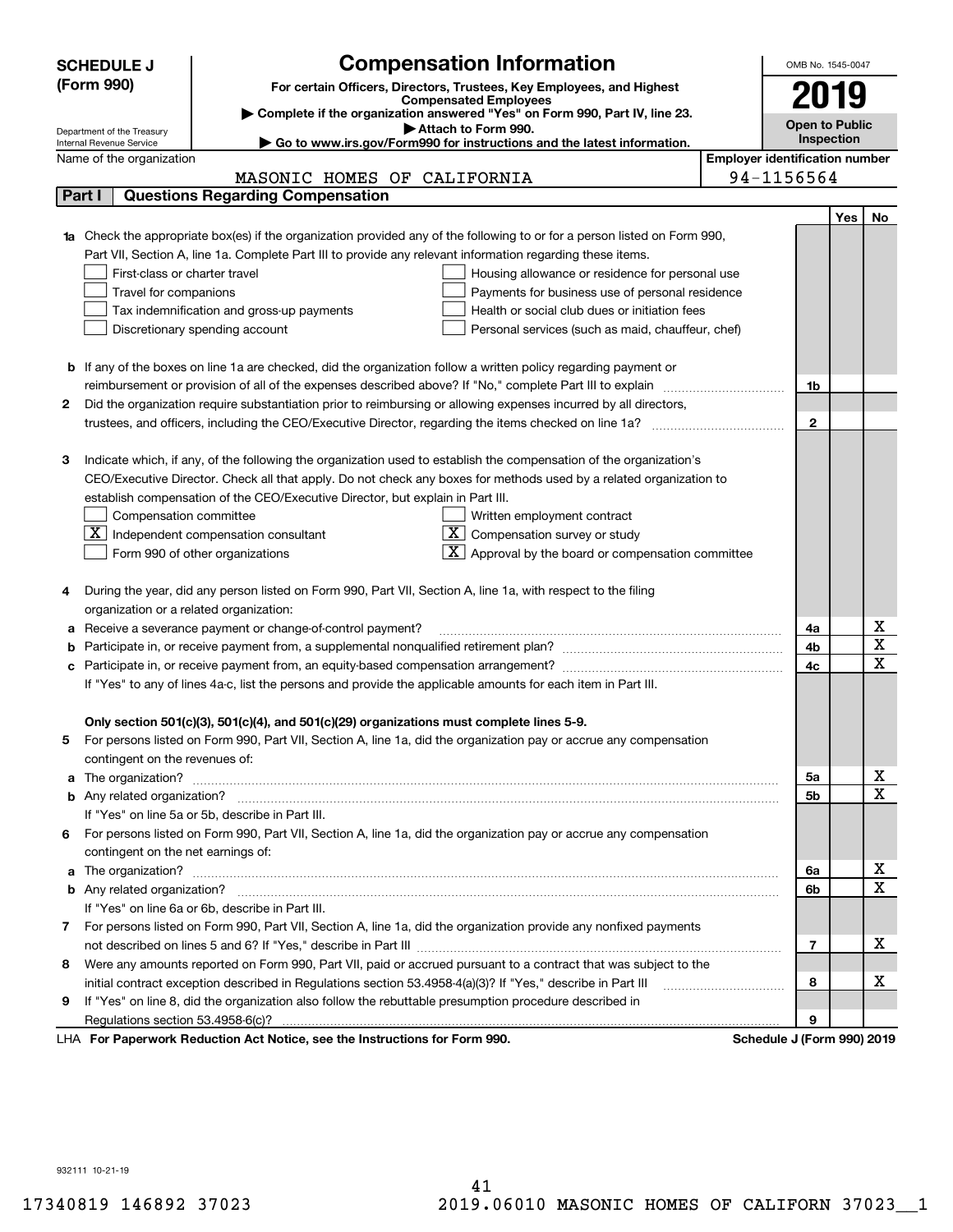**SCHEDULE J (Form 990)**

# Compensation Information

**For certain Officers, Directors, Trustees, Key Employees, and Highest Compensated Employees**

▶ Complete if the organization answered "Yes" on Form 990, Part IV, line 23.

▶ Attach to Form 990.

▶ Go to www.irs.gov/Form990 for instructions and the latest information.

OMB No. 1545-0047

**2019**

**Open to Public Inspection**

Department of the Treasury
Internal Revenue Service

Name of the organization: MASONIC HOMES OF CALIFORNIA

Employer identification number: 94-1156564

## Part I Questions Regarding Compensation

| | | | Yes | No |
|---|---|---|---|---|
| **1a** | Check the appropriate box(es) if the organization provided any of the following to or for a person listed on Form 990, Part VII, Section A, line 1a. Complete Part III to provide any relevant information regarding these items.<br>☐ First-class or charter travel ☐ Housing allowance or residence for personal use<br>☐ Travel for companions ☐ Payments for business use of personal residence<br>☐ Tax indemnification and gross-up payments ☐ Health or social club dues or initiation fees<br>☐ Discretionary spending account ☐ Personal services (such as maid, chauffeur, chef) | | | |
| **b** | If any of the boxes on line 1a are checked, did the organization follow a written policy regarding payment or reimbursement or provision of all of the expenses described above? If "No," complete Part III to explain | 1b | | |
| **2** | Did the organization require substantiation prior to reimbursing or allowing expenses incurred by all directors, trustees, and officers, including the CEO/Executive Director, regarding the items checked on line 1a? | 2 | | |
| **3** | Indicate which, if any, of the following the organization used to establish the compensation of the organization's CEO/Executive Director. Check all that apply. Do not check any boxes for methods used by a related organization to establish compensation of the CEO/Executive Director, but explain in Part III.<br>☐ Compensation committee ☐ Written employment contract<br>☒ Independent compensation consultant ☒ Compensation survey or study<br>☐ Form 990 of other organizations ☒ Approval by the board or compensation committee | | | |
| **4** | During the year, did any person listed on Form 990, Part VII, Section A, line 1a, with respect to the filing organization or a related organization: | | | |
| **a** | Receive a severance payment or change-of-control payment? | 4a | | X |
| **b** | Participate in, or receive payment from, a supplemental nonqualified retirement plan? | 4b | | X |
| **c** | Participate in, or receive payment from, an equity-based compensation arrangement? | 4c | | X |
| | If "Yes" to any of lines 4a-c, list the persons and provide the applicable amounts for each item in Part III. | | | |
| | **Only section 501(c)(3), 501(c)(4), and 501(c)(29) organizations must complete lines 5-9.** | | | |
| **5** | For persons listed on Form 990, Part VII, Section A, line 1a, did the organization pay or accrue any compensation contingent on the revenues of: | | | |
| **a** | The organization? | 5a | | X |
| **b** | Any related organization? | 5b | | X |
| | If "Yes" on line 5a or 5b, describe in Part III. | | | |
| **6** | For persons listed on Form 990, Part VII, Section A, line 1a, did the organization pay or accrue any compensation contingent on the net earnings of: | | | |
| **a** | The organization? | 6a | | X |
| **b** | Any related organization? | 6b | | X |
| | If "Yes" on line 6a or 6b, describe in Part III. | | | |
| **7** | For persons listed on Form 990, Part VII, Section A, line 1a, did the organization provide any nonfixed payments not described on lines 5 and 6? If "Yes," describe in Part III | 7 | | X |
| **8** | Were any amounts reported on Form 990, Part VII, paid or accrued pursuant to a contract that was subject to the initial contract exception described in Regulations section 53.4958-4(a)(3)? If "Yes," describe in Part III | 8 | | X |
| **9** | If "Yes" on line 8, did the organization also follow the rebuttable presumption procedure described in Regulations section 53.4958-6(c)? | 9 | | |

LHA **For Paperwork Reduction Act Notice, see the Instructions for Form 990.** **Schedule J (Form 990) 2019**

932111 10-21-19

17340819 146892 37023 2019.06010 MASONIC HOMES OF CALIFORN 37023__1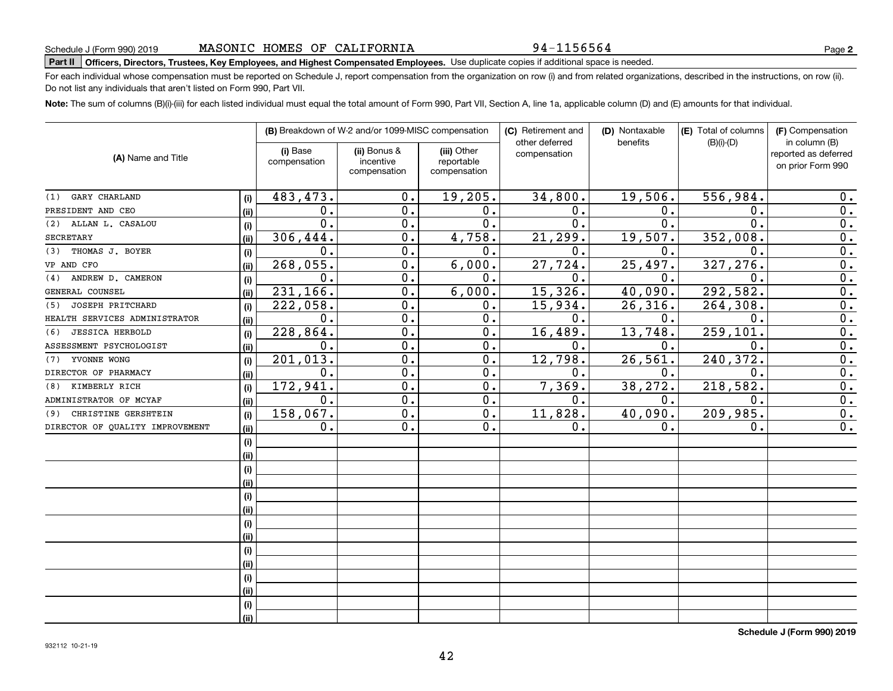Schedule J (Form 990) 2019 MASONIC HOMES OF CALIFORNIA 94-1156564 Page **2**

**Part II** **Officers, Directors, Trustees, Key Employees, and Highest Compensated Employees.** Use duplicate copies if additional space is needed.

For each individual whose compensation must be reported on Schedule J, report compensation from the organization on row (i) and from related organizations, described in the instructions, on row (ii). Do not list any individuals that aren't listed on Form 990, Part VII.

**Note:** The sum of columns (B)(i)-(iii) for each listed individual must equal the total amount of Form 990, Part VII, Section A, line 1a, applicable column (D) and (E) amounts for that individual.

| (A) Name and Title | | (B) Breakdown of W-2 and/or 1099-MISC compensation | | | (C) Retirement and other deferred compensation | (D) Nontaxable benefits | (E) Total of columns (B)(i)-(D) | (F) Compensation in column (B) reported as deferred on prior Form 990 |
|---|---|---|---|---|---|---|---|---|
| | | (i) Base compensation | (ii) Bonus & incentive compensation | (iii) Other reportable compensation | | | | |
| (1) GARY CHARLAND | (i) | 483,473. | 0. | 19,205. | 34,800. | 19,506. | 556,984. | 0. |
| PRESIDENT AND CEO | (ii) | 0. | 0. | 0. | 0. | 0. | 0. | 0. |
| (2) ALLAN L. CASALOU | (i) | 0. | 0. | 0. | 0. | 0. | 0. | 0. |
| SECRETARY | (ii) | 306,444. | 0. | 4,758. | 21,299. | 19,507. | 352,008. | 0. |
| (3) THOMAS J. BOYER | (i) | 0. | 0. | 0. | 0. | 0. | 0. | 0. |
| VP AND CFO | (ii) | 268,055. | 0. | 6,000. | 27,724. | 25,497. | 327,276. | 0. |
| (4) ANDREW D. CAMERON | (i) | 0. | 0. | 0. | 0. | 0. | 0. | 0. |
| GENERAL COUNSEL | (ii) | 231,166. | 0. | 6,000. | 15,326. | 40,090. | 292,582. | 0. |
| (5) JOSEPH PRITCHARD | (i) | 222,058. | 0. | 0. | 15,934. | 26,316. | 264,308. | 0. |
| HEALTH SERVICES ADMINISTRATOR | (ii) | 0. | 0. | 0. | 0. | 0. | 0. | 0. |
| (6) JESSICA HERBOLD | (i) | 228,864. | 0. | 0. | 16,489. | 13,748. | 259,101. | 0. |
| ASSESSMENT PSYCHOLOGIST | (ii) | 0. | 0. | 0. | 0. | 0. | 0. | 0. |
| (7) YVONNE WONG | (i) | 201,013. | 0. | 0. | 12,798. | 26,561. | 240,372. | 0. |
| DIRECTOR OF PHARMACY | (ii) | 0. | 0. | 0. | 0. | 0. | 0. | 0. |
| (8) KIMBERLY RICH | (i) | 172,941. | 0. | 0. | 7,369. | 38,272. | 218,582. | 0. |
| ADMINISTRATOR OF MCYAF | (ii) | 0. | 0. | 0. | 0. | 0. | 0. | 0. |
| (9) CHRISTINE GERSHTEIN | (i) | 158,067. | 0. | 0. | 11,828. | 40,090. | 209,985. | 0. |
| DIRECTOR OF QUALITY IMPROVEMENT | (ii) | 0. | 0. | 0. | 0. | 0. | 0. | 0. |
| | (i) | | | | | | | |
| | (ii) | | | | | | | |
| | (i) | | | | | | | |
| | (ii) | | | | | | | |
| | (i) | | | | | | | |
| | (ii) | | | | | | | |
| | (i) | | | | | | | |
| | (ii) | | | | | | | |
| | (i) | | | | | | | |
| | (ii) | | | | | | | |
| | (i) | | | | | | | |
| | (ii) | | | | | | | |
| | (i) | | | | | | | |
| | (ii) | | | | | | | |

**Schedule J (Form 990) 2019**

932112 10-21-19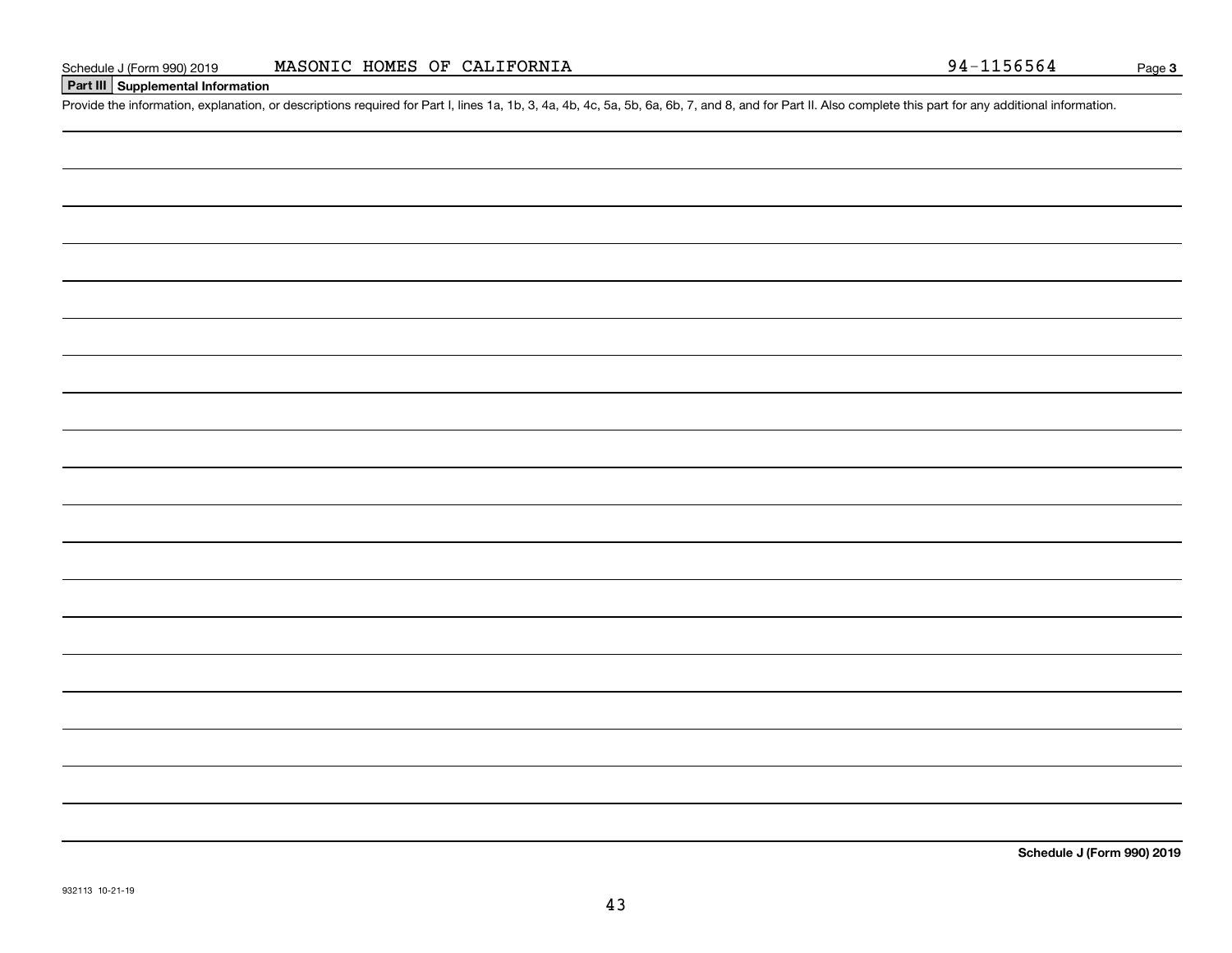Schedule J (Form 990) 2019 MASONIC HOMES OF CALIFORNIA 94-1156564

## Part III Supplemental Information

Provide the information, explanation, or descriptions required for Part I, lines 1a, 1b, 3, 4a, 4b, 4c, 5a, 5b, 6a, 6b, 7, and 8, and for Part II. Also complete this part for any additional information.

**Schedule J (Form 990) 2019**

932113 10-21-19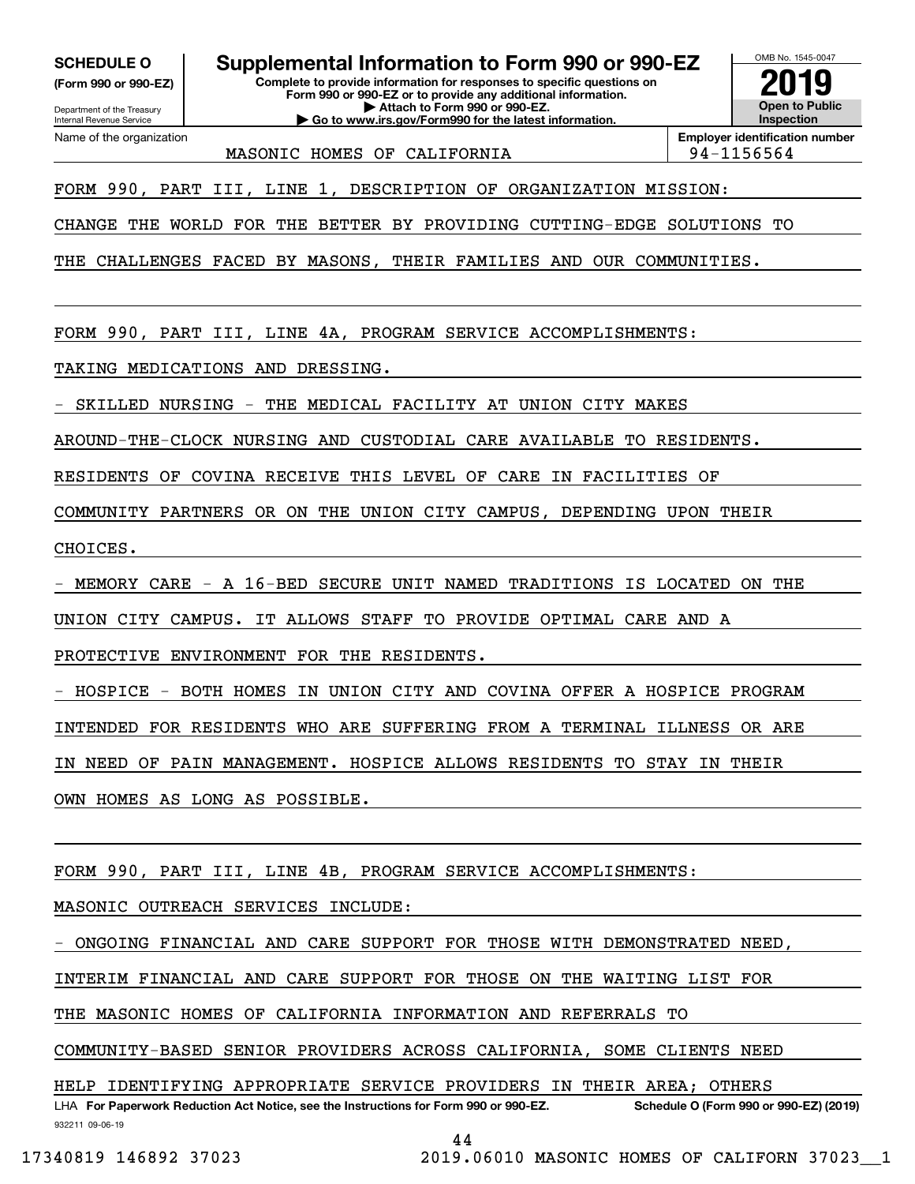**SCHEDULE O**
**(Form 990 or 990-EZ)**

Department of the Treasury
Internal Revenue Service

# Supplemental Information to Form 990 or 990-EZ

**Complete to provide information for responses to specific questions on Form 990 or 990-EZ or to provide any additional information.**
**▶ Attach to Form 990 or 990-EZ.**
**▶ Go to www.irs.gov/Form990 for the latest information.**

OMB No. 1545-0047

**2019**

**Open to Public Inspection**

Name of the organization: MASONIC HOMES OF CALIFORNIA

**Employer identification number**: 94-1156564

FORM 990, PART III, LINE 1, DESCRIPTION OF ORGANIZATION MISSION:

CHANGE THE WORLD FOR THE BETTER BY PROVIDING CUTTING-EDGE SOLUTIONS TO THE CHALLENGES FACED BY MASONS, THEIR FAMILIES AND OUR COMMUNITIES.

FORM 990, PART III, LINE 4A, PROGRAM SERVICE ACCOMPLISHMENTS:

TAKING MEDICATIONS AND DRESSING.

- SKILLED NURSING - THE MEDICAL FACILITY AT UNION CITY MAKES AROUND-THE-CLOCK NURSING AND CUSTODIAL CARE AVAILABLE TO RESIDENTS. RESIDENTS OF COVINA RECEIVE THIS LEVEL OF CARE IN FACILITIES OF COMMUNITY PARTNERS OR ON THE UNION CITY CAMPUS, DEPENDING UPON THEIR CHOICES.
- MEMORY CARE - A 16-BED SECURE UNIT NAMED TRADITIONS IS LOCATED ON THE UNION CITY CAMPUS. IT ALLOWS STAFF TO PROVIDE OPTIMAL CARE AND A PROTECTIVE ENVIRONMENT FOR THE RESIDENTS.
- HOSPICE - BOTH HOMES IN UNION CITY AND COVINA OFFER A HOSPICE PROGRAM INTENDED FOR RESIDENTS WHO ARE SUFFERING FROM A TERMINAL ILLNESS OR ARE IN NEED OF PAIN MANAGEMENT. HOSPICE ALLOWS RESIDENTS TO STAY IN THEIR OWN HOMES AS LONG AS POSSIBLE.

FORM 990, PART III, LINE 4B, PROGRAM SERVICE ACCOMPLISHMENTS:

MASONIC OUTREACH SERVICES INCLUDE:

- ONGOING FINANCIAL AND CARE SUPPORT FOR THOSE WITH DEMONSTRATED NEED, INTERIM FINANCIAL AND CARE SUPPORT FOR THOSE ON THE WAITING LIST FOR THE MASONIC HOMES OF CALIFORNIA INFORMATION AND REFERRALS TO COMMUNITY-BASED SENIOR PROVIDERS ACROSS CALIFORNIA, SOME CLIENTS NEED HELP IDENTIFYING APPROPRIATE SERVICE PROVIDERS IN THEIR AREA; OTHERS

LHA **For Paperwork Reduction Act Notice, see the Instructions for Form 990 or 990-EZ.** **Schedule O (Form 990 or 990-EZ) (2019)**

932211 09-06-19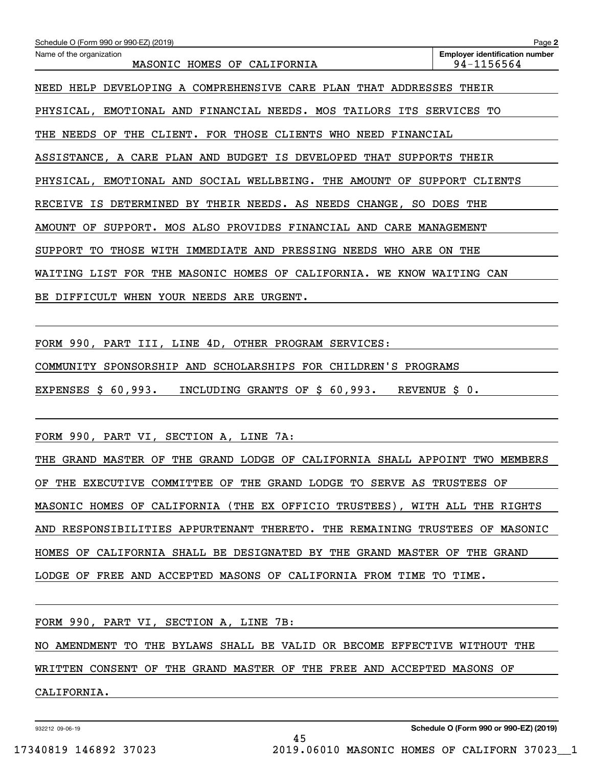Schedule O (Form 990 or 990-EZ) (2019)

Name of the organization: MASONIC HOMES OF CALIFORNIA

Employer identification number: 94-1156564

NEED HELP DEVELOPING A COMPREHENSIVE CARE PLAN THAT ADDRESSES THEIR PHYSICAL, EMOTIONAL AND FINANCIAL NEEDS. MOS TAILORS ITS SERVICES TO THE NEEDS OF THE CLIENT. FOR THOSE CLIENTS WHO NEED FINANCIAL ASSISTANCE, A CARE PLAN AND BUDGET IS DEVELOPED THAT SUPPORTS THEIR PHYSICAL, EMOTIONAL AND SOCIAL WELLBEING. THE AMOUNT OF SUPPORT CLIENTS RECEIVE IS DETERMINED BY THEIR NEEDS. AS NEEDS CHANGE, SO DOES THE AMOUNT OF SUPPORT. MOS ALSO PROVIDES FINANCIAL AND CARE MANAGEMENT SUPPORT TO THOSE WITH IMMEDIATE AND PRESSING NEEDS WHO ARE ON THE WAITING LIST FOR THE MASONIC HOMES OF CALIFORNIA. WE KNOW WAITING CAN BE DIFFICULT WHEN YOUR NEEDS ARE URGENT.

FORM 990, PART III, LINE 4D, OTHER PROGRAM SERVICES:

COMMUNITY SPONSORSHIP AND SCHOLARSHIPS FOR CHILDREN'S PROGRAMS

EXPENSES $ 60,993. INCLUDING GRANTS OF $ 60,993. REVENUE $ 0.

FORM 990, PART VI, SECTION A, LINE 7A:

THE GRAND MASTER OF THE GRAND LODGE OF CALIFORNIA SHALL APPOINT TWO MEMBERS OF THE EXECUTIVE COMMITTEE OF THE GRAND LODGE TO SERVE AS TRUSTEES OF MASONIC HOMES OF CALIFORNIA (THE EX OFFICIO TRUSTEES), WITH ALL THE RIGHTS AND RESPONSIBILITIES APPURTENANT THERETO. THE REMAINING TRUSTEES OF MASONIC HOMES OF CALIFORNIA SHALL BE DESIGNATED BY THE GRAND MASTER OF THE GRAND LODGE OF FREE AND ACCEPTED MASONS OF CALIFORNIA FROM TIME TO TIME.

FORM 990, PART VI, SECTION A, LINE 7B:

NO AMENDMENT TO THE BYLAWS SHALL BE VALID OR BECOME EFFECTIVE WITHOUT THE WRITTEN CONSENT OF THE GRAND MASTER OF THE FREE AND ACCEPTED MASONS OF CALIFORNIA.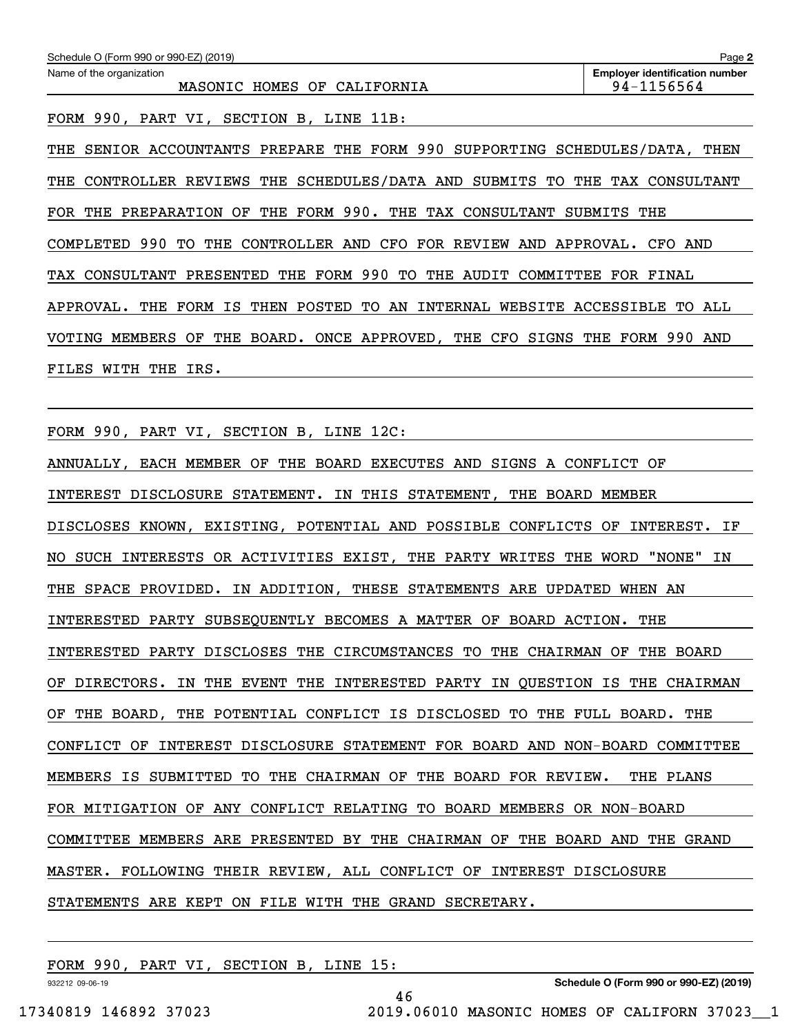Schedule O (Form 990 or 990-EZ) (2019)

Name of the organization: MASONIC HOMES OF CALIFORNIA

**Employer identification number** 94-1156564

FORM 990, PART VI, SECTION B, LINE 11B:

THE SENIOR ACCOUNTANTS PREPARE THE FORM 990 SUPPORTING SCHEDULES/DATA, THEN THE CONTROLLER REVIEWS THE SCHEDULES/DATA AND SUBMITS TO THE TAX CONSULTANT FOR THE PREPARATION OF THE FORM 990. THE TAX CONSULTANT SUBMITS THE COMPLETED 990 TO THE CONTROLLER AND CFO FOR REVIEW AND APPROVAL. CFO AND TAX CONSULTANT PRESENTED THE FORM 990 TO THE AUDIT COMMITTEE FOR FINAL APPROVAL. THE FORM IS THEN POSTED TO AN INTERNAL WEBSITE ACCESSIBLE TO ALL VOTING MEMBERS OF THE BOARD. ONCE APPROVED, THE CFO SIGNS THE FORM 990 AND FILES WITH THE IRS.

FORM 990, PART VI, SECTION B, LINE 12C:

ANNUALLY, EACH MEMBER OF THE BOARD EXECUTES AND SIGNS A CONFLICT OF INTEREST DISCLOSURE STATEMENT. IN THIS STATEMENT, THE BOARD MEMBER DISCLOSES KNOWN, EXISTING, POTENTIAL AND POSSIBLE CONFLICTS OF INTEREST. IF NO SUCH INTERESTS OR ACTIVITIES EXIST, THE PARTY WRITES THE WORD "NONE" IN THE SPACE PROVIDED. IN ADDITION, THESE STATEMENTS ARE UPDATED WHEN AN INTERESTED PARTY SUBSEQUENTLY BECOMES A MATTER OF BOARD ACTION. THE INTERESTED PARTY DISCLOSES THE CIRCUMSTANCES TO THE CHAIRMAN OF THE BOARD OF DIRECTORS. IN THE EVENT THE INTERESTED PARTY IN QUESTION IS THE CHAIRMAN OF THE BOARD, THE POTENTIAL CONFLICT IS DISCLOSED TO THE FULL BOARD. THE CONFLICT OF INTEREST DISCLOSURE STATEMENT FOR BOARD AND NON-BOARD COMMITTEE MEMBERS IS SUBMITTED TO THE CHAIRMAN OF THE BOARD FOR REVIEW. THE PLANS FOR MITIGATION OF ANY CONFLICT RELATING TO BOARD MEMBERS OR NON-BOARD COMMITTEE MEMBERS ARE PRESENTED BY THE CHAIRMAN OF THE BOARD AND THE GRAND MASTER. FOLLOWING THEIR REVIEW, ALL CONFLICT OF INTEREST DISCLOSURE STATEMENTS ARE KEPT ON FILE WITH THE GRAND SECRETARY.

FORM 990, PART VI, SECTION B, LINE 15: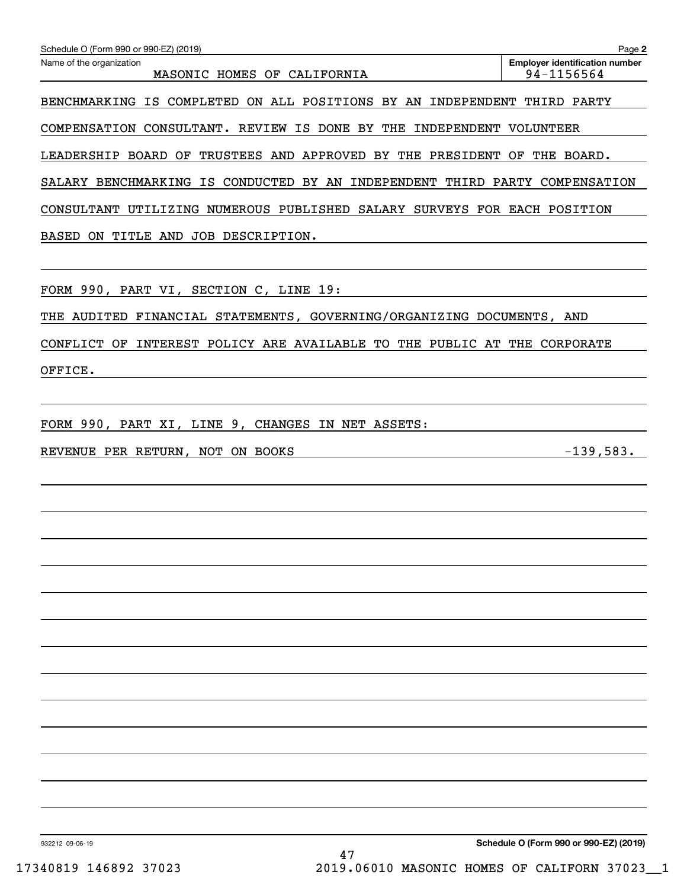Schedule O (Form 990 or 990-EZ) (2019) Page 2

Name of the organization: MASONIC HOMES OF CALIFORNIA

Employer identification number: 94-1156564

BENCHMARKING IS COMPLETED ON ALL POSITIONS BY AN INDEPENDENT THIRD PARTY COMPENSATION CONSULTANT. REVIEW IS DONE BY THE INDEPENDENT VOLUNTEER LEADERSHIP BOARD OF TRUSTEES AND APPROVED BY THE PRESIDENT OF THE BOARD. SALARY BENCHMARKING IS CONDUCTED BY AN INDEPENDENT THIRD PARTY COMPENSATION CONSULTANT UTILIZING NUMEROUS PUBLISHED SALARY SURVEYS FOR EACH POSITION BASED ON TITLE AND JOB DESCRIPTION.

FORM 990, PART VI, SECTION C, LINE 19:

THE AUDITED FINANCIAL STATEMENTS, GOVERNING/ORGANIZING DOCUMENTS, AND CONFLICT OF INTEREST POLICY ARE AVAILABLE TO THE PUBLIC AT THE CORPORATE OFFICE.

FORM 990, PART XI, LINE 9, CHANGES IN NET ASSETS:

| REVENUE PER RETURN, NOT ON BOOKS | -139,583. |
|---|---|

Schedule O (Form 990 or 990-EZ) (2019)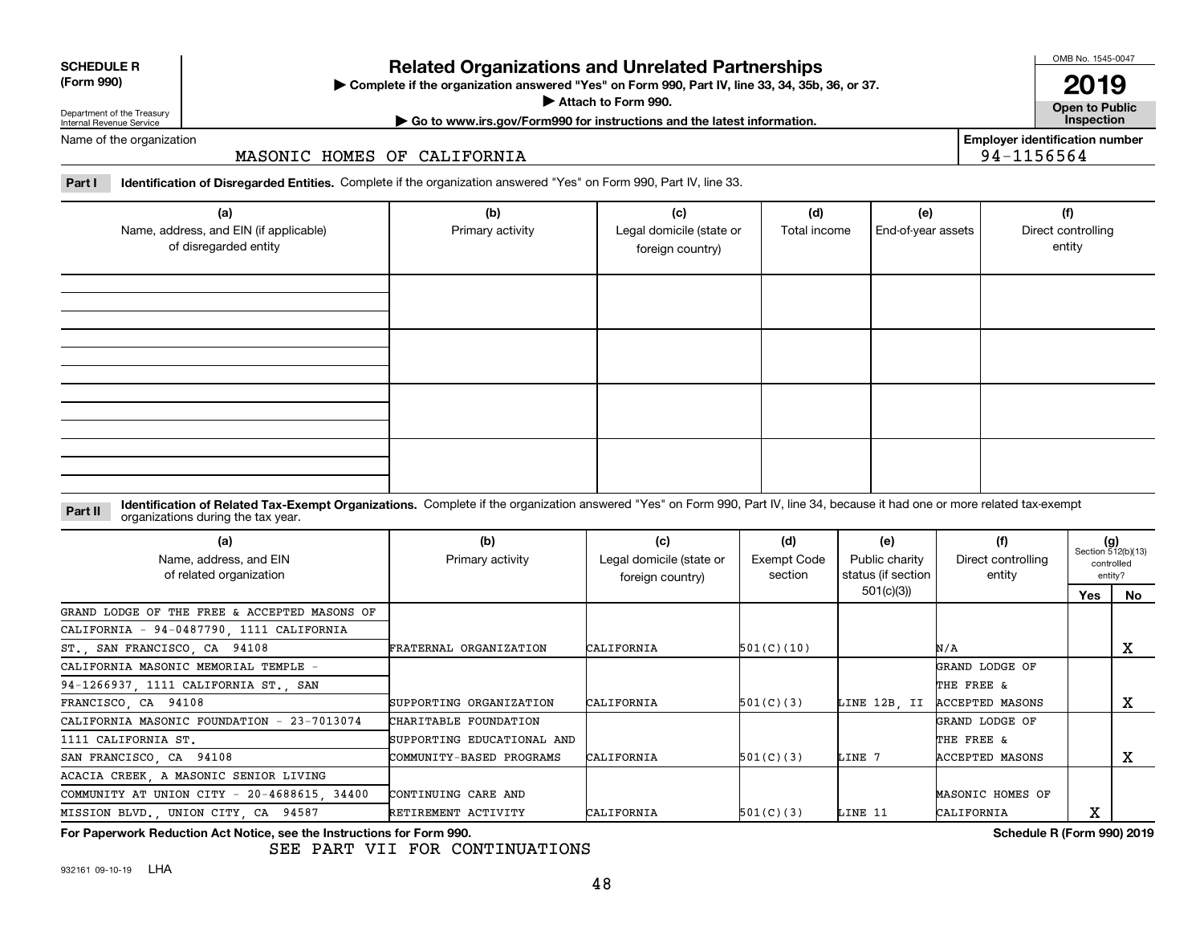**SCHEDULE R (Form 990)**

Department of the Treasury
Internal Revenue Service

# Related Organizations and Unrelated Partnerships

▶ Complete if the organization answered "Yes" on Form 990, Part IV, line 33, 34, 35b, 36, or 37.
▶ Attach to Form 990.
▶ Go to www.irs.gov/Form990 for instructions and the latest information.

OMB No. 1545-0047

**2019**

**Open to Public Inspection**

Name of the organization: MASONIC HOMES OF CALIFORNIA

**Employer identification number** 94-1156564

**Part I** **Identification of Disregarded Entities.** Complete if the organization answered "Yes" on Form 990, Part IV, line 33.

| (a) Name, address, and EIN (if applicable) of disregarded entity | (b) Primary activity | (c) Legal domicile (state or foreign country) | (d) Total income | (e) End-of-year assets | (f) Direct controlling entity |
|---|---|---|---|---|---|
| | | | | | |
| | | | | | |
| | | | | | |
| | | | | | |

**Part II** **Identification of Related Tax-Exempt Organizations.** Complete if the organization answered "Yes" on Form 990, Part IV, line 34, because it had one or more related tax-exempt organizations during the tax year.

| (a) Name, address, and EIN of related organization | (b) Primary activity | (c) Legal domicile (state or foreign country) | (d) Exempt Code section | (e) Public charity status (if section 501(c)(3)) | (f) Direct controlling entity | (g) Section 512(b)(13) controlled entity? Yes | No |
|---|---|---|---|---|---|---|---|
| GRAND LODGE OF THE FREE & ACCEPTED MASONS OF CALIFORNIA - 94-0487790, 1111 CALIFORNIA ST., SAN FRANCISCO, CA 94108 | FRATERNAL ORGANIZATION | CALIFORNIA | 501(C)(10) | | N/A | | X |
| CALIFORNIA MASONIC MEMORIAL TEMPLE - 94-1266937, 1111 CALIFORNIA ST., SAN FRANCISCO, CA 94108 | SUPPORTING ORGANIZATION | CALIFORNIA | 501(C)(3) | LINE 12B, II | GRAND LODGE OF THE FREE & ACCEPTED MASONS | | X |
| CALIFORNIA MASONIC FOUNDATION - 23-7013074 1111 CALIFORNIA ST. SAN FRANCISCO, CA 94108 | CHARITABLE FOUNDATION SUPPORTING EDUCATIONAL AND COMMUNITY-BASED PROGRAMS | CALIFORNIA | 501(C)(3) | LINE 7 | GRAND LODGE OF THE FREE & ACCEPTED MASONS | | X |
| ACACIA CREEK, A MASONIC SENIOR LIVING COMMUNITY AT UNION CITY - 20-4688615, 34400 MISSION BLVD., UNION CITY, CA 94587 | CONTINUING CARE AND RETIREMENT ACTIVITY | CALIFORNIA | 501(C)(3) | LINE 11 | MASONIC HOMES OF CALIFORNIA | X | |

**For Paperwork Reduction Act Notice, see the Instructions for Form 990.** SEE PART VII FOR CONTINUATIONS **Schedule R (Form 990) 2019**

932161 09-10-19 LHA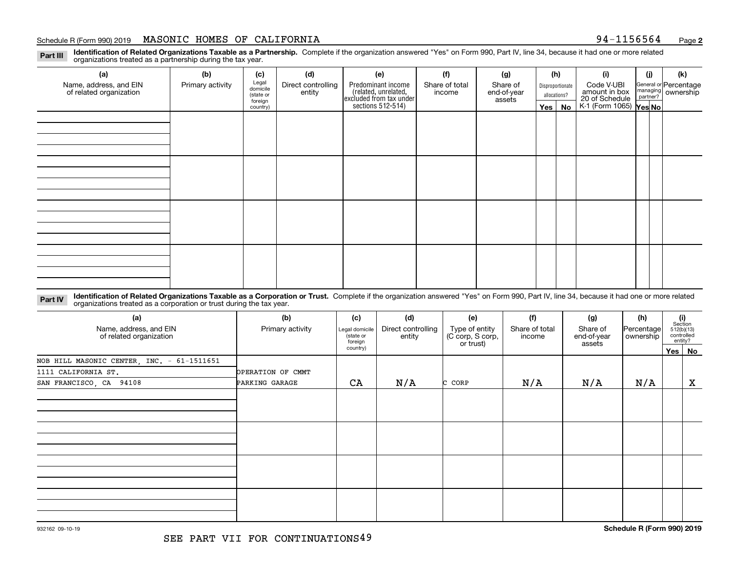Schedule R (Form 990) 2019 MASONIC HOMES OF CALIFORNIA 94-1156564

**Part III** **Identification of Related Organizations Taxable as a Partnership.** Complete if the organization answered "Yes" on Form 990, Part IV, line 34, because it had one or more related organizations treated as a partnership during the tax year.

| (a) Name, address, and EIN of related organization | (b) Primary activity | (c) Legal domicile (state or foreign country) | (d) Direct controlling entity | (e) Predominant income (related, unrelated, excluded from tax under sections 512-514) | (f) Share of total income | (g) Share of end-of-year assets | (h) Disproportionate allocations? Yes | (h) No | (i) Code V-UBI amount in box 20 of Schedule K-1 (Form 1065) | (j) General or managing partner? Yes | (j) No | (k) Percentage ownership |
|---|---|---|---|---|---|---|---|---|---|---|---|---|
| | | | | | | | | | | | | |
| | | | | | | | | | | | | |
| | | | | | | | | | | | | |
| | | | | | | | | | | | | |

**Part IV** **Identification of Related Organizations Taxable as a Corporation or Trust.** Complete if the organization answered "Yes" on Form 990, Part IV, line 34, because it had one or more related organizations treated as a corporation or trust during the tax year.

| (a) Name, address, and EIN of related organization | (b) Primary activity | (c) Legal domicile (state or foreign country) | (d) Direct controlling entity | (e) Type of entity (C corp, S corp, or trust) | (f) Share of total income | (g) Share of end-of-year assets | (h) Percentage ownership | (i) Section 512(b)(13) controlled entity? Yes | (i) No |
|---|---|---|---|---|---|---|---|---|---|
| NOB HILL MASONIC CENTER, INC. - 61-1511651<br>1111 CALIFORNIA ST.<br>SAN FRANCISCO, CA 94108 | OPERATION OF CMMT PARKING GARAGE | CA | N/A | C CORP | N/A | N/A | N/A | | X |
| | | | | | | | | | |
| | | | | | | | | | |
| | | | | | | | | | |
| | | | | | | | | | |

SEE PART VII FOR CONTINUATIONS

Schedule R (Form 990) 2019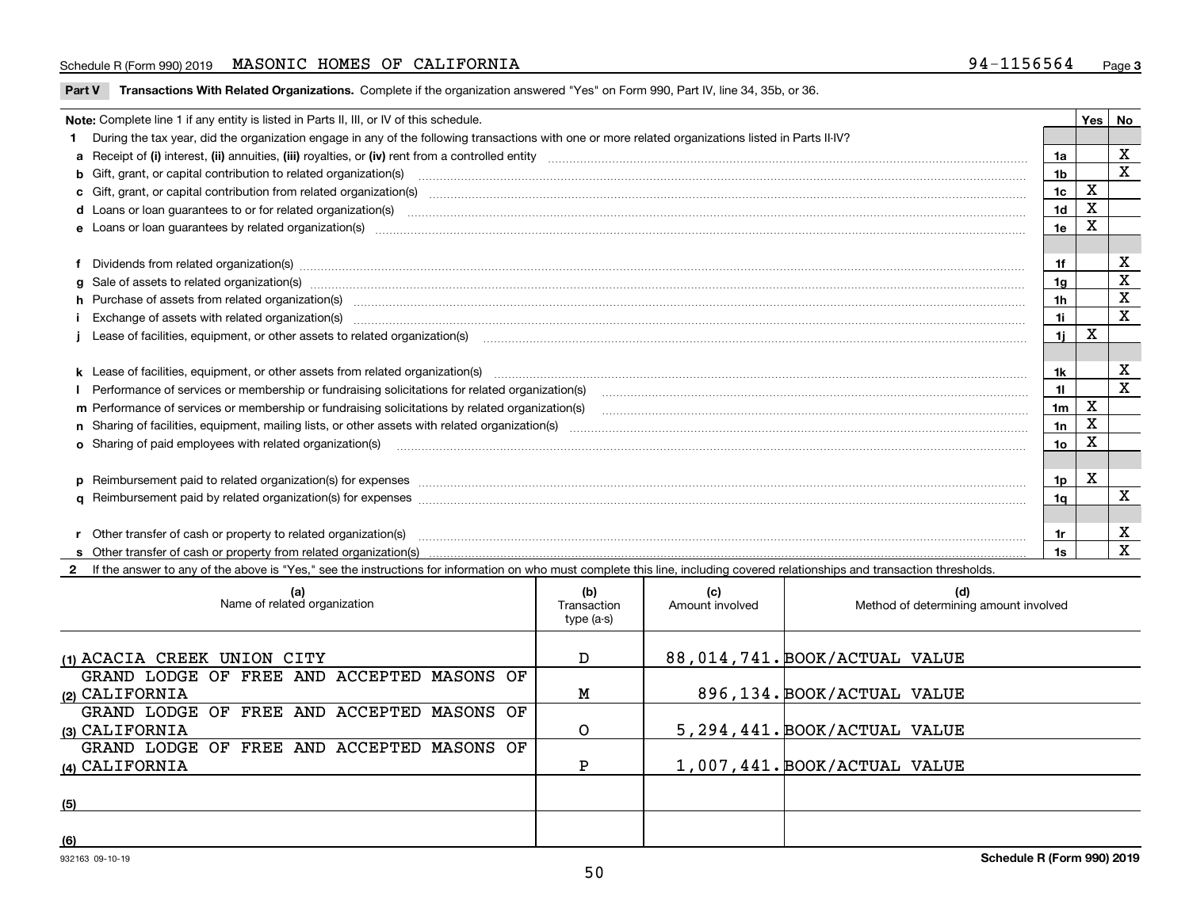Schedule R (Form 990) 2019 MASONIC HOMES OF CALIFORNIA 94-1156564 Page 3

**Part V Transactions With Related Organizations.** Complete if the organization answered "Yes" on Form 990, Part IV, line 34, 35b, or 36.

| Note: Complete line 1 if any entity is listed in Parts II, III, or IV of this schedule. | | Yes | No |
|---|---|---|---|
| **1** During the tax year, did the organization engage in any of the following transactions with one or more related organizations listed in Parts II-IV? | | | |
| **a** Receipt of **(i)** interest, **(ii)** annuities, **(iii)** royalties, or **(iv)** rent from a controlled entity | 1a | | X |
| **b** Gift, grant, or capital contribution to related organization(s) | 1b | | X |
| **c** Gift, grant, or capital contribution from related organization(s) | 1c | X | |
| **d** Loans or loan guarantees to or for related organization(s) | 1d | X | |
| **e** Loans or loan guarantees by related organization(s) | 1e | X | |
| **f** Dividends from related organization(s) | 1f | | X |
| **g** Sale of assets to related organization(s) | 1g | | X |
| **h** Purchase of assets from related organization(s) | 1h | | X |
| **i** Exchange of assets with related organization(s) | 1i | | X |
| **j** Lease of facilities, equipment, or other assets to related organization(s) | 1j | X | |
| **k** Lease of facilities, equipment, or other assets from related organization(s) | 1k | | X |
| **l** Performance of services or membership or fundraising solicitations for related organization(s) | 1l | | X |
| **m** Performance of services or membership or fundraising solicitations by related organization(s) | 1m | X | |
| **n** Sharing of facilities, equipment, mailing lists, or other assets with related organization(s) | 1n | X | |
| **o** Sharing of paid employees with related organization(s) | 1o | X | |
| **p** Reimbursement paid to related organization(s) for expenses | 1p | X | |
| **q** Reimbursement paid by related organization(s) for expenses | 1q | | X |
| **r** Other transfer of cash or property to related organization(s) | 1r | | X |
| **s** Other transfer of cash or property from related organization(s) | 1s | | X |

**2** If the answer to any of the above is "Yes," see the instructions for information on who must complete this line, including covered relationships and transaction thresholds.

| | (a) Name of related organization | (b) Transaction type (a-s) | (c) Amount involved | (d) Method of determining amount involved |
|---|---|---|---|---|
| (1) | ACACIA CREEK UNION CITY | D | 88,014,741. | BOOK/ACTUAL VALUE |
| (2) | GRAND LODGE OF FREE AND ACCEPTED MASONS OF CALIFORNIA | M | 896,134. | BOOK/ACTUAL VALUE |
| (3) | GRAND LODGE OF FREE AND ACCEPTED MASONS OF CALIFORNIA | O | 5,294,441. | BOOK/ACTUAL VALUE |
| (4) | GRAND LODGE OF FREE AND ACCEPTED MASONS OF CALIFORNIA | P | 1,007,441. | BOOK/ACTUAL VALUE |
| (5) | | | | |
| (6) | | | | |

932163 09-10-19 **Schedule R (Form 990) 2019**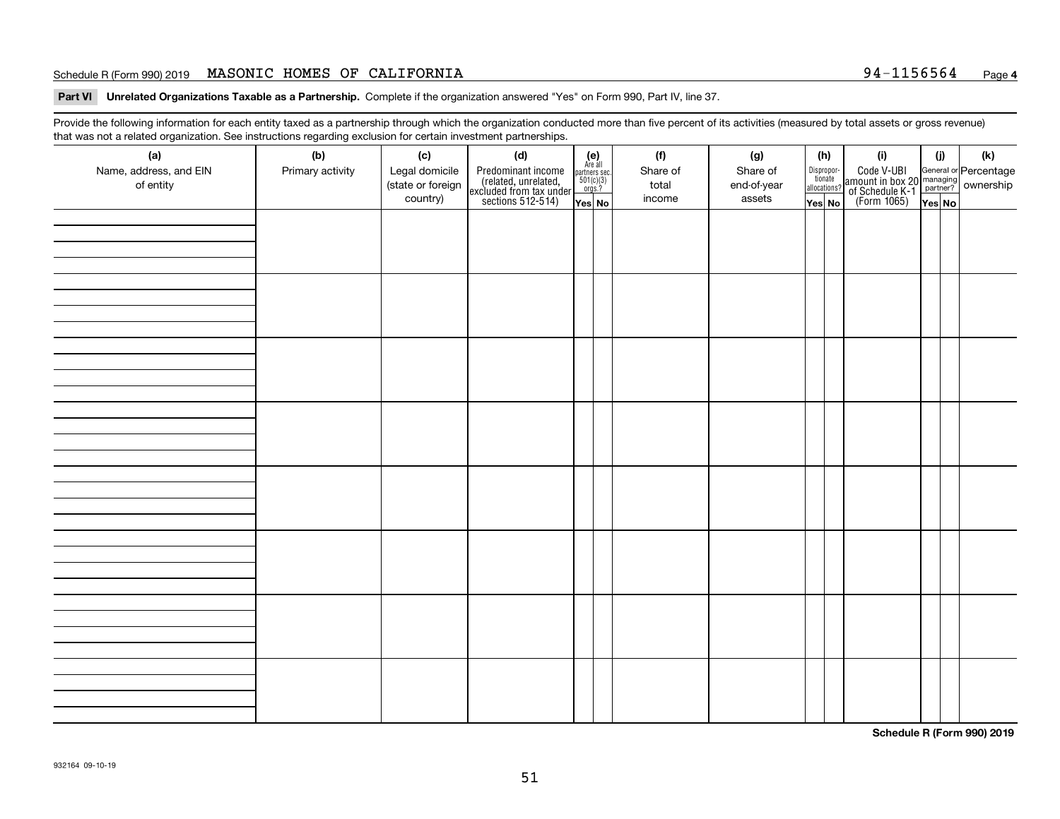Schedule R (Form 990) 2019 MASONIC HOMES OF CALIFORNIA 94-1156564 Page **4**

**Part VI Unrelated Organizations Taxable as a Partnership.** Complete if the organization answered "Yes" on Form 990, Part IV, line 37.

Provide the following information for each entity taxed as a partnership through which the organization conducted more than five percent of its activities (measured by total assets or gross revenue) that was not a related organization. See instructions regarding exclusion for certain investment partnerships.

| (a) Name, address, and EIN of entity | (b) Primary activity | (c) Legal domicile (state or foreign country) | (d) Predominant income (related, unrelated, excluded from tax under sections 512-514) | (e) Are all partners sec. 501(c)(3) orgs.? | | (f) Share of total income | (g) Share of end-of-year assets | (h) Disproportionate allocations? | | (i) Code V-UBI amount in box 20 of Schedule K-1 (Form 1065) | (j) General or managing partner? | | (k) Percentage ownership |
|---|---|---|---|---|---|---|---|---|---|---|---|---|---|
| | | | | Yes | No | | | Yes | No | | Yes | No | |
| | | | | | | | | | | | | | |
| | | | | | | | | | | | | | |
| | | | | | | | | | | | | | |
| | | | | | | | | | | | | | |
| | | | | | | | | | | | | | |
| | | | | | | | | | | | | | |
| | | | | | | | | | | | | | |
| | | | | | | | | | | | | | |

**Schedule R (Form 990) 2019**

932164 09-10-19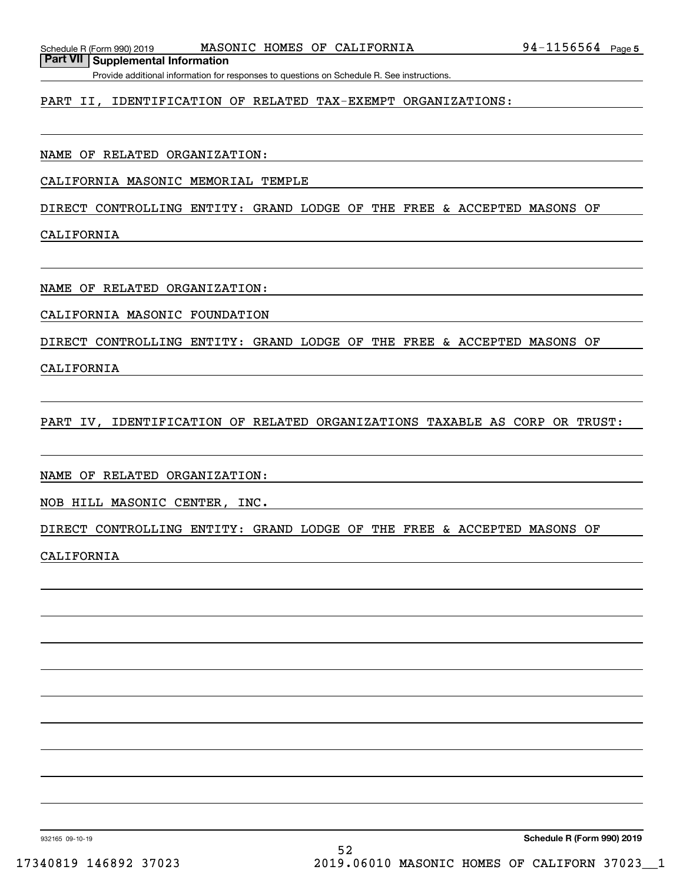## Part VII Supplemental Information

Provide additional information for responses to questions on Schedule R. See instructions.

PART II, IDENTIFICATION OF RELATED TAX-EXEMPT ORGANIZATIONS:

NAME OF RELATED ORGANIZATION:

CALIFORNIA MASONIC MEMORIAL TEMPLE

DIRECT CONTROLLING ENTITY: GRAND LODGE OF THE FREE & ACCEPTED MASONS OF CALIFORNIA

NAME OF RELATED ORGANIZATION:

CALIFORNIA MASONIC FOUNDATION

DIRECT CONTROLLING ENTITY: GRAND LODGE OF THE FREE & ACCEPTED MASONS OF CALIFORNIA

PART IV, IDENTIFICATION OF RELATED ORGANIZATIONS TAXABLE AS CORP OR TRUST:

NAME OF RELATED ORGANIZATION:

NOB HILL MASONIC CENTER, INC.

DIRECT CONTROLLING ENTITY: GRAND LODGE OF THE FREE & ACCEPTED MASONS OF CALIFORNIA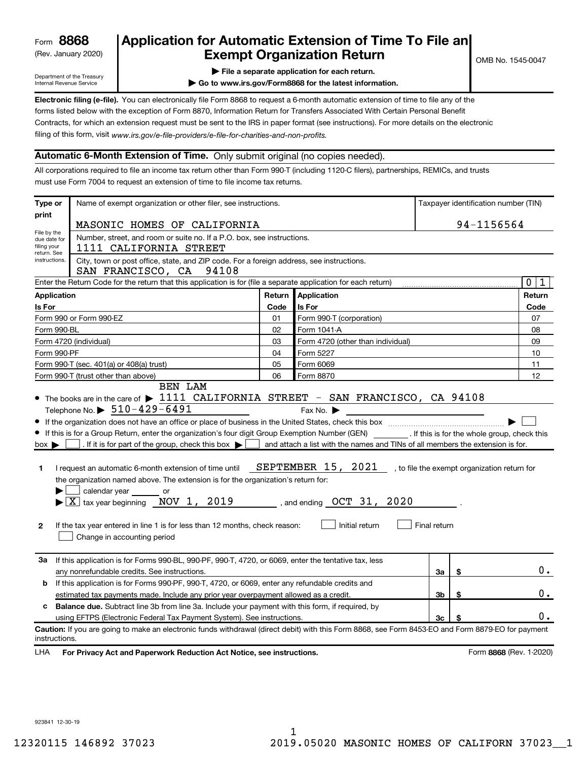Form **8868**
(Rev. January 2020)

Department of the Treasury
Internal Revenue Service

# Application for Automatic Extension of Time To File an Exempt Organization Return

OMB No. 1545-0047

▶ File a separate application for each return.

▶ Go to www.irs.gov/Form8868 for the latest information.

**Electronic filing (e-file).** You can electronically file Form 8868 to request a 6-month automatic extension of time to file any of the forms listed below with the exception of Form 8870, Information Return for Transfers Associated With Certain Personal Benefit Contracts, for which an extension request must be sent to the IRS in paper format (see instructions). For more details on the electronic filing of this form, visit *www.irs.gov/e-file-providers/e-file-for-charities-and-non-profits.*

## Automatic 6-Month Extension of Time. Only submit original (no copies needed).

All corporations required to file an income tax return other than Form 990-T (including 1120-C filers), partnerships, REMICs, and trusts must use Form 7004 to request an extension of time to file income tax returns.

| Type or print | Name of exempt organization or other filer, see instructions. | Taxpayer identification number (TIN) |
|---|---|---|
| File by the due date for filing your return. See instructions. | MASONIC HOMES OF CALIFORNIA | 94-1156564 |
| | Number, street, and room or suite no. If a P.O. box, see instructions. 1111 CALIFORNIA STREET | |
| | City, town or post office, state, and ZIP code. For a foreign address, see instructions. SAN FRANCISCO, CA 94108 | |

Enter the Return Code for the return that this application is for (file a separate application for each return) .......... 0 1

| Application Is For | Return Code | Application Is For | Return Code |
|---|---|---|---|
| Form 990 or Form 990-EZ | 01 | Form 990-T (corporation) | 07 |
| Form 990-BL | 02 | Form 1041-A | 08 |
| Form 4720 (individual) | 03 | Form 4720 (other than individual) | 09 |
| Form 990-PF | 04 | Form 5227 | 10 |
| Form 990-T (sec. 401(a) or 408(a) trust) | 05 | Form 6069 | 11 |
| Form 990-T (trust other than above) | 06 | Form 8870 | 12 |

- The books are in the care of ▶ BEN LAM 1111 CALIFORNIA STREET - SAN FRANCISCO, CA 94108
  Telephone No. ▶ 510-429-6491 Fax No. ▶
- If the organization does not have an office or place of business in the United States, check this box .......... ▶ ☐
- If this is for a Group Return, enter the organization's four digit Group Exemption Number (GEN) ______. If this is for the whole group, check this box ▶ ☐. If it is for part of the group, check this box ▶ ☐ and attach a list with the names and TINs of all members the extension is for.

**1** I request an automatic 6-month extension of time until SEPTEMBER 15, 2021, to file the exempt organization return for the organization named above. The extension is for the organization's return for:
▶ ☐ calendar year ______ or
▶ ☒ tax year beginning NOV 1, 2019, and ending OCT 31, 2020.

**2** If the tax year entered in line 1 is for less than 12 months, check reason: ☐ Initial return ☐ Final return ☐ Change in accounting period

| | | | |
|---|---|---|---|
| **3a** | If this application is for Forms 990-BL, 990-PF, 990-T, 4720, or 6069, enter the tentative tax, less any nonrefundable credits. See instructions. | 3a | $ 0. |
| **b** | If this application is for Forms 990-PF, 990-T, 4720, or 6069, enter any refundable credits and estimated tax payments made. Include any prior year overpayment allowed as a credit. | 3b | $ 0. |
| **c** | **Balance due.** Subtract line 3b from line 3a. Include your payment with this form, if required, by using EFTPS (Electronic Federal Tax Payment System). See instructions. | 3c | $ 0. |

**Caution:** If you are going to make an electronic funds withdrawal (direct debit) with this Form 8868, see Form 8453-EO and Form 8879-EO for payment instructions.

LHA **For Privacy Act and Paperwork Reduction Act Notice, see instructions.** Form **8868** (Rev. 1-2020)

923841 12-30-19

12320115 146892 37023 2019.05020 MASONIC HOMES OF CALIFORN 37023__1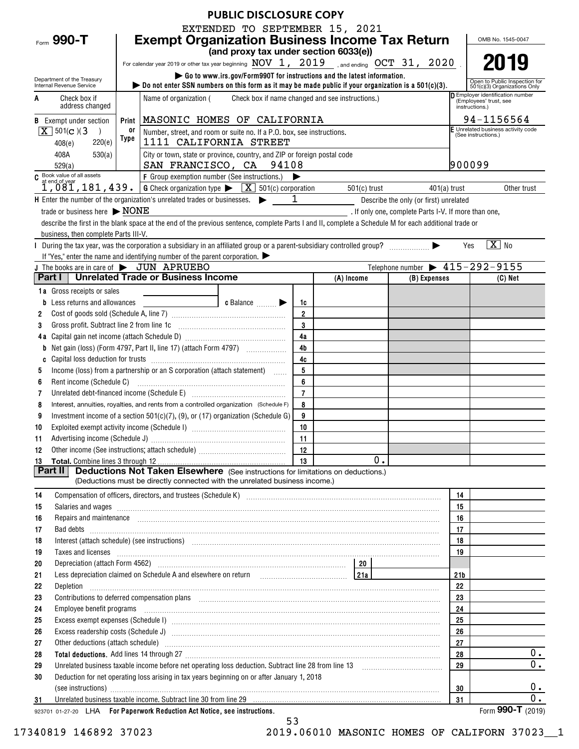**PUBLIC DISCLOSURE COPY**

EXTENDED TO SEPTEMBER 15, 2021

Form **990-T**

# Exempt Organization Business Income Tax Return

**(and proxy tax under section 6033(e))**

For calendar year 2019 or other tax year beginning NOV 1, 2019 , and ending OCT 31, 2020 .

▶ Go to www.irs.gov/Form990T for instructions and the latest information.

▶ Do not enter SSN numbers on this form as it may be made public if your organization is a 501(c)(3).

Department of the Treasury
Internal Revenue Service

OMB No. 1545-0047

**2019**

Open to Public Inspection for 501(c)(3) Organizations Only

**A** Check box if address changed

**B** Exempt under section
[X] 501(c)(3)
408(e) 220(e)
408A 530(a)
529(a)

Name of organization ( Check box if name changed and see instructions.)

Print or Type

MASONIC HOMES OF CALIFORNIA

Number, street, and room or suite no. If a P.O. box, see instructions.
1111 CALIFORNIA STREET

City or town, state or province, country, and ZIP or foreign postal code
SAN FRANCISCO, CA 94108

**D** Employer identification number (Employees' trust, see instructions.)
94-1156564

**E** Unrelated business activity code (See instructions.)
900099

**C** Book value of all assets at end of year
1,081,181,439.

**F** Group exemption number (See instructions.) ▶

**G** Check organization type ▶ [X] 501(c) corporation   501(c) trust   401(a) trust   Other trust

**H** Enter the number of the organization's unrelated trades or businesses. ▶ 1   Describe the only (or first) unrelated trade or business here ▶ NONE . If only one, complete Parts I-V. If more than one, describe the first in the blank space at the end of the previous sentence, complete Parts I and II, complete a Schedule M for each additional trade or business, then complete Parts III-V.

**I** During the tax year, was the corporation a subsidiary in an affiliated group or a parent-subsidiary controlled group? ▶ Yes [X] No
If "Yes," enter the name and identifying number of the parent corporation. ▶

**J** The books are in care of ▶ JUN APRUEBO   Telephone number ▶ 415-292-9155

## Part I Unrelated Trade or Business Income

| | | | (A) Income | (B) Expenses | (C) Net |
|---|---|---|---|---|---|
| 1a | Gross receipts or sales | | | | |
| b | Less returns and allowances   c Balance ▶ | 1c | | | |
| 2 | Cost of goods sold (Schedule A, line 7) | 2 | | | |
| 3 | Gross profit. Subtract line 2 from line 1c | 3 | | | |
| 4a | Capital gain net income (attach Schedule D) | 4a | | | |
| b | Net gain (loss) (Form 4797, Part II, line 17) (attach Form 4797) | 4b | | | |
| c | Capital loss deduction for trusts | 4c | | | |
| 5 | Income (loss) from a partnership or an S corporation (attach statement) | 5 | | | |
| 6 | Rent income (Schedule C) | 6 | | | |
| 7 | Unrelated debt-financed income (Schedule E) | 7 | | | |
| 8 | Interest, annuities, royalties, and rents from a controlled organization (Schedule F) | 8 | | | |
| 9 | Investment income of a section 501(c)(7), (9), or (17) organization (Schedule G) | 9 | | | |
| 10 | Exploited exempt activity income (Schedule I) | 10 | | | |
| 11 | Advertising income (Schedule J) | 11 | | | |
| 12 | Other income (See instructions; attach schedule) | 12 | | | |
| 13 | **Total.** Combine lines 3 through 12 | 13 | 0. | | |

## Part II Deductions Not Taken Elsewhere (See instructions for limitations on deductions.)

(Deductions must be directly connected with the unrelated business income.)

| | | | |
|---|---|---|---|
| 14 | Compensation of officers, directors, and trustees (Schedule K) | 14 | |
| 15 | Salaries and wages | 15 | |
| 16 | Repairs and maintenance | 16 | |
| 17 | Bad debts | 17 | |
| 18 | Interest (attach schedule) (see instructions) | 18 | |
| 19 | Taxes and licenses | 19 | |
| 20 | Depreciation (attach Form 4562) — 20 | | |
| 21 | Less depreciation claimed on Schedule A and elsewhere on return — 21a | 21b | |
| 22 | Depletion | 22 | |
| 23 | Contributions to deferred compensation plans | 23 | |
| 24 | Employee benefit programs | 24 | |
| 25 | Excess exempt expenses (Schedule I) | 25 | |
| 26 | Excess readership costs (Schedule J) | 26 | |
| 27 | Other deductions (attach schedule) | 27 | |
| 28 | **Total deductions.** Add lines 14 through 27 | 28 | 0. |
| 29 | Unrelated business taxable income before net operating loss deduction. Subtract line 28 from line 13 | 29 | 0. |
| 30 | Deduction for net operating loss arising in tax years beginning on or after January 1, 2018 (see instructions) | 30 | 0. |
| 31 | Unrelated business taxable income. Subtract line 30 from line 29 | 31 | 0. |

923701 01-27-20 LHA **For Paperwork Reduction Act Notice, see instructions.** Form **990-T** (2019)

17340819 146892 37023   2019.06010 MASONIC HOMES OF CALIFORN 37023__1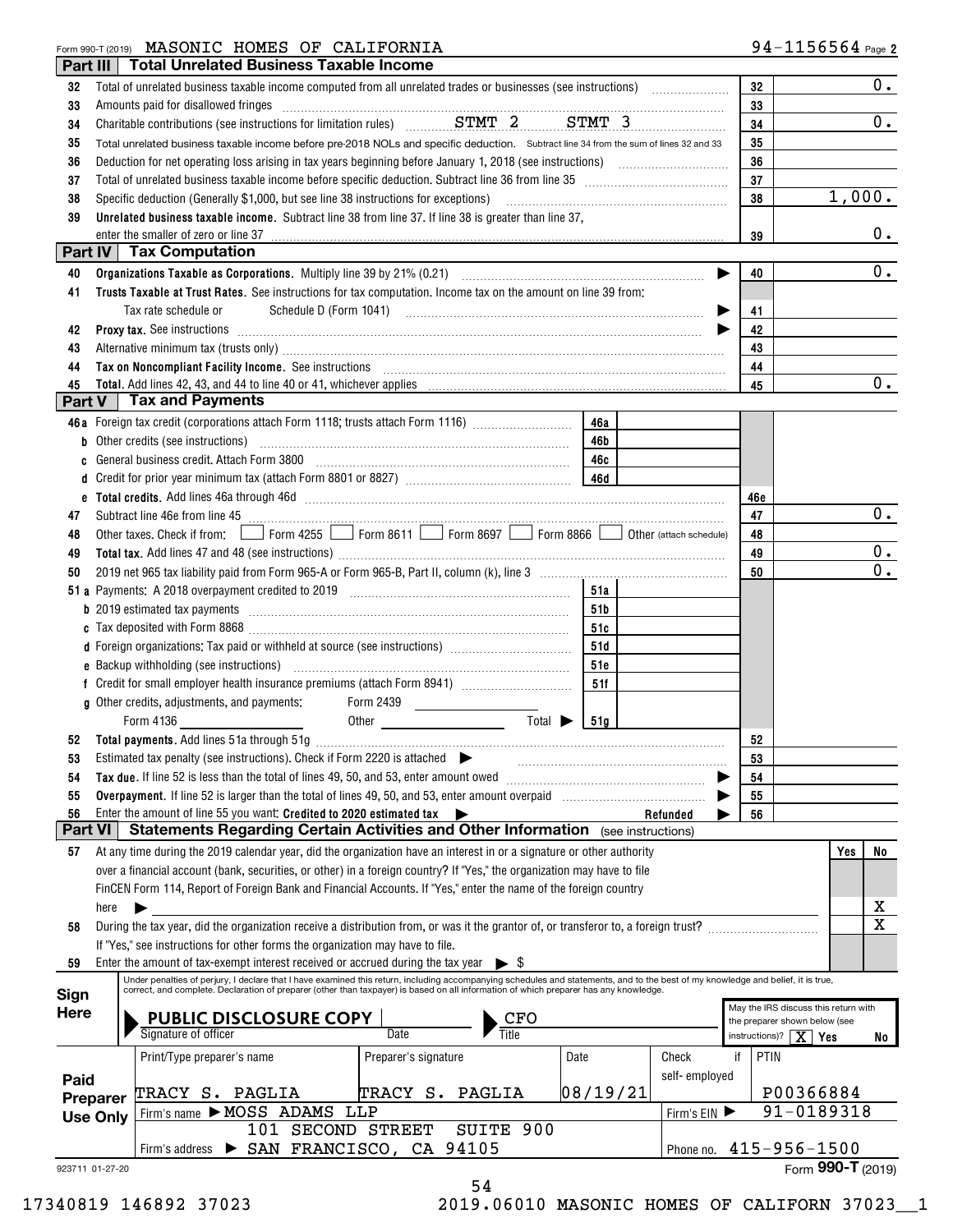Form 990-T (2019) MASONIC HOMES OF CALIFORNIA 94-1156564 Page 2

## Part III Total Unrelated Business Taxable Income

| Line | Description | | Amount |
|---|---|---|---|
| 32 | Total of unrelated business taxable income computed from all unrelated trades or businesses (see instructions) | 32 | 0. |
| 33 | Amounts paid for disallowed fringes | 33 | |
| 34 | Charitable contributions (see instructions for limitation rules) STMT 2 STMT 3 | 34 | 0. |
| 35 | Total unrelated business taxable income before pre-2018 NOLs and specific deduction. Subtract line 34 from the sum of lines 32 and 33 | 35 | |
| 36 | Deduction for net operating loss arising in tax years beginning before January 1, 2018 (see instructions) | 36 | |
| 37 | Total of unrelated business taxable income before specific deduction. Subtract line 36 from line 35 | 37 | |
| 38 | Specific deduction (Generally $1,000, but see line 38 instructions for exceptions) | 38 | 1,000. |
| 39 | **Unrelated business taxable income.** Subtract line 38 from line 37. If line 38 is greater than line 37, enter the smaller of zero or line 37 | 39 | 0. |

## Part IV Tax Computation

| Line | Description | | Amount |
|---|---|---|---|
| 40 | **Organizations Taxable as Corporations.** Multiply line 39 by 21% (0.21) | 40 | 0. |
| 41 | **Trusts Taxable at Trust Rates.** See instructions for tax computation. Income tax on the amount on line 39 from: Tax rate schedule or Schedule D (Form 1041) | 41 | |
| 42 | **Proxy tax.** See instructions | 42 | |
| 43 | Alternative minimum tax (trusts only) | 43 | |
| 44 | **Tax on Noncompliant Facility Income.** See instructions | 44 | |
| 45 | **Total.** Add lines 42, 43, and 44 to line 40 or 41, whichever applies | 45 | 0. |

## Part V Tax and Payments

| Line | Description | | | | Amount |
|---|---|---|---|---|---|
| 46a | Foreign tax credit (corporations attach Form 1118; trusts attach Form 1116) | 46a | | | |
| b | Other credits (see instructions) | 46b | | | |
| c | General business credit. Attach Form 3800 | 46c | | | |
| d | Credit for prior year minimum tax (attach Form 8801 or 8827) | 46d | | | |
| e | **Total credits.** Add lines 46a through 46d | | | 46e | |
| 47 | Subtract line 46e from line 45 | | | 47 | 0. |
| 48 | Other taxes. Check if from: ☐ Form 4255 ☐ Form 8611 ☐ Form 8697 ☐ Form 8866 ☐ Other (attach schedule) | | | 48 | |
| 49 | **Total tax.** Add lines 47 and 48 (see instructions) | | | 49 | 0. |
| 50 | 2019 net 965 tax liability paid from Form 965-A or Form 965-B, Part II, column (k), line 3 | | | 50 | 0. |
| 51a | Payments: A 2018 overpayment credited to 2019 | 51a | | | |
| b | 2019 estimated tax payments | 51b | | | |
| c | Tax deposited with Form 8868 | 51c | | | |
| d | Foreign organizations: Tax paid or withheld at source (see instructions) | 51d | | | |
| e | Backup withholding (see instructions) | 51e | | | |
| f | Credit for small employer health insurance premiums (attach Form 8941) | 51f | | | |
| g | Other credits, adjustments, and payments: Form 2439 ____ Form 4136 ____ Other ____ Total ▶ | 51g | | | |
| 52 | **Total payments.** Add lines 51a through 51g | | | 52 | |
| 53 | Estimated tax penalty (see instructions). Check if Form 2220 is attached ▶ ☐ | | | 53 | |
| 54 | **Tax due.** If line 52 is less than the total of lines 49, 50, and 53, enter amount owed | | | 54 | |
| 55 | **Overpayment.** If line 52 is larger than the total of lines 49, 50, and 53, enter amount overpaid | | | 55 | |
| 56 | Enter the amount of line 55 you want: **Credited to 2020 estimated tax** ▶ Refunded ▶ | | | 56 | |

## Part VI Statements Regarding Certain Activities and Other Information (see instructions)

| Line | Question | Yes | No |
|---|---|---|---|
| 57 | At any time during the 2019 calendar year, did the organization have an interest in or a signature or other authority over a financial account (bank, securities, or other) in a foreign country? If "Yes," the organization may have to file FinCEN Form 114, Report of Foreign Bank and Financial Accounts. If "Yes," enter the name of the foreign country here ▶ | | X |
| 58 | During the tax year, did the organization receive a distribution from, or was it the grantor of, or transferor to, a foreign trust? If "Yes," see instructions for other forms the organization may have to file. | | X |
| 59 | Enter the amount of tax-exempt interest received or accrued during the tax year ▶ $ | | |

**Sign Here**

Under penalties of perjury, I declare that I have examined this return, including accompanying schedules and statements, and to the best of my knowledge and belief, it is true, correct, and complete. Declaration of preparer (other than taxpayer) is based on all information of which preparer has any knowledge.

| Signature of officer | Date | Title |
|---|---|---|
| PUBLIC DISCLOSURE COPY | | CFO |

May the IRS discuss this return with the preparer shown below (see instructions)? [X] Yes ☐ No

**Paid Preparer Use Only**

| Print/Type preparer's name | Preparer's signature | Date | Check if self-employed | PTIN |
|---|---|---|---|---|
| TRACY S. PAGLIA | TRACY S. PAGLIA | 08/19/21 | | P00366884 |

Firm's name ▶ MOSS ADAMS LLP — Firm's EIN ▶ 91-0189318

Firm's address ▶ 101 SECOND STREET SUITE 900, SAN FRANCISCO, CA 94105 — Phone no. 415-956-1500

923711 01-27-20 Form **990-T** (2019)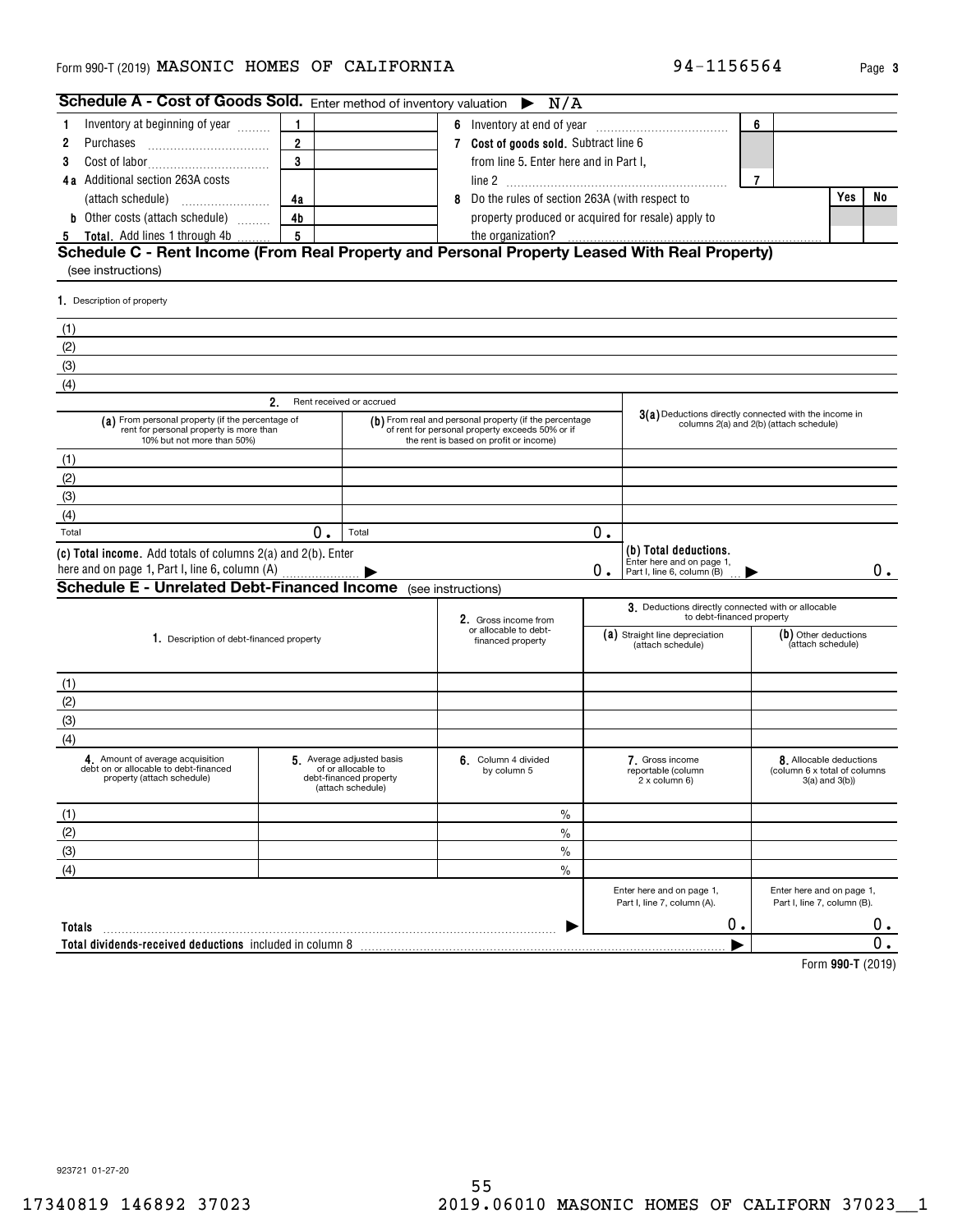Form 990-T (2019) MASONIC HOMES OF CALIFORNIA 94-1156564 Page 3

## Schedule A - Cost of Goods Sold. Enter method of inventory valuation ▶ N/A

| | | | | | | |
|---|---|---|---|---|---|---|
| 1 Inventory at beginning of year | 1 | | 6 Inventory at end of year | 6 | | |
| 2 Purchases | 2 | | 7 Cost of goods sold. Subtract line 6 from line 5. Enter here and in Part I, line 2 | 7 | | |
| 3 Cost of labor | 3 | | | | | |
| 4a Additional section 263A costs (attach schedule) | 4a | | 8 Do the rules of section 263A (with respect to property produced or acquired for resale) apply to the organization? | | Yes | No |
| b Other costs (attach schedule) | 4b | | | | | |
| 5 Total. Add lines 1 through 4b | 5 | | | | | |

## Schedule C - Rent Income (From Real Property and Personal Property Leased With Real Property)

(see instructions)

1. Description of property

(1)
(2)
(3)
(4)

| | 2. Rent received or accrued | | |
|---|---|---|---|
| | (a) From personal property (if the percentage of rent for personal property is more than 10% but not more than 50%) | (b) From real and personal property (if the percentage of rent for personal property exceeds 50% or if the rent is based on profit or income) | 3(a) Deductions directly connected with the income in columns 2(a) and 2(b) (attach schedule) |
| (1) | | | |
| (2) | | | |
| (3) | | | |
| (4) | | | |
| Total | 0. | Total 0. | |
| (c) Total income. Add totals of columns 2(a) and 2(b). Enter here and on page 1, Part I, line 6, column (A) ▶ | | 0. | (b) Total deductions. Enter here and on page 1, Part I, line 6, column (B) ▶ 0. |

## Schedule E - Unrelated Debt-Financed Income (see instructions)

| | 1. Description of debt-financed property | 2. Gross income from or allocable to debt-financed property | 3. Deductions directly connected with or allocable to debt-financed property (a) Straight line depreciation (attach schedule) | (b) Other deductions (attach schedule) |
|---|---|---|---|---|
| (1) | | | | |
| (2) | | | | |
| (3) | | | | |
| (4) | | | | |

| | 4. Amount of average acquisition debt on or allocable to debt-financed property (attach schedule) | 5. Average adjusted basis of or allocable to debt-financed property (attach schedule) | 6. Column 4 divided by column 5 | 7. Gross income reportable (column 2 x column 6) | 8. Allocable deductions (column 6 x total of columns 3(a) and 3(b)) |
|---|---|---|---|---|---|
| (1) | | | % | | |
| (2) | | | % | | |
| (3) | | | % | | |
| (4) | | | % | | |
| | | | | Enter here and on page 1, Part I, line 7, column (A). | Enter here and on page 1, Part I, line 7, column (B). |
| Totals ▶ | | | | 0. | 0. |
| Total dividends-received deductions included in column 8 ▶ | | | | | 0. |

Form 990-T (2019)

923721 01-27-20

17340819 146892 37023 2019.06010 MASONIC HOMES OF CALIFORN 37023__1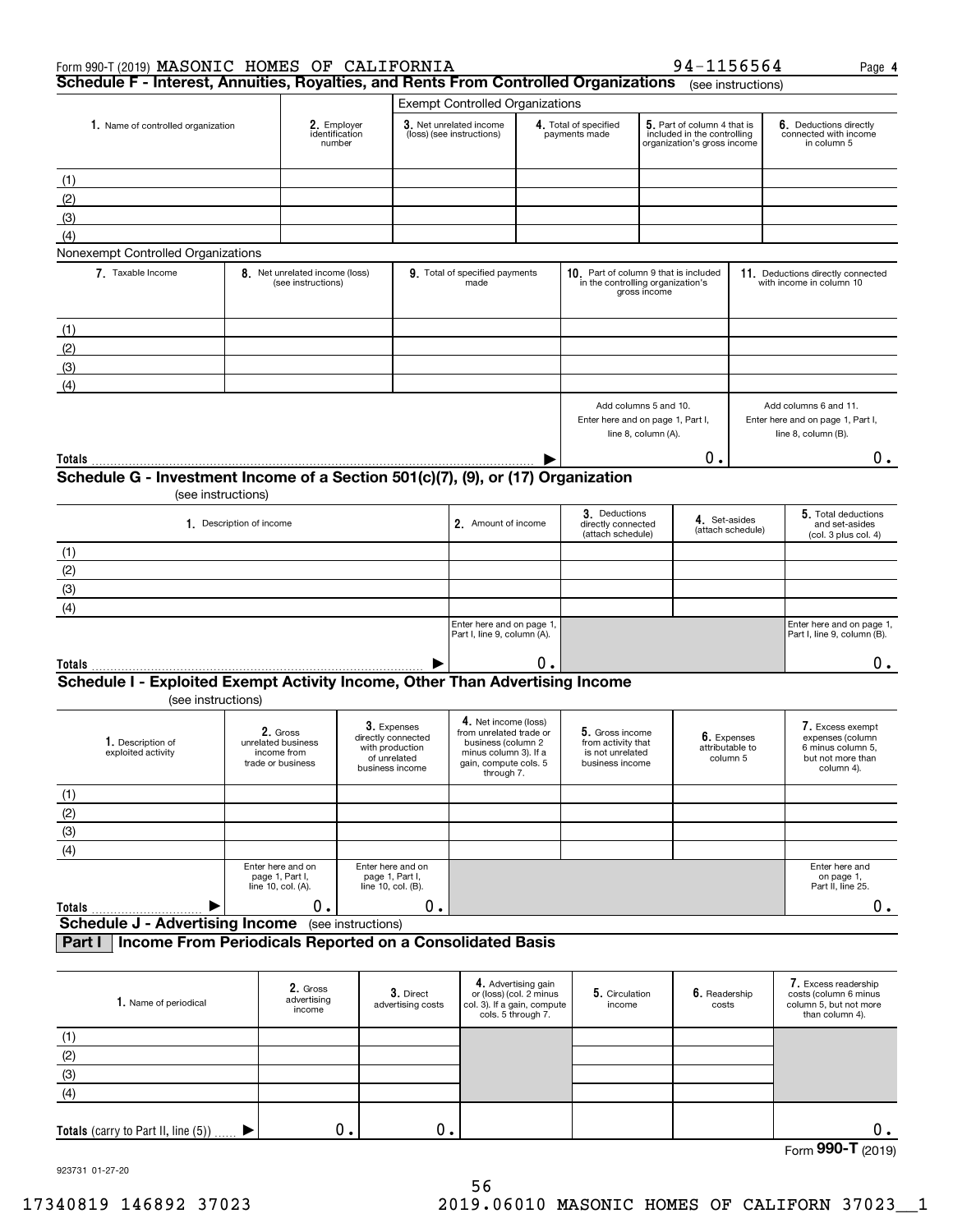Form 990-T (2019) MASONIC HOMES OF CALIFORNIA 94-1156564 Page **4**

## Schedule F - Interest, Annuities, Royalties, and Rents From Controlled Organizations (see instructions)

**Exempt Controlled Organizations**

| 1. Name of controlled organization | 2. Employer identification number | 3. Net unrelated income (loss) (see instructions) | 4. Total of specified payments made | 5. Part of column 4 that is included in the controlling organization's gross income | 6. Deductions directly connected with income in column 5 |
|---|---|---|---|---|---|
| (1) | | | | | |
| (2) | | | | | |
| (3) | | | | | |
| (4) | | | | | |

**Nonexempt Controlled Organizations**

| 7. Taxable Income | 8. Net unrelated income (loss) (see instructions) | 9. Total of specified payments made | 10. Part of column 9 that is included in the controlling organization's gross income | 11. Deductions directly connected with income in column 10 |
|---|---|---|---|---|
| (1) | | | | |
| (2) | | | | |
| (3) | | | | |
| (4) | | | | |
| | | | Add columns 5 and 10. Enter here and on page 1, Part I, line 8, column (A). | Add columns 6 and 11. Enter here and on page 1, Part I, line 8, column (B). |
| **Totals** ▶ | | | 0. | 0. |

## Schedule G - Investment Income of a Section 501(c)(7), (9), or (17) Organization (see instructions)

| 1. Description of income | 2. Amount of income | 3. Deductions directly connected (attach schedule) | 4. Set-asides (attach schedule) | 5. Total deductions and set-asides (col. 3 plus col. 4) |
|---|---|---|---|---|
| (1) | | | | |
| (2) | | | | |
| (3) | | | | |
| (4) | | | | |
| | Enter here and on page 1, Part I, line 9, column (A). | | | Enter here and on page 1, Part I, line 9, column (B). |
| **Totals** ▶ | 0. | | | 0. |

## Schedule I - Exploited Exempt Activity Income, Other Than Advertising Income (see instructions)

| 1. Description of exploited activity | 2. Gross unrelated business income from trade or business | 3. Expenses directly connected with production of unrelated business income | 4. Net income (loss) from unrelated trade or business (column 2 minus column 3). If a gain, compute cols. 5 through 7. | 5. Gross income from activity that is not unrelated business income | 6. Expenses attributable to column 5 | 7. Excess exempt expenses (column 6 minus column 5, but not more than column 4). |
|---|---|---|---|---|---|---|
| (1) | | | | | | |
| (2) | | | | | | |
| (3) | | | | | | |
| (4) | | | | | | |
| | Enter here and on page 1, Part I, line 10, col. (A). | Enter here and on page 1, Part I, line 10, col. (B). | | | | Enter here and on page 1, Part II, line 25. |
| **Totals** ▶ | 0. | 0. | | | | 0. |

## Schedule J - Advertising Income (see instructions)

### Part I Income From Periodicals Reported on a Consolidated Basis

| 1. Name of periodical | 2. Gross advertising income | 3. Direct advertising costs | 4. Advertising gain or (loss) (col. 2 minus col. 3). If a gain, compute cols. 5 through 7. | 5. Circulation income | 6. Readership costs | 7. Excess readership costs (column 6 minus column 5, but not more than column 4). |
|---|---|---|---|---|---|---|
| (1) | | | | | | |
| (2) | | | | | | |
| (3) | | | | | | |
| (4) | | | | | | |
| **Totals** (carry to Part II, line (5)) ▶ | 0. | 0. | | | | 0. |

Form **990-T** (2019)

923731 01-27-20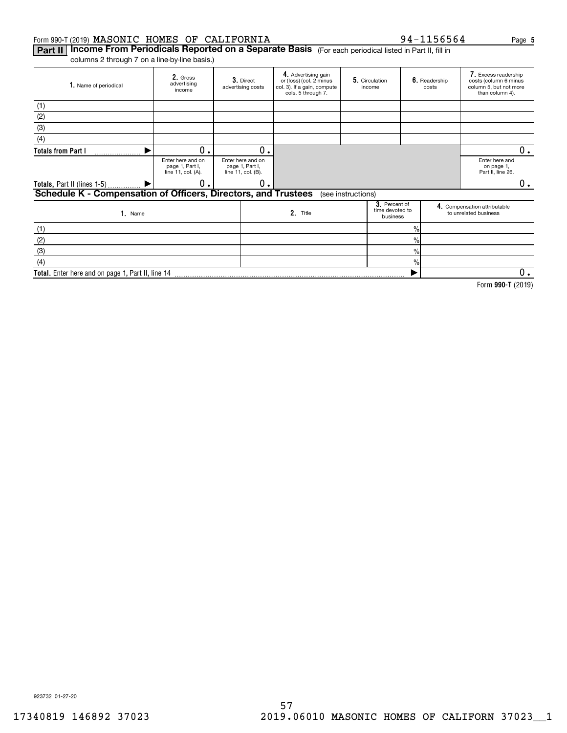Form 990-T (2019) MASONIC HOMES OF CALIFORNIA 94-1156564 Page **5**

## Part II Income From Periodicals Reported on a Separate Basis (For each periodical listed in Part II, fill in columns 2 through 7 on a line-by-line basis.)

| 1. Name of periodical | 2. Gross advertising income | 3. Direct advertising costs | 4. Advertising gain or (loss) (col. 2 minus col. 3). If a gain, compute cols. 5 through 7. | 5. Circulation income | 6. Readership costs | 7. Excess readership costs (column 6 minus column 5, but not more than column 4). |
|---|---|---|---|---|---|---|
| (1) | | | | | | |
| (2) | | | | | | |
| (3) | | | | | | |
| (4) | | | | | | |
| **Totals from Part I** ▶ | 0. | 0. | | | | 0. |
| | Enter here and on page 1, Part I, line 11, col. (A). | Enter here and on page 1, Part I, line 11, col. (B). | | | | Enter here and on page 1, Part II, line 26. |
| **Totals,** Part II (lines 1-5) ▶ | 0. | 0. | | | | 0. |

## Schedule K - Compensation of Officers, Directors, and Trustees (see instructions)

| 1. Name | 2. Title | 3. Percent of time devoted to business | 4. Compensation attributable to unrelated business |
|---|---|---|---|
| (1) | | % | |
| (2) | | % | |
| (3) | | % | |
| (4) | | % | |
| **Total.** Enter here and on page 1, Part II, line 14 | | ▶ | 0. |

Form **990-T** (2019)

923732 01-27-20

17340819 146892 37023 2019.06010 MASONIC HOMES OF CALIFORN 37023__1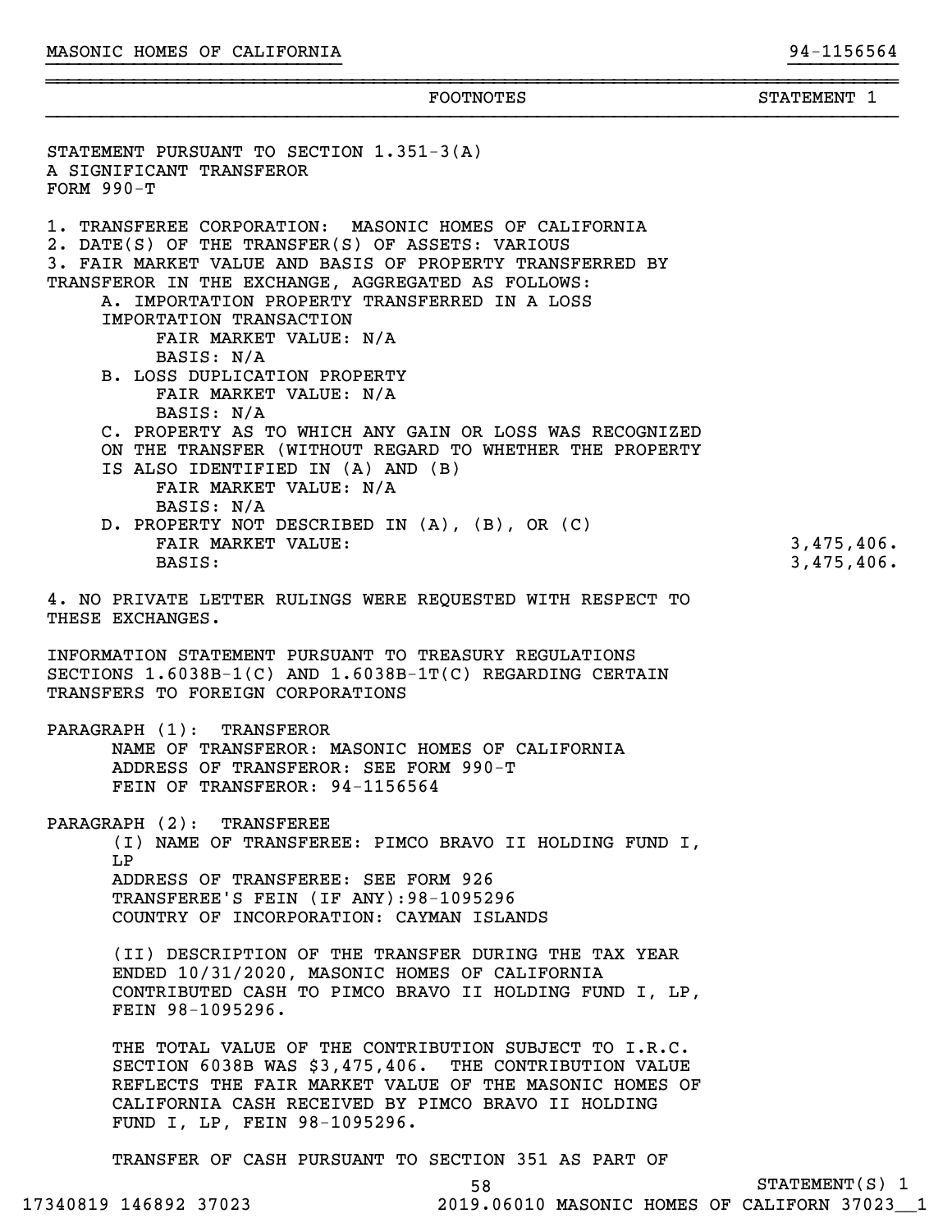MASONIC HOMES OF CALIFORNIA 94-1156564

FOOTNOTES STATEMENT 1

STATEMENT PURSUANT TO SECTION 1.351-3(A)
A SIGNIFICANT TRANSFEROR
FORM 990-T

1. TRANSFEREE CORPORATION: MASONIC HOMES OF CALIFORNIA
2. DATE(S) OF THE TRANSFER(S) OF ASSETS: VARIOUS
3. FAIR MARKET VALUE AND BASIS OF PROPERTY TRANSFERRED BY TRANSFEROR IN THE EXCHANGE, AGGREGATED AS FOLLOWS:
   - A. IMPORTATION PROPERTY TRANSFERRED IN A LOSS IMPORTATION TRANSACTION
     - FAIR MARKET VALUE: N/A
     - BASIS: N/A
   - B. LOSS DUPLICATION PROPERTY
     - FAIR MARKET VALUE: N/A
     - BASIS: N/A
   - C. PROPERTY AS TO WHICH ANY GAIN OR LOSS WAS RECOGNIZED ON THE TRANSFER (WITHOUT REGARD TO WHETHER THE PROPERTY IS ALSO IDENTIFIED IN (A) AND (B)
     - FAIR MARKET VALUE: N/A
     - BASIS: N/A
   - D. PROPERTY NOT DESCRIBED IN (A), (B), OR (C)
     - FAIR MARKET VALUE: 3,475,406.
     - BASIS: 3,475,406.
4. NO PRIVATE LETTER RULINGS WERE REQUESTED WITH RESPECT TO THESE EXCHANGES.

INFORMATION STATEMENT PURSUANT TO TREASURY REGULATIONS SECTIONS 1.6038B-1(C) AND 1.6038B-1T(C) REGARDING CERTAIN TRANSFERS TO FOREIGN CORPORATIONS

PARAGRAPH (1): TRANSFEROR
   NAME OF TRANSFEROR: MASONIC HOMES OF CALIFORNIA
   ADDRESS OF TRANSFEROR: SEE FORM 990-T
   FEIN OF TRANSFEROR: 94-1156564

PARAGRAPH (2): TRANSFEREE
   (I) NAME OF TRANSFEREE: PIMCO BRAVO II HOLDING FUND I, LP
   ADDRESS OF TRANSFEREE: SEE FORM 926
   TRANSFEREE'S FEIN (IF ANY):98-1095296
   COUNTRY OF INCORPORATION: CAYMAN ISLANDS

   (II) DESCRIPTION OF THE TRANSFER DURING THE TAX YEAR ENDED 10/31/2020, MASONIC HOMES OF CALIFORNIA CONTRIBUTED CASH TO PIMCO BRAVO II HOLDING FUND I, LP, FEIN 98-1095296.

   THE TOTAL VALUE OF THE CONTRIBUTION SUBJECT TO I.R.C. SECTION 6038B WAS $3,475,406. THE CONTRIBUTION VALUE REFLECTS THE FAIR MARKET VALUE OF THE MASONIC HOMES OF CALIFORNIA CASH RECEIVED BY PIMCO BRAVO II HOLDING FUND I, LP, FEIN 98-1095296.

   TRANSFER OF CASH PURSUANT TO SECTION 351 AS PART OF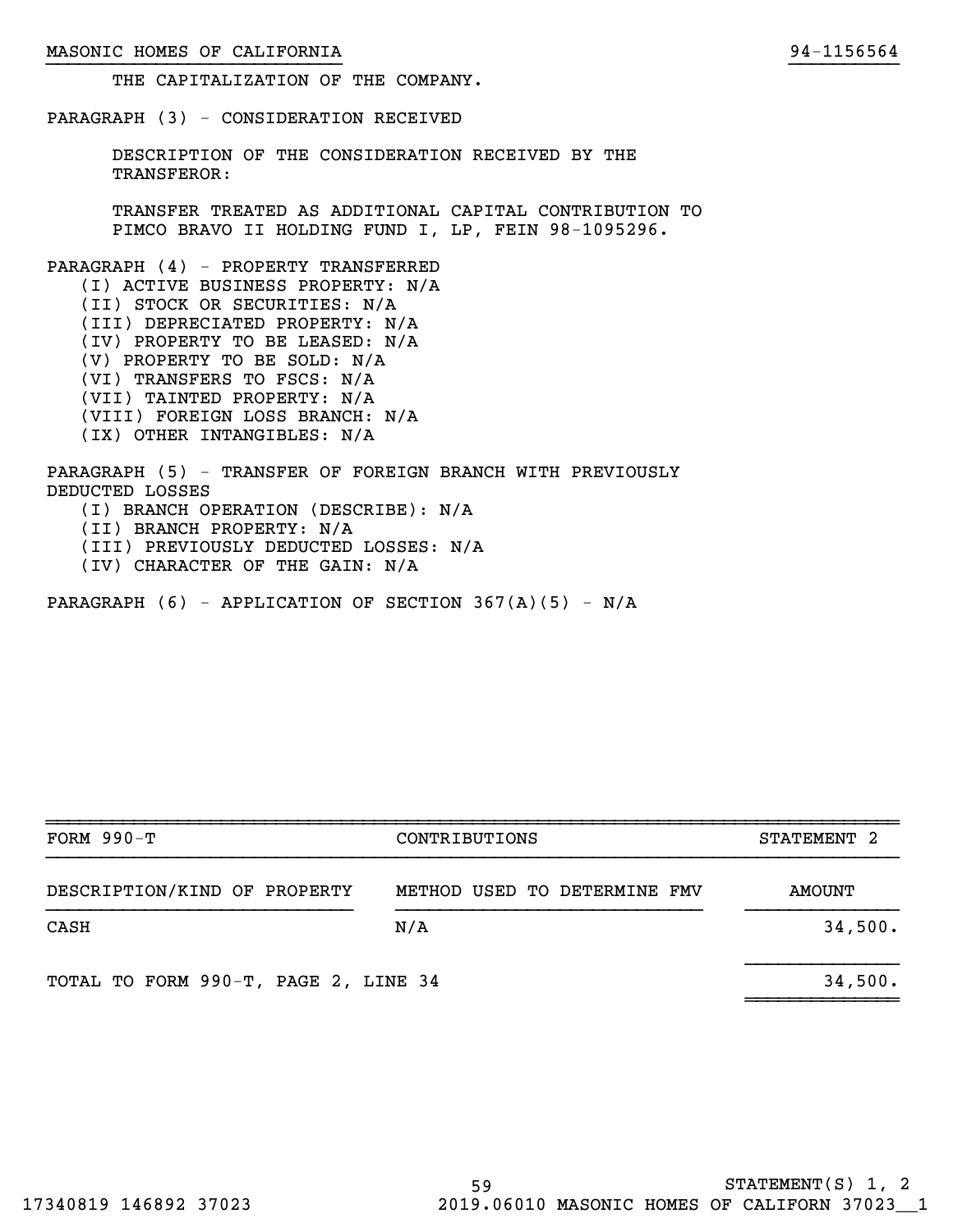THE CAPITALIZATION OF THE COMPANY.

PARAGRAPH (3) - CONSIDERATION RECEIVED

DESCRIPTION OF THE CONSIDERATION RECEIVED BY THE TRANSFEROR:

TRANSFER TREATED AS ADDITIONAL CAPITAL CONTRIBUTION TO PIMCO BRAVO II HOLDING FUND I, LP, FEIN 98-1095296.

PARAGRAPH (4) - PROPERTY TRANSFERRED
- (I) ACTIVE BUSINESS PROPERTY: N/A
- (II) STOCK OR SECURITIES: N/A
- (III) DEPRECIATED PROPERTY: N/A
- (IV) PROPERTY TO BE LEASED: N/A
- (V) PROPERTY TO BE SOLD: N/A
- (VI) TRANSFERS TO FSCS: N/A
- (VII) TAINTED PROPERTY: N/A
- (VIII) FOREIGN LOSS BRANCH: N/A
- (IX) OTHER INTANGIBLES: N/A

PARAGRAPH (5) - TRANSFER OF FOREIGN BRANCH WITH PREVIOUSLY DEDUCTED LOSSES
- (I) BRANCH OPERATION (DESCRIBE): N/A
- (II) BRANCH PROPERTY: N/A
- (III) PREVIOUSLY DEDUCTED LOSSES: N/A
- (IV) CHARACTER OF THE GAIN: N/A

PARAGRAPH (6) - APPLICATION OF SECTION 367(A)(5) - N/A

| FORM 990-T | CONTRIBUTIONS | STATEMENT 2 |
|---|---|---|
| DESCRIPTION/KIND OF PROPERTY | METHOD USED TO DETERMINE FMV | AMOUNT |
| CASH | N/A | 34,500. |
| TOTAL TO FORM 990-T, PAGE 2, LINE 34 | | 34,500. |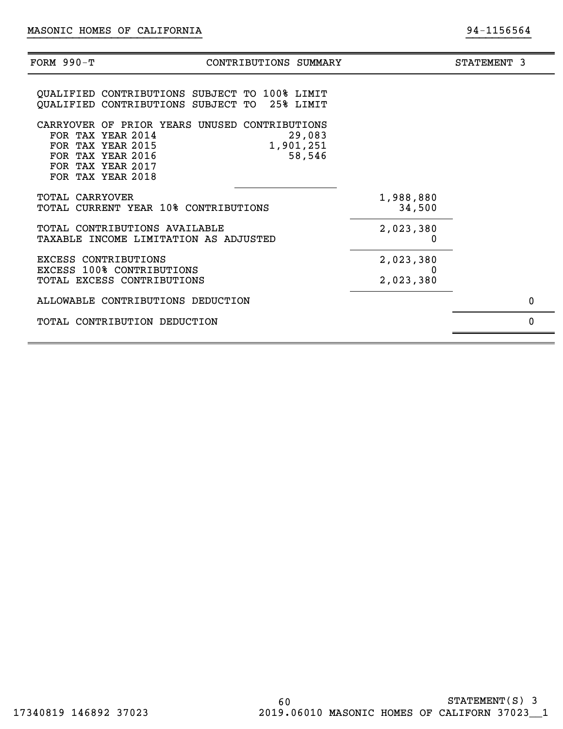MASONIC HOMES OF CALIFORNIA 94-1156564

| FORM 990-T | CONTRIBUTIONS SUMMARY | | STATEMENT 3 |
|---|---|---|---|
| QUALIFIED CONTRIBUTIONS SUBJECT TO 100% LIMIT | | | |
| QUALIFIED CONTRIBUTIONS SUBJECT TO 25% LIMIT | | | |
| CARRYOVER OF PRIOR YEARS UNUSED CONTRIBUTIONS | | | |
| FOR TAX YEAR 2014 | 29,083 | | |
| FOR TAX YEAR 2015 | 1,901,251 | | |
| FOR TAX YEAR 2016 | 58,546 | | |
| FOR TAX YEAR 2017 | | | |
| FOR TAX YEAR 2018 | | | |
| TOTAL CARRYOVER | | 1,988,880 | |
| TOTAL CURRENT YEAR 10% CONTRIBUTIONS | | 34,500 | |
| TOTAL CONTRIBUTIONS AVAILABLE | | 2,023,380 | |
| TAXABLE INCOME LIMITATION AS ADJUSTED | | 0 | |
| EXCESS CONTRIBUTIONS | | 2,023,380 | |
| EXCESS 100% CONTRIBUTIONS | | 0 | |
| TOTAL EXCESS CONTRIBUTIONS | | 2,023,380 | |
| ALLOWABLE CONTRIBUTIONS DEDUCTION | | | 0 |
| TOTAL CONTRIBUTION DEDUCTION | | | 0 |

STATEMENT(S) 3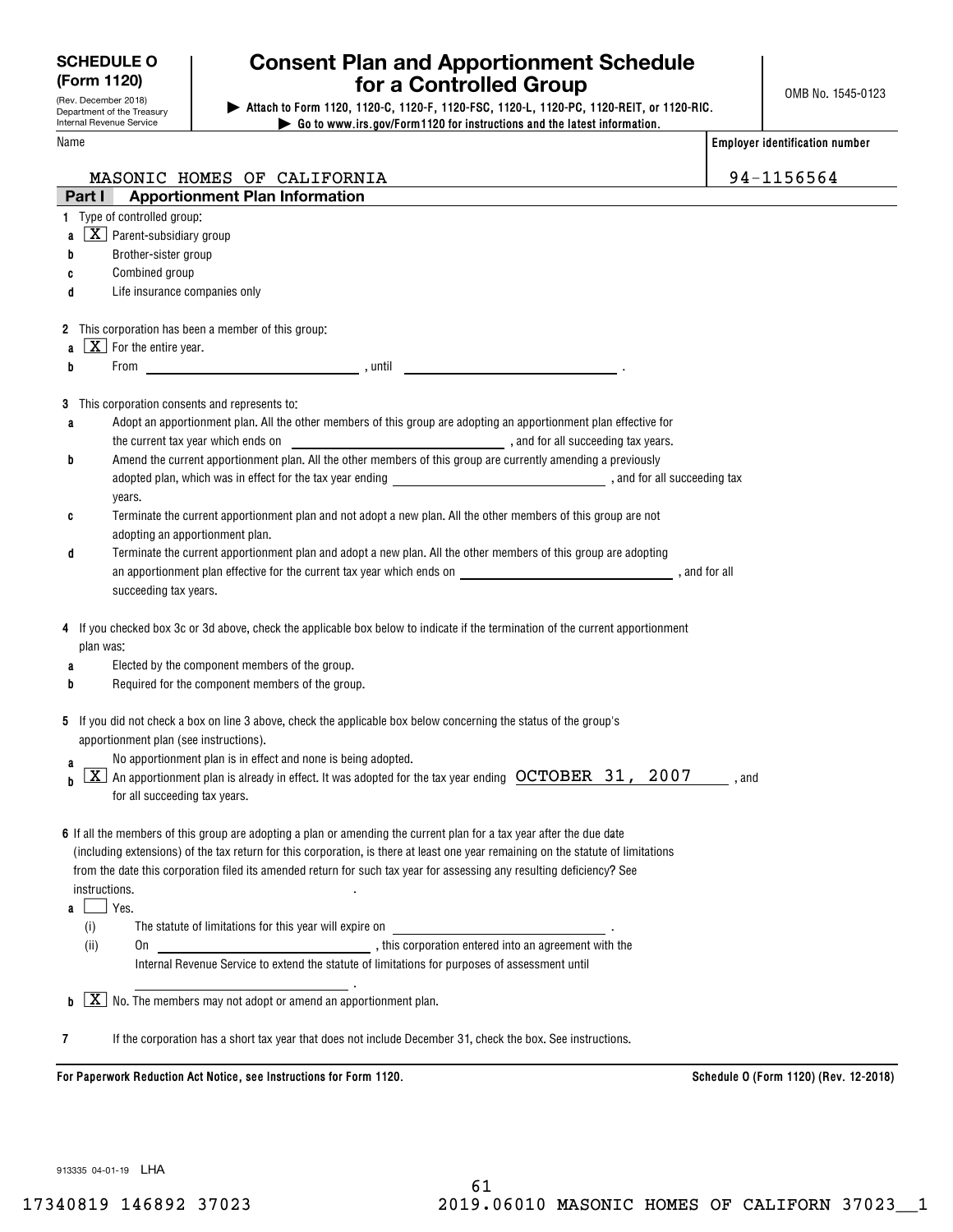**SCHEDULE O (Form 1120)**

(Rev. December 2018)
Department of the Treasury
Internal Revenue Service

# Consent Plan and Apportionment Schedule for a Controlled Group

▶ Attach to Form 1120, 1120-C, 1120-F, 1120-FSC, 1120-L, 1120-PC, 1120-REIT, or 1120-RIC.
▶ Go to www.irs.gov/Form1120 for instructions and the latest information.

OMB No. 1545-0123

| Name | Employer identification number |
|---|---|
| MASONIC HOMES OF CALIFORNIA | 94-1156564 |

## Part I Apportionment Plan Information

**1** Type of controlled group:

- **a** [X] Parent-subsidiary group
- **b** [ ] Brother-sister group
- **c** [ ] Combined group
- **d** [ ] Life insurance companies only

**2** This corporation has been a member of this group:

- **a** [X] For the entire year.
- **b** [ ] From \_\_\_\_\_\_\_\_\_\_, until \_\_\_\_\_\_\_\_\_\_.

**3** This corporation consents and represents to:

- **a** [ ] Adopt an apportionment plan. All the other members of this group are adopting an apportionment plan effective for the current tax year which ends on \_\_\_\_\_\_\_\_\_\_, and for all succeeding tax years.
- **b** [ ] Amend the current apportionment plan. All the other members of this group are currently amending a previously adopted plan, which was in effect for the tax year ending \_\_\_\_\_\_\_\_\_\_, and for all succeeding tax years.
- **c** [ ] Terminate the current apportionment plan and not adopt a new plan. All the other members of this group are not adopting an apportionment plan.
- **d** [ ] Terminate the current apportionment plan and adopt a new plan. All the other members of this group are adopting an apportionment plan effective for the current tax year which ends on \_\_\_\_\_\_\_\_\_\_, and for all succeeding tax years.

**4** If you checked box 3c or 3d above, check the applicable box below to indicate if the termination of the current apportionment plan was:

- **a** [ ] Elected by the component members of the group.
- **b** [ ] Required for the component members of the group.

**5** If you did not check a box on line 3 above, check the applicable box below concerning the status of the group's apportionment plan (see instructions).

- **a** [ ] No apportionment plan is in effect and none is being adopted.
- **b** [X] An apportionment plan is already in effect. It was adopted for the tax year ending OCTOBER 31, 2007, and for all succeeding tax years.

**6** If all the members of this group are adopting a plan or amending the current plan for a tax year after the due date (including extensions) of the tax return for this corporation, is there at least one year remaining on the statute of limitations from the date this corporation filed its amended return for such tax year for assessing any resulting deficiency? See instructions.

- **a** [ ] Yes.
  - (i) The statute of limitations for this year will expire on \_\_\_\_\_\_\_\_\_\_.
  - (ii) On \_\_\_\_\_\_\_\_\_\_, this corporation entered into an agreement with the Internal Revenue Service to extend the statute of limitations for purposes of assessment until \_\_\_\_\_\_\_\_\_\_.
- **b** [X] No. The members may not adopt or amend an apportionment plan.

**7** [ ] If the corporation has a short tax year that does not include December 31, check the box. See instructions.

**For Paperwork Reduction Act Notice, see Instructions for Form 1120.** Schedule O (Form 1120) (Rev. 12-2018)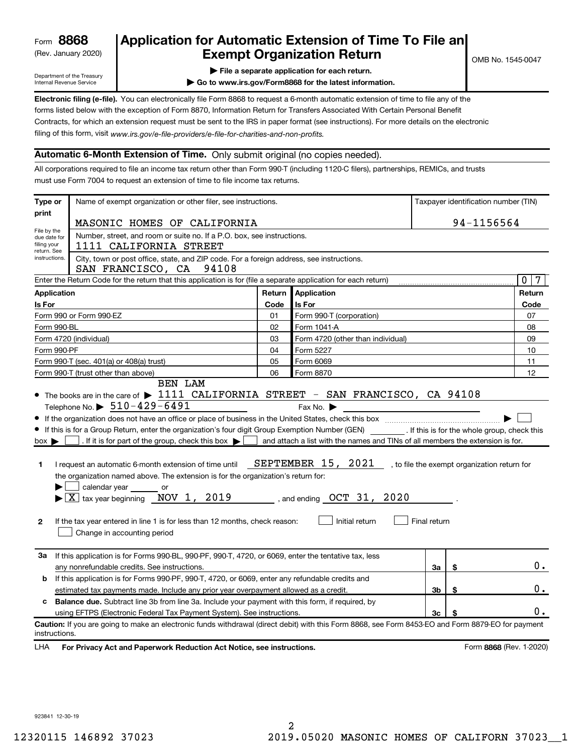Form **8868**
(Rev. January 2020)

Department of the Treasury
Internal Revenue Service

# Application for Automatic Extension of Time To File an Exempt Organization Return

▶ File a separate application for each return.

▶ Go to www.irs.gov/Form8868 for the latest information.

OMB No. 1545-0047

**Electronic filing (e-file).** You can electronically file Form 8868 to request a 6-month automatic extension of time to file any of the forms listed below with the exception of Form 8870, Information Return for Transfers Associated With Certain Personal Benefit Contracts, for which an extension request must be sent to the IRS in paper format (see instructions). For more details on the electronic filing of this form, visit *www.irs.gov/e-file-providers/e-file-for-charities-and-non-profits.*

## Automatic 6-Month Extension of Time. Only submit original (no copies needed).

All corporations required to file an income tax return other than Form 990-T (including 1120-C filers), partnerships, REMICs, and trusts must use Form 7004 to request an extension of time to file income tax returns.

| Type or print | | |
|---|---|---|
| File by the due date for filing your return. See instructions. | Name of exempt organization or other filer, see instructions.<br>MASONIC HOMES OF CALIFORNIA | Taxpayer identification number (TIN)<br>94-1156564 |
| | Number, street, and room or suite no. If a P.O. box, see instructions.<br>1111 CALIFORNIA STREET | |
| | City, town or post office, state, and ZIP code. For a foreign address, see instructions.<br>SAN FRANCISCO, CA 94108 | |

Enter the Return Code for the return that this application is for (file a separate application for each return) ..... 0 7

| Application Is For | Return Code | Application Is For | Return Code |
|---|---|---|---|
| Form 990 or Form 990-EZ | 01 | Form 990-T (corporation) | 07 |
| Form 990-BL | 02 | Form 1041-A | 08 |
| Form 4720 (individual) | 03 | Form 4720 (other than individual) | 09 |
| Form 990-PF | 04 | Form 5227 | 10 |
| Form 990-T (sec. 401(a) or 408(a) trust) | 05 | Form 6069 | 11 |
| Form 990-T (trust other than above) | 06 | Form 8870 | 12 |

- The books are in the care of ▶ BEN LAM 1111 CALIFORNIA STREET - SAN FRANCISCO, CA 94108
  Telephone No. ▶ 510-429-6491 Fax No. ▶
- If the organization does not have an office or place of business in the United States, check this box ..... ▶ ☐
- If this is for a Group Return, enter the organization's four digit Group Exemption Number (GEN) ______ . If this is for the whole group, check this box ▶ ☐ . If it is for part of the group, check this box ▶ ☐ and attach a list with the names and TINs of all members the extension is for.

**1** I request an automatic 6-month extension of time until SEPTEMBER 15, 2021 , to file the exempt organization return for the organization named above. The extension is for the organization's return for:
▶ ☐ calendar year ______ or
▶ ☒ tax year beginning NOV 1, 2019 , and ending OCT 31, 2020 .

**2** If the tax year entered in line 1 is for less than 12 months, check reason: ☐ Initial return ☐ Final return ☐ Change in accounting period

| | | | |
|---|---|---|---|
| **3a** | If this application is for Forms 990-BL, 990-PF, 990-T, 4720, or 6069, enter the tentative tax, less any nonrefundable credits. See instructions. | 3a | $ 0. |
| **b** | If this application is for Forms 990-PF, 990-T, 4720, or 6069, enter any refundable credits and estimated tax payments made. Include any prior year overpayment allowed as a credit. | 3b | $ 0. |
| **c** | **Balance due.** Subtract line 3b from line 3a. Include your payment with this form, if required, by using EFTPS (Electronic Federal Tax Payment System). See instructions. | 3c | $ 0. |

**Caution:** If you are going to make an electronic funds withdrawal (direct debit) with this Form 8868, see Form 8453-EO and Form 8879-EO for payment instructions.

LHA **For Privacy Act and Paperwork Reduction Act Notice, see instructions.** Form **8868** (Rev. 1-2020)

923841 12-30-19

12320115 146892 37023 2019.05020 MASONIC HOMES OF CALIFORN 37023__1